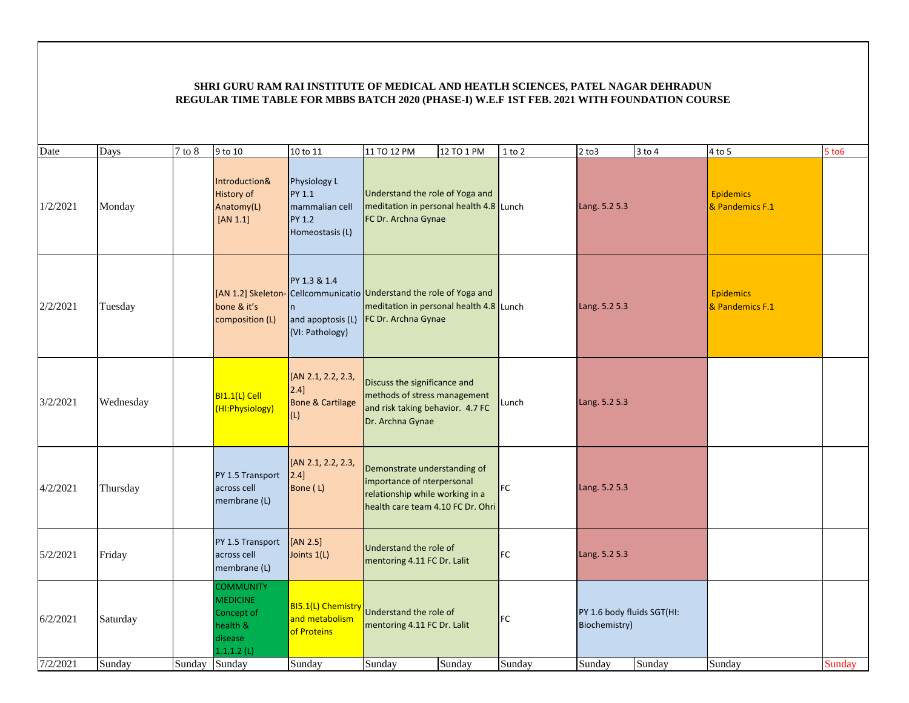**SHRI GURU RAM RAI INSTITUTE OF MEDICAL AND HEATLH SCIENCES, PATEL NAGAR DEHRADUN**
**REGULAR TIME TABLE FOR MBBS BATCH 2020 (PHASE-I) W.E.F 1ST FEB. 2021 WITH FOUNDATION COURSE**

| Date | Days | 7 to 8 | 9 to 10 | 10 to 11 | 11 TO 12 PM | 12 TO 1 PM | 1 to 2 | 2 to3 | 3 to 4 | 4 to 5 | 5 to6 |
|---|---|---|---|---|---|---|---|---|---|---|---|
| 1/2/2021 | Monday | | Introduction& History of Anatomy(L) [AN 1.1] | Physiology L PY 1.1 mammalian cell PY 1.2 Homeostasis (L) | Understand the role of Yoga and meditation in personal health 4.8 FC Dr. Archna Gynae | | Lunch | Lang. 5.2 5.3 | | Epidemics & Pandemics F.1 | |
| 2/2/2021 | Tuesday | | [AN 1.2] Skeleton-bone & it's composition (L) | PY 1.3 & 1.4 Cellcommunication and apoptosis (L) (VI: Pathology) | Understand the role of Yoga and meditation in personal health 4.8 FC Dr. Archna Gynae | | Lunch | Lang. 5.2 5.3 | | Epidemics & Pandemics F.1 | |
| 3/2/2021 | Wednesday | | BI1.1(L) Cell (HI:Physiology) | [AN 2.1, 2.2, 2.3, 2.4] Bone & Cartilage (L) | Discuss the significance and methods of stress management and risk taking behavior. 4.7 FC Dr. Archna Gynae | | Lunch | Lang. 5.2 5.3 | | | |
| 4/2/2021 | Thursday | | PY 1.5 Transport across cell membrane (L) | [AN 2.1, 2.2, 2.3, 2.4] Bone ( L) | Demonstrate understanding of importance of nterpersonal relationship while working in a health care team 4.10 FC Dr. Ohri | | FC | Lang. 5.2 5.3 | | | |
| 5/2/2021 | Friday | | PY 1.5 Transport across cell membrane (L) | [AN 2.5] Joints 1(L) | Understand the role of mentoring 4.11 FC Dr. Lalit | | FC | Lang. 5.2 5.3 | | | |
| 6/2/2021 | Saturday | | COMMUNITY MEDICINE Concept of health & disease 1.1,1.2 (L) | BI5.1(L) Chemistry and metabolism of Proteins | Understand the role of mentoring 4.11 FC Dr. Lalit | | FC | PY 1.6 body fluids SGT(HI: Biochemistry) | | | |
| 7/2/2021 | Sunday | Sunday | Sunday | Sunday | Sunday | Sunday | Sunday | Sunday | Sunday | Sunday | Sunday |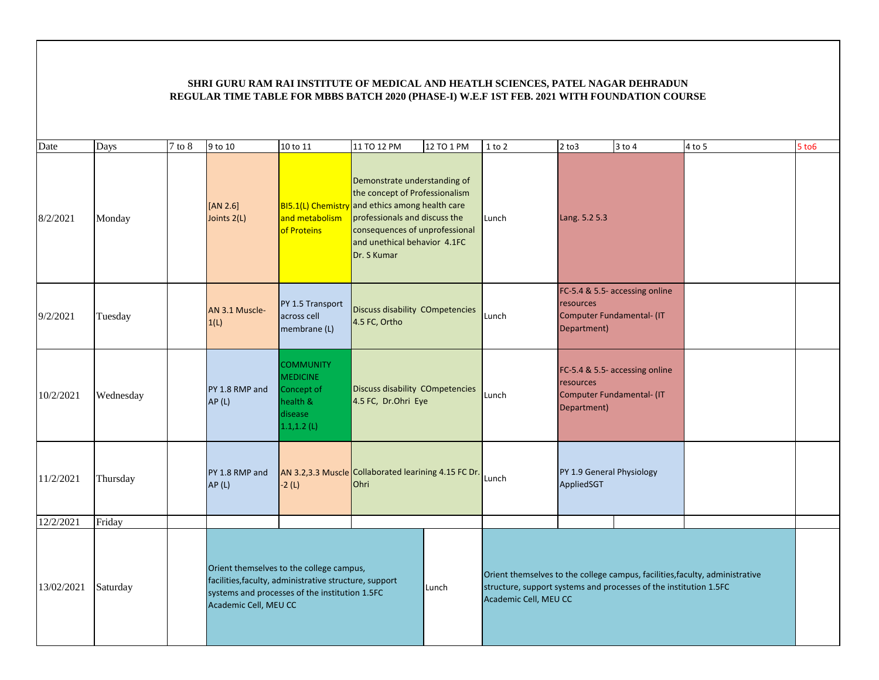**SHRI GURU RAM RAI INSTITUTE OF MEDICAL AND HEATLH SCIENCES, PATEL NAGAR DEHRADUN**
**REGULAR TIME TABLE FOR MBBS BATCH 2020 (PHASE-I) W.E.F 1ST FEB. 2021 WITH FOUNDATION COURSE**

| Date | Days | 7 to 8 | 9 to 10 | 10 to 11 | 11 TO 12 PM | 12 TO 1 PM | 1 to 2 | 2 to3 | 3 to 4 | 4 to 5 | 5 to6 |
|---|---|---|---|---|---|---|---|---|---|---|---|
| 8/2/2021 | Monday | | [AN 2.6] Joints 2(L) | BI5.1(L) Chemistry and metabolism of Proteins | Demonstrate understanding of the concept of Professionalism and ethics among health care professionals and discuss the consequences of unprofessional and unethical behavior 4.1FC Dr. S Kumar | | Lunch | Lang. 5.2 5.3 | | | |
| 9/2/2021 | Tuesday | | AN 3.1 Muscle-1(L) | PY 1.5 Transport across cell membrane (L) | Discuss disability COmpetencies 4.5 FC, Ortho | | Lunch | FC-5.4 & 5.5- accessing online resources Computer Fundamental- (IT Department) | | | |
| 10/2/2021 | Wednesday | | PY 1.8 RMP and AP (L) | COMMUNITY MEDICINE Concept of health & disease 1.1,1.2 (L) | Discuss disability COmpetencies 4.5 FC, Dr.Ohri Eye | | Lunch | FC-5.4 & 5.5- accessing online resources Computer Fundamental- (IT Department) | | | |
| 11/2/2021 | Thursday | | PY 1.8 RMP and AP (L) | AN 3.2,3.3 Muscle -2 (L) | Collaborated learining 4.15 FC Dr. Ohri | | Lunch | PY 1.9 General Physiology AppliedSGT | | | |
| 12/2/2021 | Friday | | | | | | | | | | |
| 13/02/2021 | Saturday | | Orient themselves to the college campus, facilities,faculty, administrative structure, support systems and processes of the institution 1.5FC Academic Cell, MEU CC | | | Lunch | Orient themselves to the college campus, facilities,faculty, administrative structure, support systems and processes of the institution 1.5FC Academic Cell, MEU CC | | | | |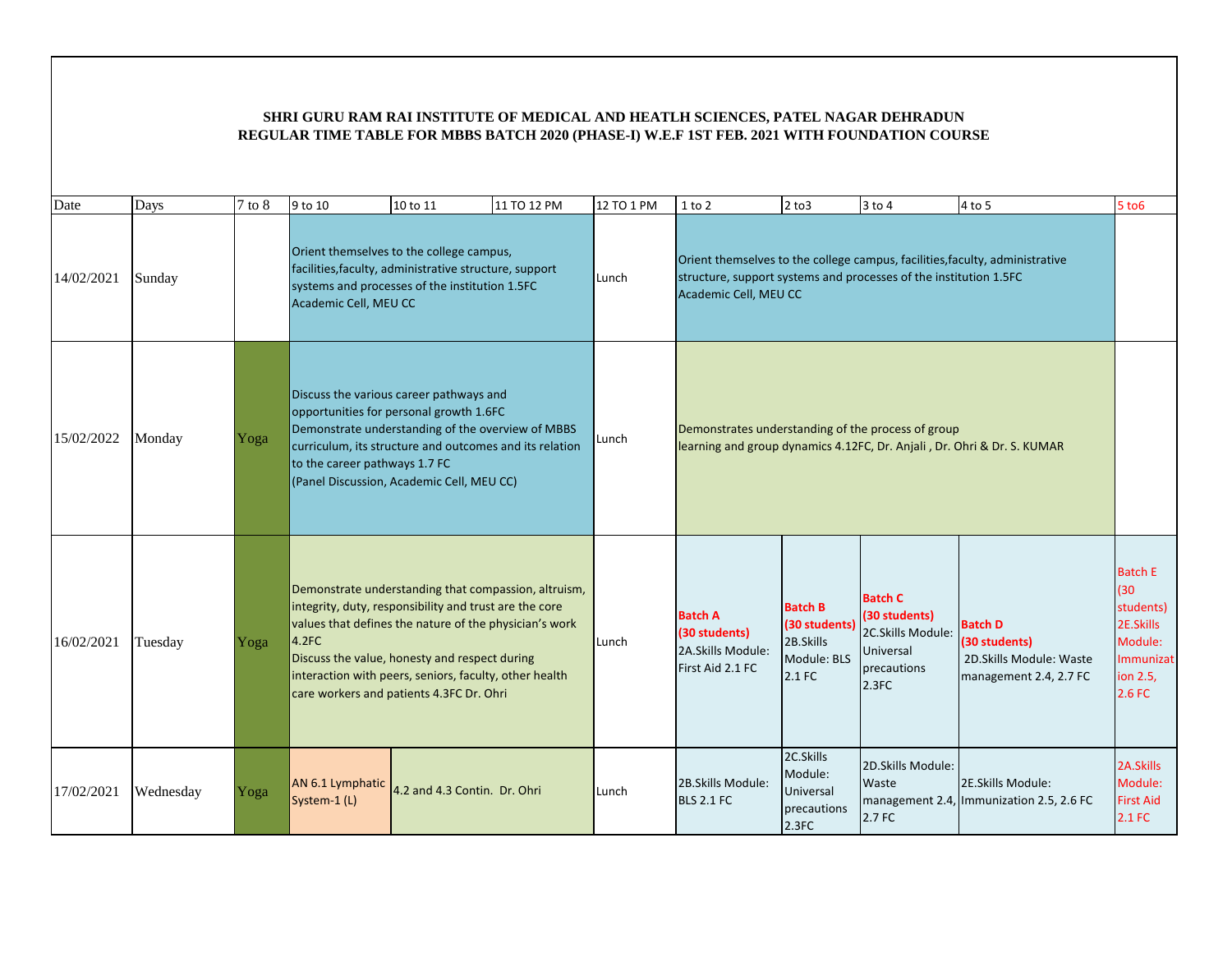**SHRI GURU RAM RAI INSTITUTE OF MEDICAL AND HEATLH SCIENCES, PATEL NAGAR DEHRADUN**
**REGULAR TIME TABLE FOR MBBS BATCH 2020 (PHASE-I) W.E.F 1ST FEB. 2021 WITH FOUNDATION COURSE**

| Date | Days | 7 to 8 | 9 to 10 | 10 to 11 | 11 TO 12 PM | 12 TO 1 PM | 1 to 2 | 2 to3 | 3 to 4 | 4 to 5 | 5 to6 |
|---|---|---|---|---|---|---|---|---|---|---|---|
| 14/02/2021 | Sunday | | Orient themselves to the college campus, facilities,faculty, administrative structure, support systems and processes of the institution 1.5FC Academic Cell, MEU CC | | | Lunch | Orient themselves to the college campus, facilities,faculty, administrative structure, support systems and processes of the institution 1.5FC Academic Cell, MEU CC | | | | |
| 15/02/2022 | Monday | Yoga | Discuss the various career pathways and opportunities for personal growth 1.6FC Demonstrate understanding of the overview of MBBS curriculum, its structure and outcomes and its relation to the career pathways 1.7 FC (Panel Discussion, Academic Cell, MEU CC) | | | Lunch | Demonstrates understanding of the process of group learning and group dynamics 4.12FC, Dr. Anjali , Dr. Ohri & Dr. S. KUMAR | | | | |
| 16/02/2021 | Tuesday | Yoga | Demonstrate understanding that compassion, altruism, integrity, duty, responsibility and trust are the core values that defines the nature of the physician's work 4.2FC Discuss the value, honesty and respect during interaction with peers, seniors, faculty, other health care workers and patients 4.3FC Dr. Ohri | | | Lunch | **Batch A (30 students)** 2A.Skills Module: First Aid 2.1 FC | **Batch B (30 students)** 2B.Skills Module: BLS 2.1 FC | **Batch C (30 students)** 2C.Skills Module: Universal precautions 2.3FC | **Batch D (30 students)** 2D.Skills Module: Waste management 2.4, 2.7 FC | Batch E (30 students) 2E.Skills Module: Immunization 2.5, 2.6 FC |
| 17/02/2021 | Wednesday | Yoga | AN 6.1 Lymphatic System-1 (L) | 4.2 and 4.3 Contin. Dr. Ohri | | Lunch | 2B.Skills Module: BLS 2.1 FC | 2C.Skills Module: Universal precautions 2.3FC | 2D.Skills Module: Waste management 2.4, 2.7 FC | 2E.Skills Module: Immunization 2.5, 2.6 FC | 2A.Skills Module: First Aid 2.1 FC |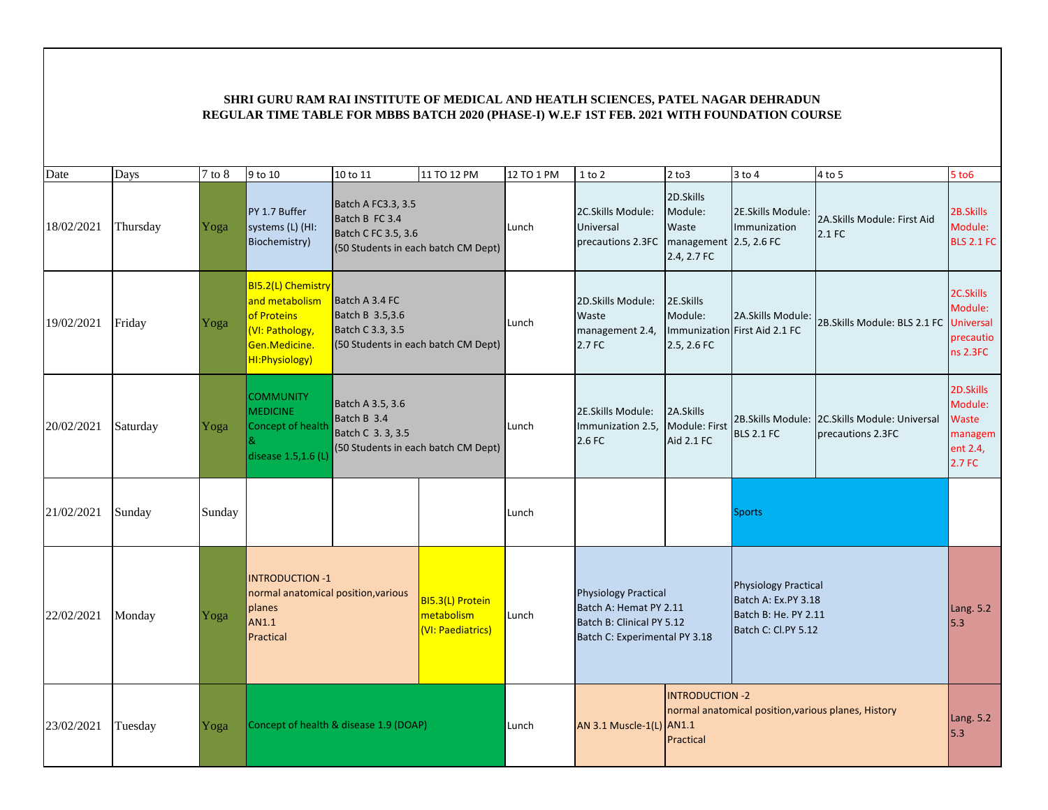**SHRI GURU RAM RAI INSTITUTE OF MEDICAL AND HEATLH SCIENCES, PATEL NAGAR DEHRADUN**
**REGULAR TIME TABLE FOR MBBS BATCH 2020 (PHASE-I) W.E.F 1ST FEB. 2021 WITH FOUNDATION COURSE**

| Date | Days | 7 to 8 | 9 to 10 | 10 to 11 | 11 TO 12 PM | 12 TO 1 PM | 1 to 2 | 2 to3 | 3 to 4 | 4 to 5 | 5 to6 |
|---|---|---|---|---|---|---|---|---|---|---|---|
| 18/02/2021 | Thursday | Yoga | PY 1.7 Buffer systems (L) (HI: Biochemistry) | Batch A FC3.3, 3.5 Batch B FC 3.4 Batch C FC 3.5, 3.6 (50 Students in each batch CM Dept) | | Lunch | 2C.Skills Module: Universal precautions 2.3FC | 2D.Skills Module: Waste management 2.4, 2.7 FC | 2E.Skills Module: Immunization 2.5, 2.6 FC | 2A.Skills Module: First Aid 2.1 FC | 2B.Skills Module: BLS 2.1 FC |
| 19/02/2021 | Friday | Yoga | BI5.2(L) Chemistry and metabolism of Proteins (VI: Pathology, Gen.Medicine. HI:Physiology) | Batch A 3.4 FC Batch B 3.5,3.6 Batch C 3.3, 3.5 (50 Students in each batch CM Dept) | | Lunch | 2D.Skills Module: Waste management 2.4, 2.7 FC | 2E.Skills Module: Immunization 2.5, 2.6 FC | 2A.Skills Module: First Aid 2.1 FC | 2B.Skills Module: BLS 2.1 FC | 2C.Skills Module: Universal precautions 2.3FC |
| 20/02/2021 | Saturday | Yoga | COMMUNITY MEDICINE Concept of health & disease 1.5,1.6 (L) | Batch A 3.5, 3.6 Batch B 3.4 Batch C 3. 3, 3.5 (50 Students in each batch CM Dept) | | Lunch | 2E.Skills Module: Immunization 2.5, 2.6 FC | 2A.Skills Module: First Aid 2.1 FC | 2B.Skills Module: BLS 2.1 FC | 2C.Skills Module: Universal precautions 2.3FC | 2D.Skills Module: Waste management 2.4, 2.7 FC |
| 21/02/2021 | Sunday | Sunday | | | | Lunch | | | Sports | | |
| 22/02/2021 | Monday | Yoga | INTRODUCTION -1 normal anatomical position,various planes AN1.1 Practical | | BI5.3(L) Protein metabolism (VI: Paediatrics) | Lunch | Physiology Practical Batch A: Hemat PY 2.11 Batch B: Clinical PY 5.12 Batch C: Experimental PY 3.18 | | Physiology Practical Batch A: Ex.PY 3.18 Batch B: He. PY 2.11 Batch C: Cl.PY 5.12 | | Lang. 5.2 5.3 |
| 23/02/2021 | Tuesday | Yoga | Concept of health & disease 1.9 (DOAP) | | | Lunch | AN 3.1 Muscle-1(L) | INTRODUCTION -2 normal anatomical position,various planes, History AN1.1 Practical | | | Lang. 5.2 5.3 |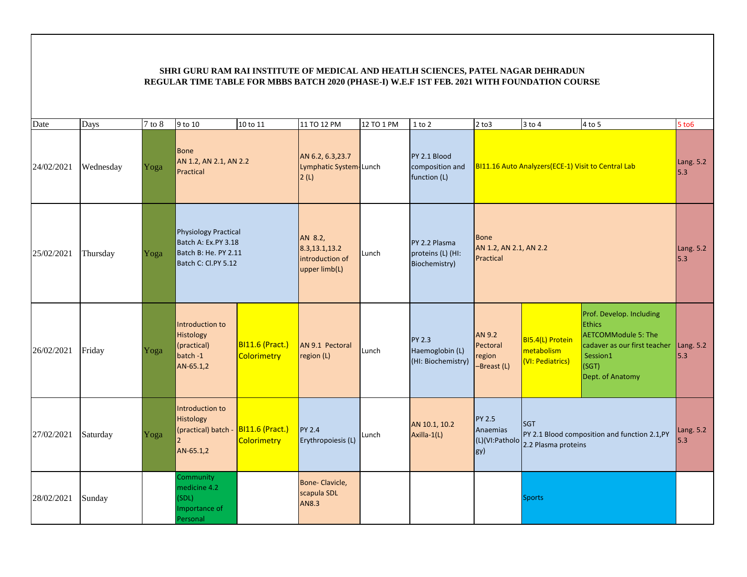**SHRI GURU RAM RAI INSTITUTE OF MEDICAL AND HEATLH SCIENCES, PATEL NAGAR DEHRADUN**
**REGULAR TIME TABLE FOR MBBS BATCH 2020 (PHASE-I) W.E.F 1ST FEB. 2021 WITH FOUNDATION COURSE**

| Date | Days | 7 to 8 | 9 to 10 | 10 to 11 | 11 TO 12 PM | 12 TO 1 PM | 1 to 2 | 2 to3 | 3 to 4 | 4 to 5 | 5 to6 |
|---|---|---|---|---|---|---|---|---|---|---|---|
| 24/02/2021 | Wednesday | Yoga | Bone AN 1.2, AN 2.1, AN 2.2 Practical | | AN 6.2, 6.3,23.7 Lymphatic System-2 (L) | Lunch | PY 2.1 Blood composition and function (L) | BI11.16 Auto Analyzers(ECE-1) Visit to Central Lab | | | Lang. 5.2 5.3 |
| 25/02/2021 | Thursday | Yoga | Physiology Practical Batch A: Ex.PY 3.18 Batch B: He. PY 2.11 Batch C: Cl.PY 5.12 | | AN 8.2, 8.3,13.1,13.2 introduction of upper limb(L) | Lunch | PY 2.2 Plasma proteins (L) (HI: Biochemistry) | Bone AN 1.2, AN 2.1, AN 2.2 Practical | | | Lang. 5.2 5.3 |
| 26/02/2021 | Friday | Yoga | Introduction to Histology (practical) batch -1 AN-65.1,2 | BI11.6 (Pract.) Colorimetry | AN 9.1 Pectoral region (L) | Lunch | PY 2.3 Haemoglobin (L) (HI: Biochemistry) | AN 9.2 Pectoral region –Breast (L) | BI5.4(L) Protein metabolism (VI: Pediatrics) | Prof. Develop. Including Ethics AETCOMModule 5: The cadaver as our first teacher Session1 (SGT) Dept. of Anatomy | Lang. 5.2 5.3 |
| 27/02/2021 | Saturday | Yoga | Introduction to Histology (practical) batch - 2 AN-65.1,2 | BI11.6 (Pract.) Colorimetry | PY 2.4 Erythropoiesis (L) | Lunch | AN 10.1, 10.2 Axilla-1(L) | PY 2.5 Anaemias (L)(VI:Pathology) | SGT PY 2.1 Blood composition and function 2.1,PY 2.2 Plasma proteins | | Lang. 5.2 5.3 |
| 28/02/2021 | Sunday | | Community medicine 4.2 (SDL) Importance of Personal | | Bone- Clavicle, scapula SDL AN8.3 | | | | Sports | | |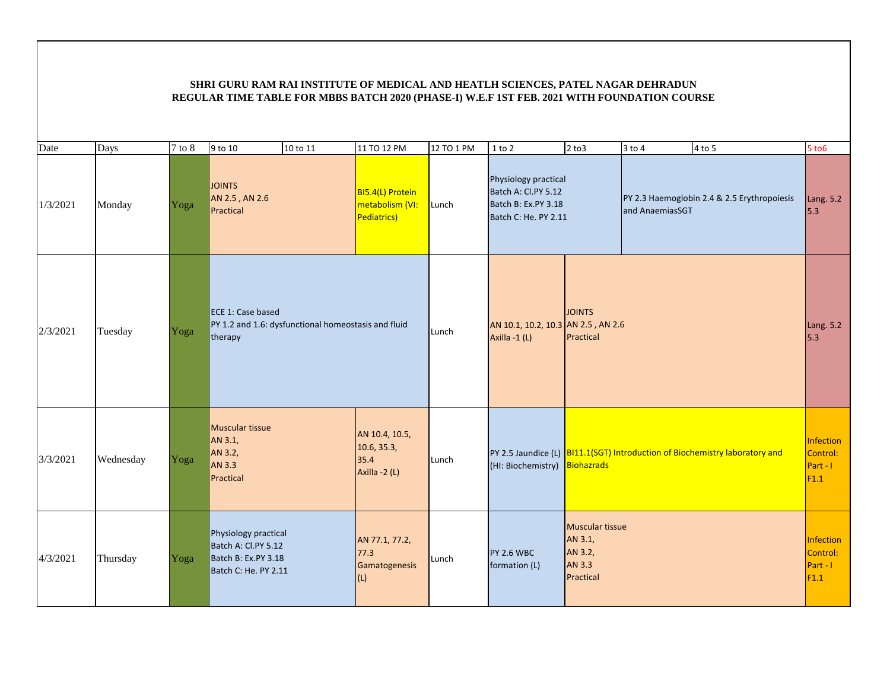**SHRI GURU RAM RAI INSTITUTE OF MEDICAL AND HEATLH SCIENCES, PATEL NAGAR DEHRADUN**
**REGULAR TIME TABLE FOR MBBS BATCH 2020 (PHASE-I) W.E.F 1ST FEB. 2021 WITH FOUNDATION COURSE**

| Date | Days | 7 to 8 | 9 to 10 | 10 to 11 | 11 TO 12 PM | 12 TO 1 PM | 1 to 2 | 2 to3 | 3 to 4 | 4 to 5 | 5 to6 |
|---|---|---|---|---|---|---|---|---|---|---|---|
| 1/3/2021 | Monday | Yoga | JOINTS AN 2.5 , AN 2.6 Practical | | BI5.4(L) Protein metabolism (VI: Pediatrics) | Lunch | Physiology practical Batch A: Cl.PY 5.12 Batch B: Ex.PY 3.18 Batch C: He. PY 2.11 | | PY 2.3 Haemoglobin 2.4 & 2.5 Erythropoiesis and AnaemiasSGT | | Lang. 5.2 5.3 |
| 2/3/2021 | Tuesday | Yoga | ECE 1: Case based PY 1.2 and 1.6: dysfunctional homeostasis and fluid therapy | | | Lunch | AN 10.1, 10.2, 10.3 Axilla -1 (L) | JOINTS AN 2.5 , AN 2.6 Practical | | | Lang. 5.2 5.3 |
| 3/3/2021 | Wednesday | Yoga | Muscular tissue AN 3.1, AN 3.2, AN 3.3 Practical | | AN 10.4, 10.5, 10.6, 35.3, 35.4 Axilla -2 (L) | Lunch | PY 2.5 Jaundice (L) (HI: Biochemistry) | BI11.1(SGT) Introduction of Biochemistry laboratory and Biohazrads | | | Infection Control: Part - I F1.1 |
| 4/3/2021 | Thursday | Yoga | Physiology practical Batch A: Cl.PY 5.12 Batch B: Ex.PY 3.18 Batch C: He. PY 2.11 | | AN 77.1, 77.2, 77.3 Gamatogenesis (L) | Lunch | PY 2.6 WBC formation (L) | Muscular tissue AN 3.1, AN 3.2, AN 3.3 Practical | | | Infection Control: Part - I F1.1 |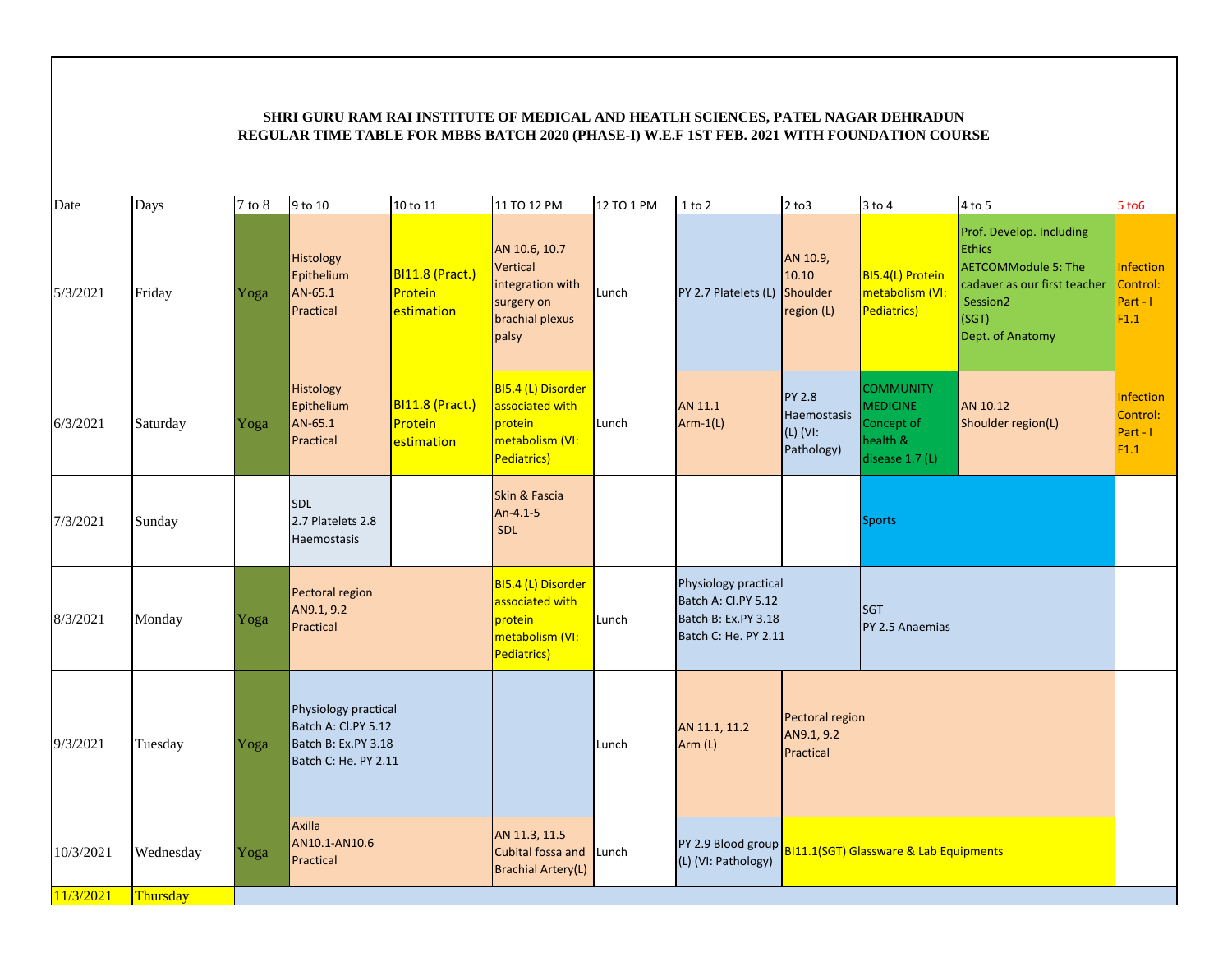**SHRI GURU RAM RAI INSTITUTE OF MEDICAL AND HEATLH SCIENCES, PATEL NAGAR DEHRADUN**
**REGULAR TIME TABLE FOR MBBS BATCH 2020 (PHASE-I) W.E.F 1ST FEB. 2021 WITH FOUNDATION COURSE**

| Date | Days | 7 to 8 | 9 to 10 | 10 to 11 | 11 TO 12 PM | 12 TO 1 PM | 1 to 2 | 2 to3 | 3 to 4 | 4 to 5 | 5 to6 |
|---|---|---|---|---|---|---|---|---|---|---|---|
| 5/3/2021 | Friday | Yoga | Histology Epithelium AN-65.1 Practical | BI11.8 (Pract.) Protein estimation | AN 10.6, 10.7 Vertical integration with surgery on brachial plexus palsy | Lunch | PY 2.7 Platelets (L) | AN 10.9, 10.10 Shoulder region (L) | BI5.4(L) Protein metabolism (VI: Pediatrics) | Prof. Develop. Including Ethics AETCOMModule 5: The cadaver as our first teacher Session2 (SGT) Dept. of Anatomy | Infection Control: Part - I F1.1 |
| 6/3/2021 | Saturday | Yoga | Histology Epithelium AN-65.1 Practical | BI11.8 (Pract.) Protein estimation | BI5.4 (L) Disorder associated with protein metabolism (VI: Pediatrics) | Lunch | AN 11.1 Arm-1(L) | PY 2.8 Haemostasis (L) (VI: Pathology) | COMMUNITY MEDICINE Concept of health & disease 1.7 (L) | AN 10.12 Shoulder region(L) | Infection Control: Part - I F1.1 |
| 7/3/2021 | Sunday | | SDL 2.7 Platelets 2.8 Haemostasis | | Skin & Fascia An-4.1-5 SDL | | | | Sports | | |
| 8/3/2021 | Monday | Yoga | Pectoral region AN9.1, 9.2 Practical | | BI5.4 (L) Disorder associated with protein metabolism (VI: Pediatrics) | Lunch | Physiology practical Batch A: Cl.PY 5.12 Batch B: Ex.PY 3.18 Batch C: He. PY 2.11 | | SGT PY 2.5 Anaemias | | |
| 9/3/2021 | Tuesday | Yoga | Physiology practical Batch A: Cl.PY 5.12 Batch B: Ex.PY 3.18 Batch C: He. PY 2.11 | | | Lunch | AN 11.1, 11.2 Arm (L) | Pectoral region AN9.1, 9.2 Practical | | | |
| 10/3/2021 | Wednesday | Yoga | Axilla AN10.1-AN10.6 Practical | | AN 11.3, 11.5 Cubital fossa and Brachial Artery(L) | Lunch | PY 2.9 Blood group (L) (VI: Pathology) | BI11.1(SGT) Glassware & Lab Equipments | | | |
| 11/3/2021 | Thursday | | | | | | | | | | |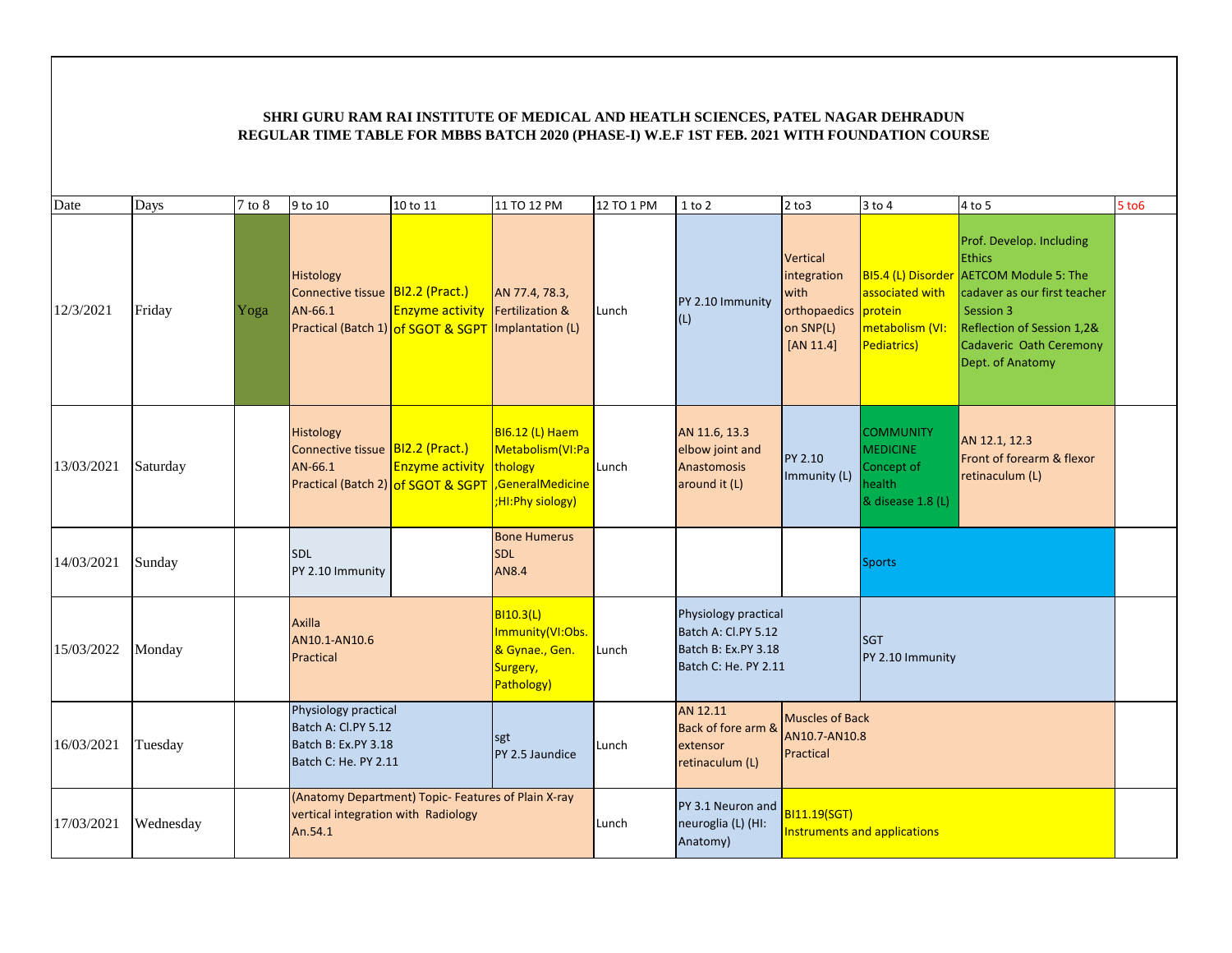**SHRI GURU RAM RAI INSTITUTE OF MEDICAL AND HEATLH SCIENCES, PATEL NAGAR DEHRADUN**
**REGULAR TIME TABLE FOR MBBS BATCH 2020 (PHASE-I) W.E.F 1ST FEB. 2021 WITH FOUNDATION COURSE**

| Date | Days | 7 to 8 | 9 to 10 | 10 to 11 | 11 TO 12 PM | 12 TO 1 PM | 1 to 2 | 2 to3 | 3 to 4 | 4 to 5 | 5 to6 |
|---|---|---|---|---|---|---|---|---|---|---|---|
| 12/3/2021 | Friday | Yoga | Histology Connective tissue AN-66.1 Practical (Batch 1) | BI2.2 (Pract.) Enzyme activity of SGOT & SGPT | AN 77.4, 78.3, Fertilization & Implantation (L) | Lunch | PY 2.10 Immunity (L) | Vertical integration with orthopaedics on SNP(L) [AN 11.4] | BI5.4 (L) Disorder associated with protein metabolism (VI: Pediatrics) | Prof. Develop. Including Ethics AETCOM Module 5: The cadaver as our first teacher Session 3 Reflection of Session 1,2& Cadaveric Oath Ceremony Dept. of Anatomy | |
| 13/03/2021 | Saturday | | Histology Connective tissue AN-66.1 Practical (Batch 2) | BI2.2 (Pract.) Enzyme activity of SGOT & SGPT | BI6.12 (L) Haem Metabolism(VI:Pathology ,GeneralMedicine ;HI:Phy siology) | Lunch | AN 11.6, 13.3 elbow joint and Anastomosis around it (L) | PY 2.10 Immunity (L) | COMMUNITY MEDICINE Concept of health & disease 1.8 (L) | AN 12.1, 12.3 Front of forearm & flexor retinaculum (L) | |
| 14/03/2021 | Sunday | | SDL PY 2.10 Immunity | | Bone Humerus SDL AN8.4 | | | | Sports | | |
| 15/03/2022 | Monday | | Axilla AN10.1-AN10.6 Practical | | BI10.3(L) Immunity(VI:Obs. & Gynae., Gen. Surgery, Pathology) | Lunch | Physiology practical Batch A: Cl.PY 5.12 Batch B: Ex.PY 3.18 Batch C: He. PY 2.11 | | SGT PY 2.10 Immunity | | |
| 16/03/2021 | Tuesday | | Physiology practical Batch A: Cl.PY 5.12 Batch B: Ex.PY 3.18 Batch C: He. PY 2.11 | | sgt PY 2.5 Jaundice | Lunch | AN 12.11 Back of fore arm & extensor retinaculum (L) | Muscles of Back AN10.7-AN10.8 Practical | | | |
| 17/03/2021 | Wednesday | | (Anatomy Department) Topic- Features of Plain X-ray vertical integration with Radiology An.54.1 | | | Lunch | PY 3.1 Neuron and neuroglia (L) (HI: Anatomy) | BI11.19(SGT) Instruments and applications | | | |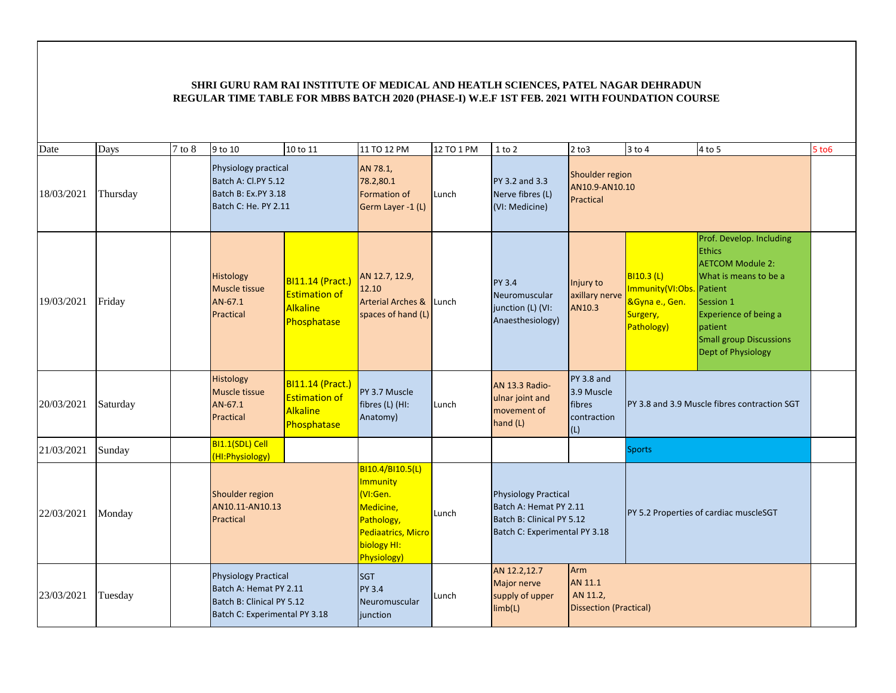**SHRI GURU RAM RAI INSTITUTE OF MEDICAL AND HEATLH SCIENCES, PATEL NAGAR DEHRADUN**
**REGULAR TIME TABLE FOR MBBS BATCH 2020 (PHASE-I) W.E.F 1ST FEB. 2021 WITH FOUNDATION COURSE**

| Date | Days | 7 to 8 | 9 to 10 | 10 to 11 | 11 TO 12 PM | 12 TO 1 PM | 1 to 2 | 2 to3 | 3 to 4 | 4 to 5 | 5 to6 |
|---|---|---|---|---|---|---|---|---|---|---|---|
| 18/03/2021 | Thursday | | Physiology practical Batch A: Cl.PY 5.12 Batch B: Ex.PY 3.18 Batch C: He. PY 2.11 | | AN 78.1, 78.2,80.1 Formation of Germ Layer -1 (L) | Lunch | PY 3.2 and 3.3 Nerve fibres (L) (VI: Medicine) | Shoulder region AN10.9-AN10.10 Practical | | | |
| 19/03/2021 | Friday | | Histology Muscle tissue AN-67.1 Practical | BI11.14 (Pract.) Estimation of Alkaline Phosphatase | AN 12.7, 12.9, 12.10 Arterial Arches & spaces of hand (L) | Lunch | PY 3.4 Neuromuscular junction (L) (VI: Anaesthesiology) | Injury to axillary nerve AN10.3 | BI10.3 (L) Immunity(VI:Obs. &Gyna e., Gen. Surgery, Pathology) | Prof. Develop. Including Ethics AETCOM Module 2: What is means to be a Patient Session 1 Experience of being a patient Small group Discussions Dept of Physiology | |
| 20/03/2021 | Saturday | | Histology Muscle tissue AN-67.1 Practical | BI11.14 (Pract.) Estimation of Alkaline Phosphatase | PY 3.7 Muscle fibres (L) (HI: Anatomy) | Lunch | AN 13.3 Radio-ulnar joint and movement of hand (L) | PY 3.8 and 3.9 Muscle fibres contraction (L) | PY 3.8 and 3.9 Muscle fibres contraction SGT | | |
| 21/03/2021 | Sunday | | BI1.1(SDL) Cell (HI:Physiology) | | | | | | Sports | | |
| 22/03/2021 | Monday | | Shoulder region AN10.11-AN10.13 Practical | | BI10.4/BI10.5(L) Immunity (VI:Gen. Medicine, Pathology, Pediaatrics, Micro biology HI: Physiology) | Lunch | Physiology Practical Batch A: Hemat PY 2.11 Batch B: Clinical PY 5.12 Batch C: Experimental PY 3.18 | | PY 5.2 Properties of cardiac muscleSGT | | |
| 23/03/2021 | Tuesday | | Physiology Practical Batch A: Hemat PY 2.11 Batch B: Clinical PY 5.12 Batch C: Experimental PY 3.18 | | SGT PY 3.4 Neuromuscular junction | Lunch | AN 12.2,12.7 Major nerve supply of upper limb(L) | Arm AN 11.1 AN 11.2, Dissection (Practical) | | | |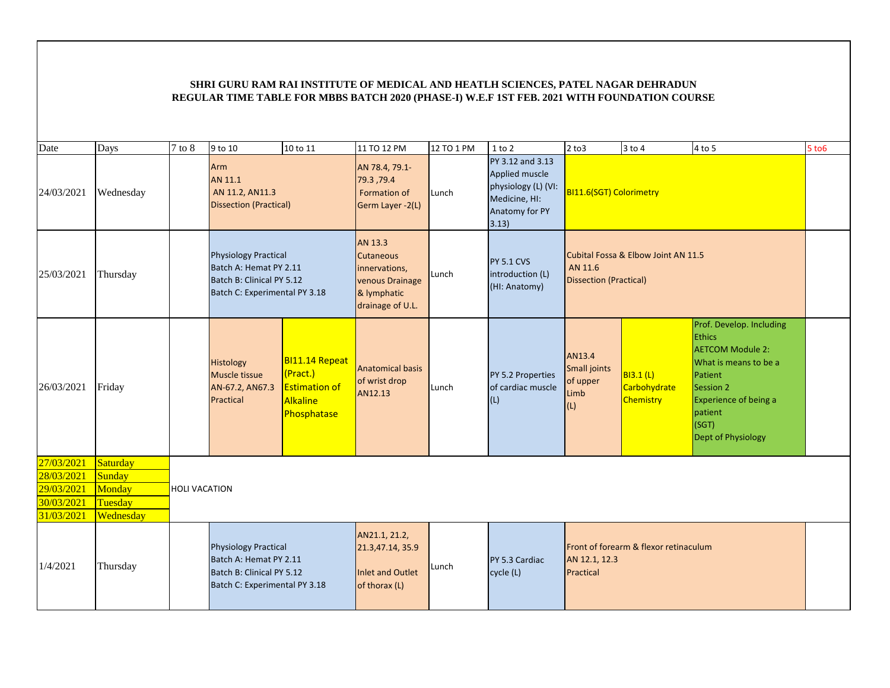**SHRI GURU RAM RAI INSTITUTE OF MEDICAL AND HEATLH SCIENCES, PATEL NAGAR DEHRADUN**
**REGULAR TIME TABLE FOR MBBS BATCH 2020 (PHASE-I) W.E.F 1ST FEB. 2021 WITH FOUNDATION COURSE**

| Date | Days | 7 to 8 | 9 to 10 | 10 to 11 | 11 TO 12 PM | 12 TO 1 PM | 1 to 2 | 2 to3 | 3 to 4 | 4 to 5 | 5 to6 |
|---|---|---|---|---|---|---|---|---|---|---|---|
| 24/03/2021 | Wednesday | | Arm AN 11.1 AN 11.2, AN11.3 Dissection (Practical) | | AN 78.4, 79.1-79.3 ,79.4 Formation of Germ Layer -2(L) | Lunch | PY 3.12 and 3.13 Applied muscle physiology (L) (VI: Medicine, HI: Anatomy for PY 3.13) | BI11.6(SGT) Colorimetry | | | |
| 25/03/2021 | Thursday | | Physiology Practical Batch A: Hemat PY 2.11 Batch B: Clinical PY 5.12 Batch C: Experimental PY 3.18 | | AN 13.3 Cutaneous innervations, venous Drainage & lymphatic drainage of U.L. | Lunch | PY 5.1 CVS introduction (L) (HI: Anatomy) | Cubital Fossa & Elbow Joint AN 11.5 AN 11.6 Dissection (Practical) | | | |
| 26/03/2021 | Friday | | Histology Muscle tissue AN-67.2, AN67.3 Practical | BI11.14 Repeat (Pract.) Estimation of Alkaline Phosphatase | Anatomical basis of wrist drop AN12.13 | Lunch | PY 5.2 Properties of cardiac muscle (L) | AN13.4 Small joints of upper Limb (L) | BI3.1 (L) Carbohydrate Chemistry | Prof. Develop. Including Ethics AETCOM Module 2: What is means to be a Patient Session 2 Experience of being a patient (SGT) Dept of Physiology | |
| 27/03/2021 | Saturday | HOLI VACATION | | | | | | | | | |
| 28/03/2021 | Sunday | | | | | | | | | | |
| 29/03/2021 | Monday | | | | | | | | | | |
| 30/03/2021 | Tuesday | | | | | | | | | | |
| 31/03/2021 | Wednesday | | | | | | | | | | |
| 1/4/2021 | Thursday | | Physiology Practical Batch A: Hemat PY 2.11 Batch B: Clinical PY 5.12 Batch C: Experimental PY 3.18 | | AN21.1, 21.2, 21.3,47.14, 35.9 Inlet and Outlet of thorax (L) | Lunch | PY 5.3 Cardiac cycle (L) | Front of forearm & flexor retinaculum AN 12.1, 12.3 Practical | | | |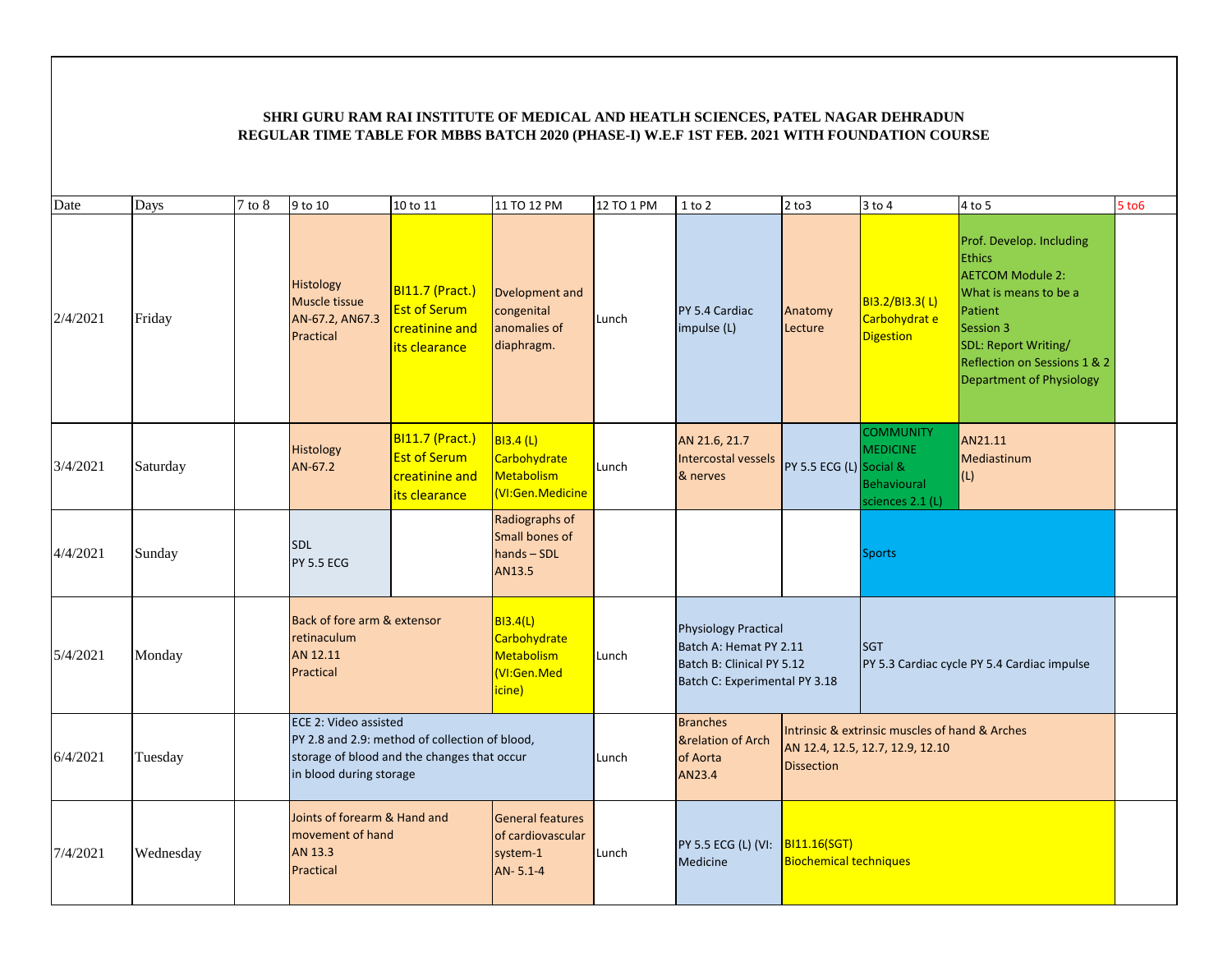**SHRI GURU RAM RAI INSTITUTE OF MEDICAL AND HEATLH SCIENCES, PATEL NAGAR DEHRADUN**
**REGULAR TIME TABLE FOR MBBS BATCH 2020 (PHASE-I) W.E.F 1ST FEB. 2021 WITH FOUNDATION COURSE**

| Date | Days | 7 to 8 | 9 to 10 | 10 to 11 | 11 TO 12 PM | 12 TO 1 PM | 1 to 2 | 2 to3 | 3 to 4 | 4 to 5 | 5 to6 |
|---|---|---|---|---|---|---|---|---|---|---|---|
| 2/4/2021 | Friday | | Histology Muscle tissue AN-67.2, AN67.3 Practical | BI11.7 (Pract.) Est of Serum creatinine and its clearance | Dvelopment and congenital anomalies of diaphragm. | Lunch | PY 5.4 Cardiac impulse (L) | Anatomy Lecture | BI3.2/BI3.3( L) Carbohydrat e Digestion | Prof. Develop. Including Ethics AETCOM Module 2: What is means to be a Patient Session 3 SDL: Report Writing/ Reflection on Sessions 1 & 2 Department of Physiology | |
| 3/4/2021 | Saturday | | Histology AN-67.2 | BI11.7 (Pract.) Est of Serum creatinine and its clearance | BI3.4 (L) Carbohydrate Metabolism (VI:Gen.Medicine | Lunch | AN 21.6, 21.7 Intercostal vessels & nerves | PY 5.5 ECG (L) | COMMUNITY MEDICINE Social & Behavioural sciences 2.1 (L) | AN21.11 Mediastinum (L) | |
| 4/4/2021 | Sunday | | SDL PY 5.5 ECG | | Radiographs of Small bones of hands – SDL AN13.5 | | | | Sports | | |
| 5/4/2021 | Monday | | Back of fore arm & extensor retinaculum AN 12.11 Practical | | BI3.4(L) Carbohydrate Metabolism (VI:Gen.Med icine) | Lunch | Physiology Practical Batch A: Hemat PY 2.11 Batch B: Clinical PY 5.12 Batch C: Experimental PY 3.18 | | SGT PY 5.3 Cardiac cycle PY 5.4 Cardiac impulse | | |
| 6/4/2021 | Tuesday | | ECE 2: Video assisted PY 2.8 and 2.9: method of collection of blood, storage of blood and the changes that occur in blood during storage | | | Lunch | Branches &relation of Arch of Aorta AN23.4 | Intrinsic & extrinsic muscles of hand & Arches AN 12.4, 12.5, 12.7, 12.9, 12.10 Dissection | | | |
| 7/4/2021 | Wednesday | | Joints of forearm & Hand and movement of hand AN 13.3 Practical | | General features of cardiovascular system-1 AN- 5.1-4 | Lunch | PY 5.5 ECG (L) (VI: Medicine | BI11.16(SGT) Biochemical techniques | | | |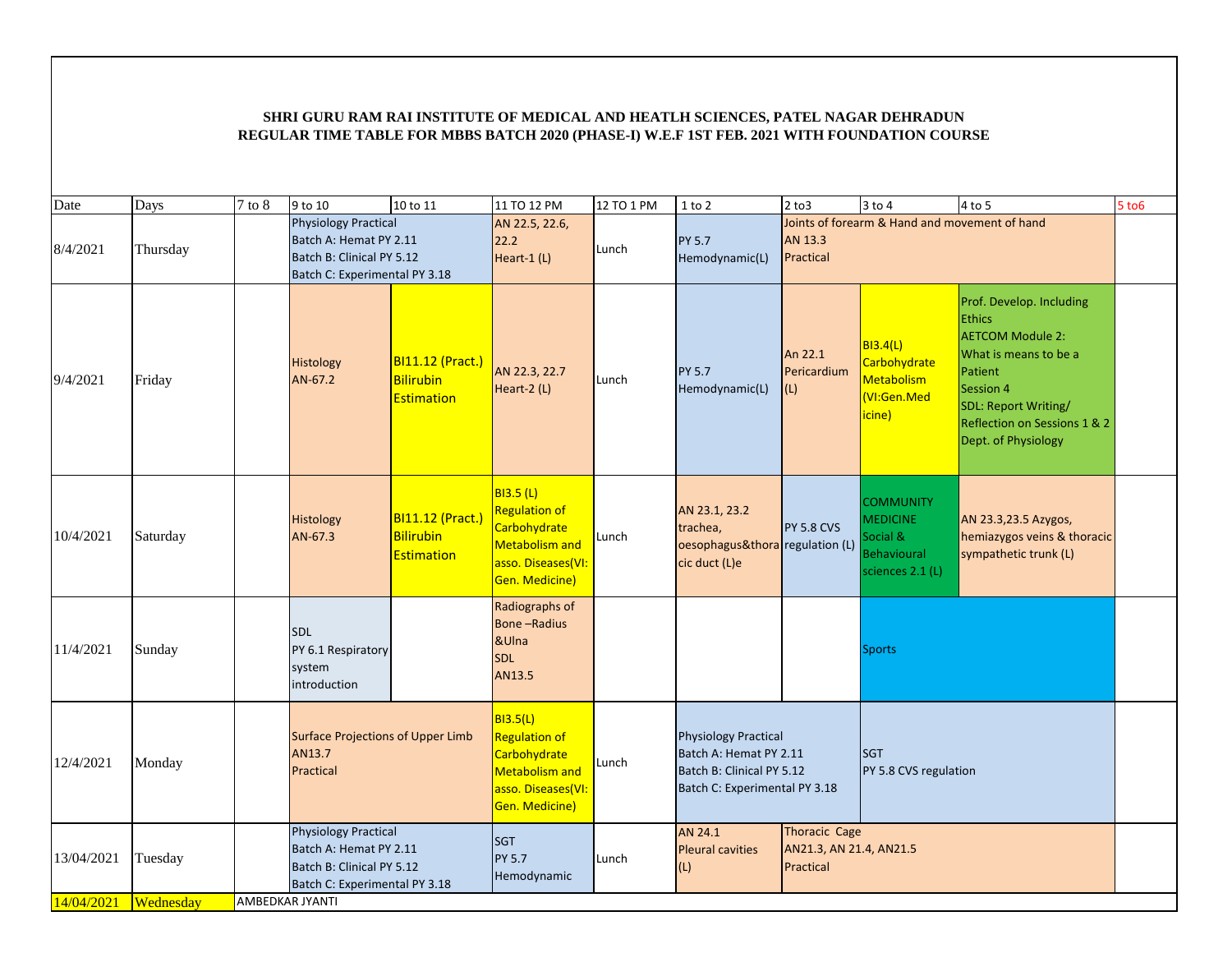**SHRI GURU RAM RAI INSTITUTE OF MEDICAL AND HEATLH SCIENCES, PATEL NAGAR DEHRADUN**
**REGULAR TIME TABLE FOR MBBS BATCH 2020 (PHASE-I) W.E.F 1ST FEB. 2021 WITH FOUNDATION COURSE**

| Date | Days | 7 to 8 | 9 to 10 | 10 to 11 | 11 TO 12 PM | 12 TO 1 PM | 1 to 2 | 2 to3 | 3 to 4 | 4 to 5 | 5 to6 |
|---|---|---|---|---|---|---|---|---|---|---|---|
| 8/4/2021 | Thursday | | Physiology Practical Batch A: Hemat PY 2.11 Batch B: Clinical PY 5.12 Batch C: Experimental PY 3.18 | | AN 22.5, 22.6, 22.2 Heart-1 (L) | Lunch | PY 5.7 Hemodynamic(L) | Joints of forearm & Hand and movement of hand AN 13.3 Practical | | | |
| 9/4/2021 | Friday | | Histology AN-67.2 | BI11.12 (Pract.) Bilirubin Estimation | AN 22.3, 22.7 Heart-2 (L) | Lunch | PY 5.7 Hemodynamic(L) | An 22.1 Pericardium (L) | BI3.4(L) Carbohydrate Metabolism (VI:Gen.Medicine) | Prof. Develop. Including Ethics AETCOM Module 2: What is means to be a Patient Session 4 SDL: Report Writing/ Reflection on Sessions 1 & 2 Dept. of Physiology | |
| 10/4/2021 | Saturday | | Histology AN-67.3 | BI11.12 (Pract.) Bilirubin Estimation | BI3.5 (L) Regulation of Carbohydrate Metabolism and asso. Diseases(VI: Gen. Medicine) | Lunch | AN 23.1, 23.2 trachea, oesophagus&thoracic duct (L)e | PY 5.8 CVS regulation (L) | COMMUNITY MEDICINE Social & Behavioural sciences 2.1 (L) | AN 23.3,23.5 Azygos, hemiazygos veins & thoracic sympathetic trunk (L) | |
| 11/4/2021 | Sunday | | SDL PY 6.1 Respiratory system introduction | | Radiographs of Bone –Radius &Ulna SDL AN13.5 | | | | Sports | | |
| 12/4/2021 | Monday | | Surface Projections of Upper Limb AN13.7 Practical | | BI3.5(L) Regulation of Carbohydrate Metabolism and asso. Diseases(VI: Gen. Medicine) | Lunch | Physiology Practical Batch A: Hemat PY 2.11 Batch B: Clinical PY 5.12 Batch C: Experimental PY 3.18 | | SGT PY 5.8 CVS regulation | | |
| 13/04/2021 | Tuesday | | Physiology Practical Batch A: Hemat PY 2.11 Batch B: Clinical PY 5.12 Batch C: Experimental PY 3.18 | | SGT PY 5.7 Hemodynamic | Lunch | AN 24.1 Pleural cavities (L) | Thoracic Cage AN21.3, AN 21.4, AN21.5 Practical | | | |
| 14/04/2021 | Wednesday | AMBEDKAR JYANTI | | | | | | | | | |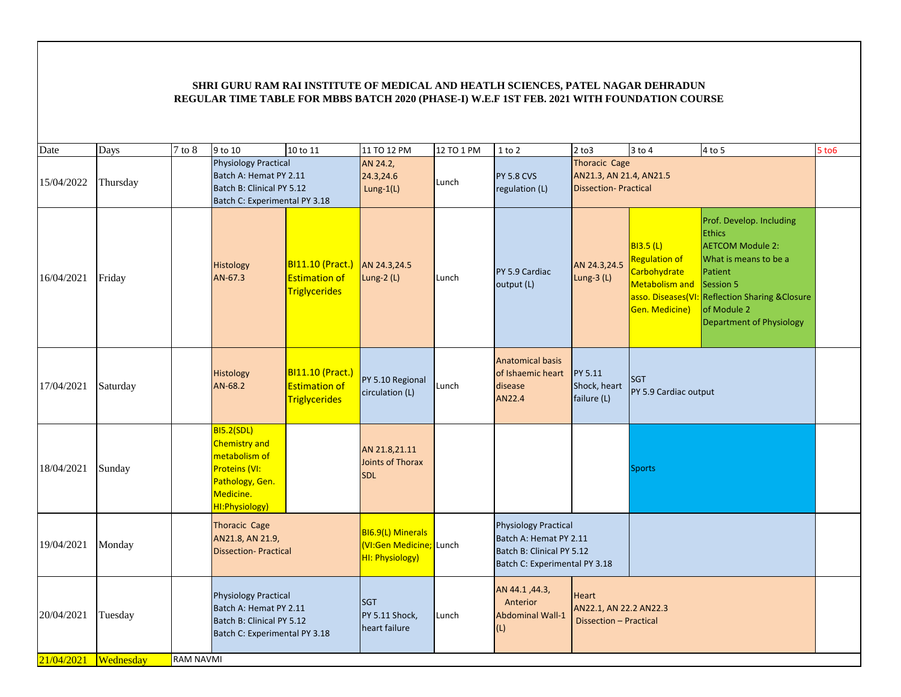**SHRI GURU RAM RAI INSTITUTE OF MEDICAL AND HEATLH SCIENCES, PATEL NAGAR DEHRADUN**
**REGULAR TIME TABLE FOR MBBS BATCH 2020 (PHASE-I) W.E.F 1ST FEB. 2021 WITH FOUNDATION COURSE**

| Date | Days | 7 to 8 | 9 to 10 | 10 to 11 | 11 TO 12 PM | 12 TO 1 PM | 1 to 2 | 2 to3 | 3 to 4 | 4 to 5 | 5 to6 |
|---|---|---|---|---|---|---|---|---|---|---|---|
| 15/04/2022 | Thursday | | Physiology Practical Batch A: Hemat PY 2.11 Batch B: Clinical PY 5.12 Batch C: Experimental PY 3.18 | | AN 24.2, 24.3,24.6 Lung-1(L) | Lunch | PY 5.8 CVS regulation (L) | Thoracic Cage AN21.3, AN 21.4, AN21.5 Dissection- Practical | | | |
| 16/04/2021 | Friday | | Histology AN-67.3 | BI11.10 (Pract.) Estimation of Triglycerides | AN 24.3,24.5 Lung-2 (L) | Lunch | PY 5.9 Cardiac output (L) | AN 24.3,24.5 Lung-3 (L) | BI3.5 (L) Regulation of Carbohydrate Metabolism and asso. Diseases(VI: Gen. Medicine) | Prof. Develop. Including Ethics AETCOM Module 2: What is means to be a Patient Session 5 Reflection Sharing &Closure of Module 2 Department of Physiology | |
| 17/04/2021 | Saturday | | Histology AN-68.2 | BI11.10 (Pract.) Estimation of Triglycerides | PY 5.10 Regional circulation (L) | Lunch | Anatomical basis of Ishaemic heart disease AN22.4 | PY 5.11 Shock, heart failure (L) | SGT PY 5.9 Cardiac output | | |
| 18/04/2021 | Sunday | | BI5.2(SDL) Chemistry and metabolism of Proteins (VI: Pathology, Gen. Medicine. HI:Physiology) | | AN 21.8,21.11 Joints of Thorax SDL | | | | Sports | | |
| 19/04/2021 | Monday | | Thoracic Cage AN21.8, AN 21.9, Dissection- Practical | | BI6.9(L) Minerals (VI:Gen Medicine; HI: Physiology) | Lunch | Physiology Practical Batch A: Hemat PY 2.11 Batch B: Clinical PY 5.12 Batch C: Experimental PY 3.18 | | | | |
| 20/04/2021 | Tuesday | | Physiology Practical Batch A: Hemat PY 2.11 Batch B: Clinical PY 5.12 Batch C: Experimental PY 3.18 | | SGT PY 5.11 Shock, heart failure | Lunch | AN 44.1 ,44.3, Anterior Abdominal Wall-1 (L) | Heart AN22.1, AN 22.2 AN22.3 Dissection – Practical | | | |
| 21/04/2021 | Wednesday | RAM NAVMI | | | | | | | | | |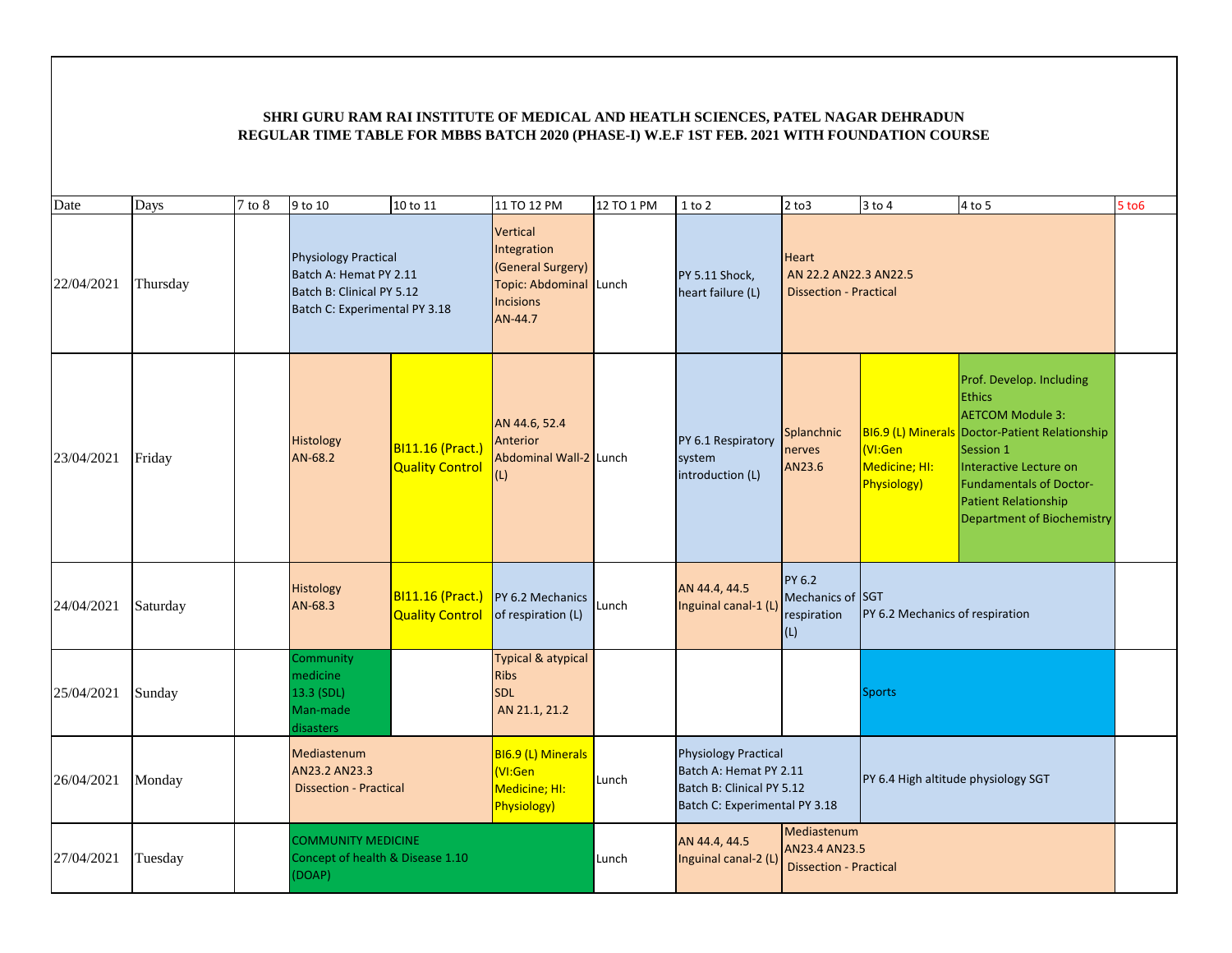**SHRI GURU RAM RAI INSTITUTE OF MEDICAL AND HEATLH SCIENCES, PATEL NAGAR DEHRADUN**
**REGULAR TIME TABLE FOR MBBS BATCH 2020 (PHASE-I) W.E.F 1ST FEB. 2021 WITH FOUNDATION COURSE**

| Date | Days | 7 to 8 | 9 to 10 | 10 to 11 | 11 TO 12 PM | 12 TO 1 PM | 1 to 2 | 2 to3 | 3 to 4 | 4 to 5 | 5 to6 |
|---|---|---|---|---|---|---|---|---|---|---|---|
| 22/04/2021 | Thursday | | Physiology Practical Batch A: Hemat PY 2.11 Batch B: Clinical PY 5.12 Batch C: Experimental PY 3.18 | | Vertical Integration (General Surgery) Topic: Abdominal Incisions AN-44.7 | Lunch | PY 5.11 Shock, heart failure (L) | Heart AN 22.2 AN22.3 AN22.5 Dissection - Practical | | | |
| 23/04/2021 | Friday | | Histology AN-68.2 | BI11.16 (Pract.) Quality Control | AN 44.6, 52.4 Anterior Abdominal Wall-2 (L) | Lunch | PY 6.1 Respiratory system introduction (L) | Splanchnic nerves AN23.6 | BI6.9 (L) Minerals (VI:Gen Medicine; HI: Physiology) | Prof. Develop. Including Ethics AETCOM Module 3: Doctor-Patient Relationship Session 1 Interactive Lecture on Fundamentals of Doctor-Patient Relationship Department of Biochemistry | |
| 24/04/2021 | Saturday | | Histology AN-68.3 | BI11.16 (Pract.) Quality Control | PY 6.2 Mechanics of respiration (L) | Lunch | AN 44.4, 44.5 Inguinal canal-1 (L) | PY 6.2 Mechanics of respiration (L) | SGT PY 6.2 Mechanics of respiration | | |
| 25/04/2021 | Sunday | | Community medicine 13.3 (SDL) Man-made disasters | | Typical & atypical Ribs SDL AN 21.1, 21.2 | | | | Sports | | |
| 26/04/2021 | Monday | | Mediastenum AN23.2 AN23.3 Dissection - Practical | | BI6.9 (L) Minerals (VI:Gen Medicine; HI: Physiology) | Lunch | Physiology Practical Batch A: Hemat PY 2.11 Batch B: Clinical PY 5.12 Batch C: Experimental PY 3.18 | | PY 6.4 High altitude physiology SGT | | |
| 27/04/2021 | Tuesday | | COMMUNITY MEDICINE Concept of health & Disease 1.10 (DOAP) | | | Lunch | AN 44.4, 44.5 Inguinal canal-2 (L) | Mediastenum AN23.4 AN23.5 Dissection - Practical | | | |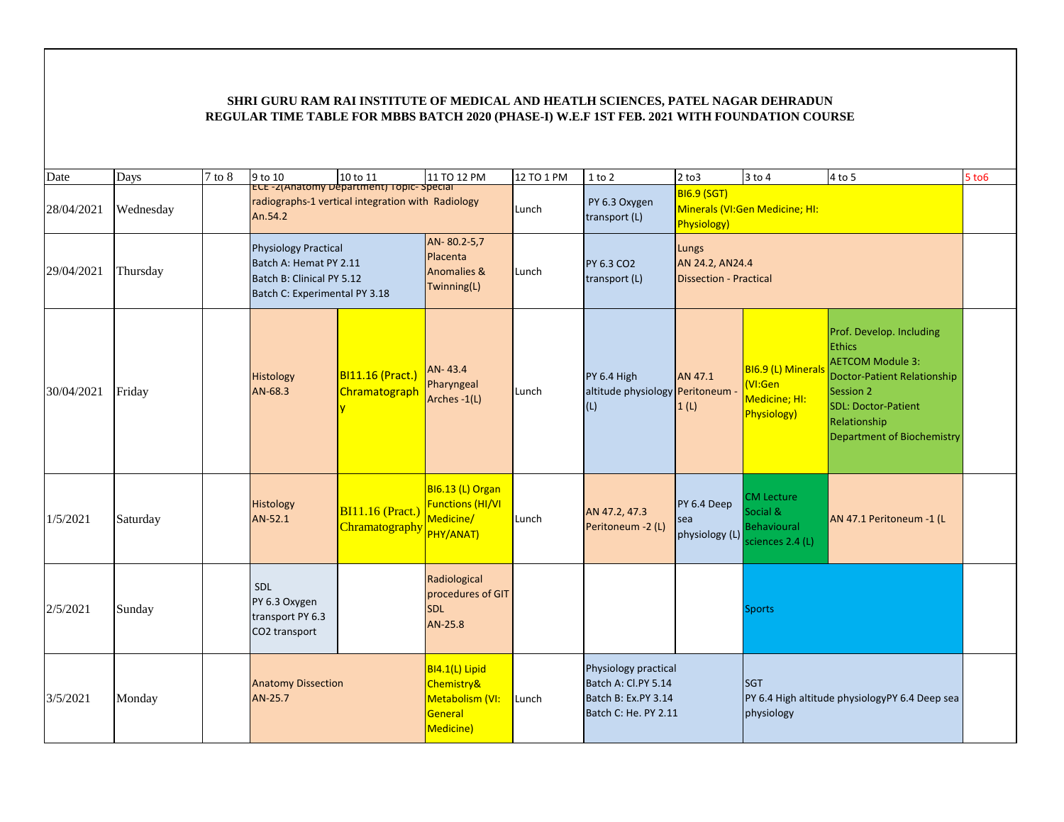**SHRI GURU RAM RAI INSTITUTE OF MEDICAL AND HEATLH SCIENCES, PATEL NAGAR DEHRADUN**
**REGULAR TIME TABLE FOR MBBS BATCH 2020 (PHASE-I) W.E.F 1ST FEB. 2021 WITH FOUNDATION COURSE**

| Date | Days | 7 to 8 | 9 to 10 | 10 to 11 | 11 TO 12 PM | 12 TO 1 PM | 1 to 2 | 2 to3 | 3 to 4 | 4 to 5 | 5 to6 |
|---|---|---|---|---|---|---|---|---|---|---|---|
| 28/04/2021 | Wednesday | | ECE -2(Anatomy Department) Topic- Special radiographs-1 vertical integration with Radiology An.54.2 | | | Lunch | PY 6.3 Oxygen transport (L) | BI6.9 (SGT) Minerals (VI:Gen Medicine; HI: Physiology) | | | |
| 29/04/2021 | Thursday | | Physiology Practical Batch A: Hemat PY 2.11 Batch B: Clinical PY 5.12 Batch C: Experimental PY 3.18 | | AN- 80.2-5,7 Placenta Anomalies & Twinning(L) | Lunch | PY 6.3 CO2 transport (L) | Lungs AN 24.2, AN24.4 Dissection - Practical | | | |
| 30/04/2021 | Friday | | Histology AN-68.3 | BI11.16 (Pract.) Chramatography | AN- 43.4 Pharyngeal Arches -1(L) | Lunch | PY 6.4 High altitude physiology (L) | AN 47.1 Peritoneum - 1 (L) | BI6.9 (L) Minerals (VI:Gen Medicine; HI: Physiology) | Prof. Develop. Including Ethics AETCOM Module 3: Doctor-Patient Relationship Session 2 SDL: Doctor-Patient Relationship Department of Biochemistry | |
| 1/5/2021 | Saturday | | Histology AN-52.1 | BI11.16 (Pract.) Chramatography | BI6.13 (L) Organ Functions (HI/VI Medicine/ PHY/ANAT) | Lunch | AN 47.2, 47.3 Peritoneum -2 (L) | PY 6.4 Deep sea physiology (L) | CM Lecture Social & Behavioural sciences 2.4 (L) | AN 47.1 Peritoneum -1 (L | |
| 2/5/2021 | Sunday | | SDL PY 6.3 Oxygen transport PY 6.3 CO2 transport | | Radiological procedures of GIT SDL AN-25.8 | | | | Sports | | |
| 3/5/2021 | Monday | | Anatomy Dissection AN-25.7 | | BI4.1(L) Lipid Chemistry& Metabolism (VI: General Medicine) | Lunch | Physiology practical Batch A: Cl.PY 5.14 Batch B: Ex.PY 3.14 Batch C: He. PY 2.11 | | SGT PY 6.4 High altitude physiologyPY 6.4 Deep sea physiology | | |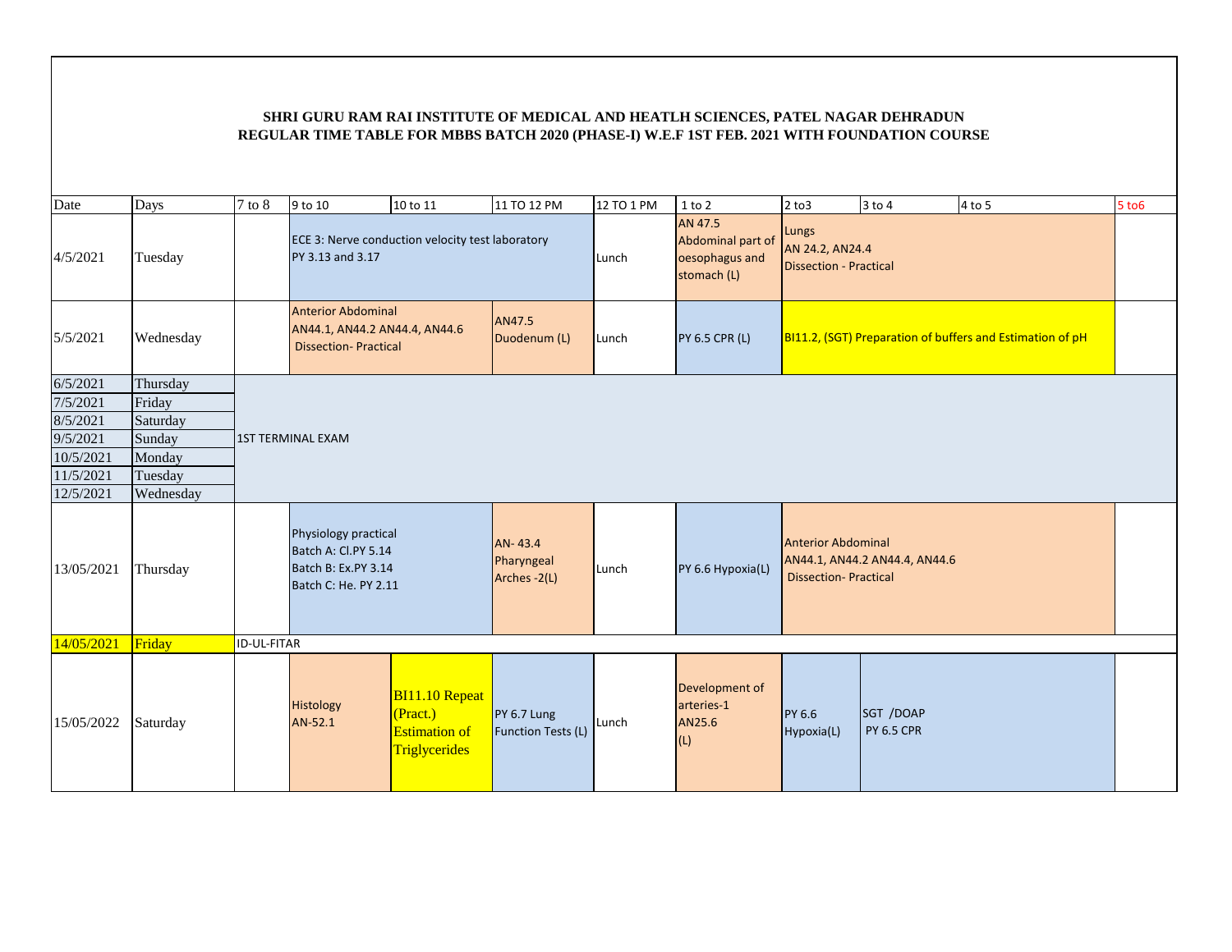**SHRI GURU RAM RAI INSTITUTE OF MEDICAL AND HEATLH SCIENCES, PATEL NAGAR DEHRADUN**
**REGULAR TIME TABLE FOR MBBS BATCH 2020 (PHASE-I) W.E.F 1ST FEB. 2021 WITH FOUNDATION COURSE**

| Date | Days | 7 to 8 | 9 to 10 | 10 to 11 | 11 TO 12 PM | 12 TO 1 PM | 1 to 2 | 2 to3 | 3 to 4 | 4 to 5 | 5 to6 |
|---|---|---|---|---|---|---|---|---|---|---|---|
| 4/5/2021 | Tuesday | | ECE 3: Nerve conduction velocity test laboratory PY 3.13 and 3.17 | | | Lunch | AN 47.5 Abdominal part of oesophagus and stomach (L) | Lungs AN 24.2, AN24.4 Dissection - Practical | | | |
| 5/5/2021 | Wednesday | | Anterior Abdominal AN44.1, AN44.2 AN44.4, AN44.6 Dissection- Practical | | AN47.5 Duodenum (L) | Lunch | PY 6.5 CPR (L) | BI11.2, (SGT) Preparation of buffers and Estimation of pH | | | |
| 6/5/2021 | Thursday | 1ST TERMINAL EXAM | | | | | | | | | |
| 7/5/2021 | Friday | | | | | | | | | | |
| 8/5/2021 | Saturday | | | | | | | | | | |
| 9/5/2021 | Sunday | | | | | | | | | | |
| 10/5/2021 | Monday | | | | | | | | | | |
| 11/5/2021 | Tuesday | | | | | | | | | | |
| 12/5/2021 | Wednesday | | | | | | | | | | |
| 13/05/2021 | Thursday | | Physiology practical Batch A: Cl.PY 5.14 Batch B: Ex.PY 3.14 Batch C: He. PY 2.11 | | AN- 43.4 Pharyngeal Arches -2(L) | Lunch | PY 6.6 Hypoxia(L) | Anterior Abdominal AN44.1, AN44.2 AN44.4, AN44.6 Dissection- Practical | | | |
| 14/05/2021 | Friday | ID-UL-FITAR | | | | | | | | | |
| 15/05/2022 | Saturday | | Histology AN-52.1 | BI11.10 Repeat (Pract.) Estimation of Triglycerides | PY 6.7 Lung Function Tests (L) | Lunch | Development of arteries-1 AN25.6 (L) | PY 6.6 Hypoxia(L) | SGT /DOAP PY 6.5 CPR | | |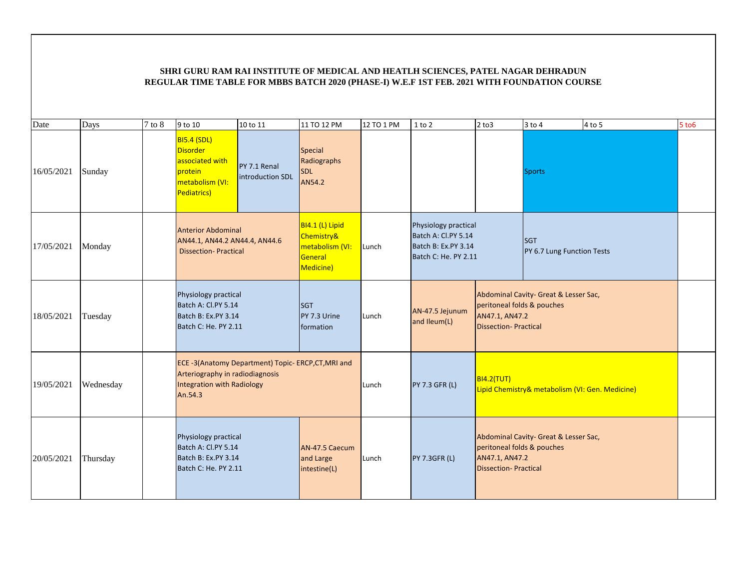**SHRI GURU RAM RAI INSTITUTE OF MEDICAL AND HEATLH SCIENCES, PATEL NAGAR DEHRADUN**
**REGULAR TIME TABLE FOR MBBS BATCH 2020 (PHASE-I) W.E.F 1ST FEB. 2021 WITH FOUNDATION COURSE**

| Date | Days | 7 to 8 | 9 to 10 | 10 to 11 | 11 TO 12 PM | 12 TO 1 PM | 1 to 2 | 2 to3 | 3 to 4 | 4 to 5 | 5 to6 |
|---|---|---|---|---|---|---|---|---|---|---|---|
| 16/05/2021 | Sunday | | BI5.4 (SDL) Disorder associated with protein metabolism (VI: Pediatrics) | PY 7.1 Renal introduction SDL | Special Radiographs SDL AN54.2 | | | | Sports | | |
| 17/05/2021 | Monday | | Anterior Abdominal AN44.1, AN44.2 AN44.4, AN44.6 Dissection- Practical | | BI4.1 (L) Lipid Chemistry& metabolism (VI: General Medicine) | Lunch | Physiology practical Batch A: Cl.PY 5.14 Batch B: Ex.PY 3.14 Batch C: He. PY 2.11 | | SGT PY 6.7 Lung Function Tests | | |
| 18/05/2021 | Tuesday | | Physiology practical Batch A: Cl.PY 5.14 Batch B: Ex.PY 3.14 Batch C: He. PY 2.11 | | SGT PY 7.3 Urine formation | Lunch | AN-47.5 Jejunum and Ileum(L) | Abdominal Cavity- Great & Lesser Sac, peritoneal folds & pouches AN47.1, AN47.2 Dissection- Practical | | | |
| 19/05/2021 | Wednesday | | ECE -3(Anatomy Department) Topic- ERCP,CT,MRI and Arteriography in radiodiagnosis Integration with Radiology An.54.3 | | | Lunch | PY 7.3 GFR (L) | BI4.2(TUT) Lipid Chemistry& metabolism (VI: Gen. Medicine) | | | |
| 20/05/2021 | Thursday | | Physiology practical Batch A: Cl.PY 5.14 Batch B: Ex.PY 3.14 Batch C: He. PY 2.11 | | AN-47.5 Caecum and Large intestine(L) | Lunch | PY 7.3GFR (L) | Abdominal Cavity- Great & Lesser Sac, peritoneal folds & pouches AN47.1, AN47.2 Dissection- Practical | | | |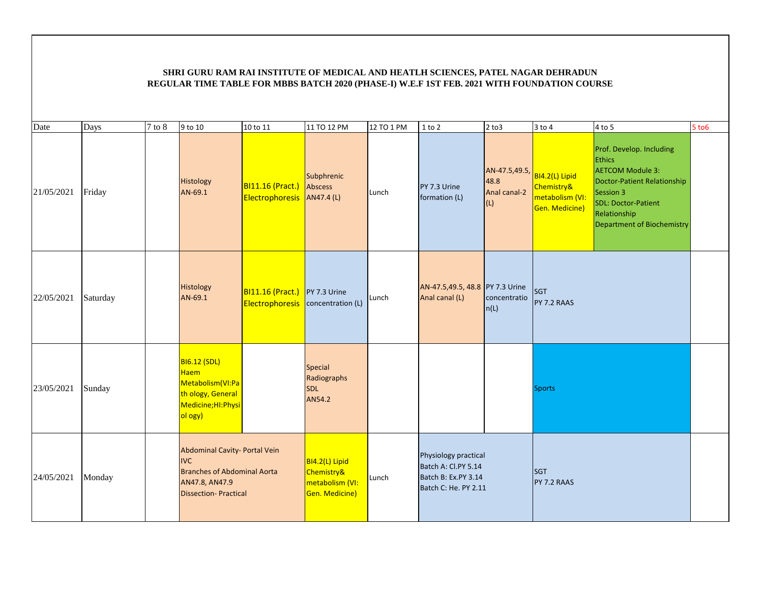**SHRI GURU RAM RAI INSTITUTE OF MEDICAL AND HEATLH SCIENCES, PATEL NAGAR DEHRADUN**
**REGULAR TIME TABLE FOR MBBS BATCH 2020 (PHASE-I) W.E.F 1ST FEB. 2021 WITH FOUNDATION COURSE**

| Date | Days | 7 to 8 | 9 to 10 | 10 to 11 | 11 TO 12 PM | 12 TO 1 PM | 1 to 2 | 2 to3 | 3 to 4 | 4 to 5 | 5 to6 |
|---|---|---|---|---|---|---|---|---|---|---|---|
| 21/05/2021 | Friday | | Histology AN-69.1 | BI11.16 (Pract.) Electrophoresis | Subphrenic Abscess AN47.4 (L) | Lunch | PY 7.3 Urine formation (L) | AN-47.5,49.5, 48.8 Anal canal-2 (L) | BI4.2(L) Lipid Chemistry& metabolism (VI: Gen. Medicine) | Prof. Develop. Including Ethics AETCOM Module 3: Doctor-Patient Relationship Session 3 SDL: Doctor-Patient Relationship Department of Biochemistry | |
| 22/05/2021 | Saturday | | Histology AN-69.1 | BI11.16 (Pract.) Electrophoresis | PY 7.3 Urine concentration (L) | Lunch | AN-47.5,49.5, 48.8 Anal canal (L) | PY 7.3 Urine concentration(L) | SGT PY 7.2 RAAS | | |
| 23/05/2021 | Sunday | | BI6.12 (SDL) Haem Metabolism(VI:Path ology, General Medicine;HI:Physiol ogy) | | Special Radiographs SDL AN54.2 | | | | Sports | | |
| 24/05/2021 | Monday | | Abdominal Cavity- Portal Vein IVC Branches of Abdominal Aorta AN47.8, AN47.9 Dissection- Practical | | BI4.2(L) Lipid Chemistry& metabolism (VI: Gen. Medicine) | Lunch | Physiology practical Batch A: Cl.PY 5.14 Batch B: Ex.PY 3.14 Batch C: He. PY 2.11 | | SGT PY 7.2 RAAS | | |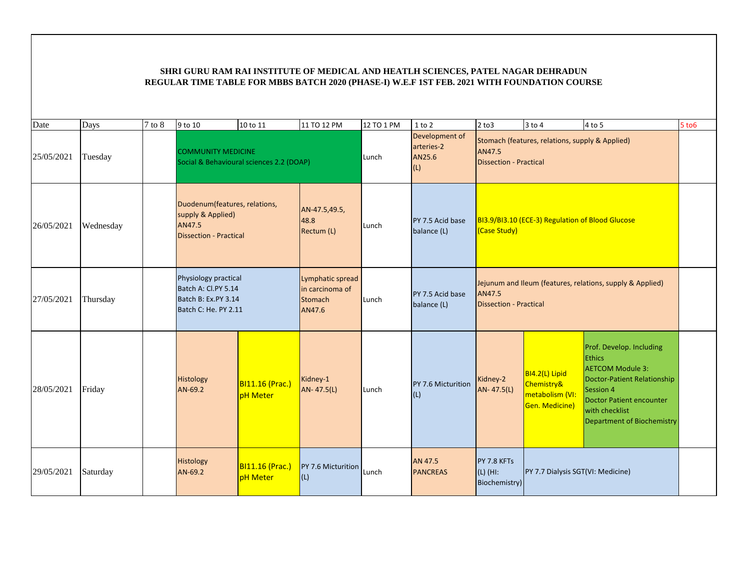**SHRI GURU RAM RAI INSTITUTE OF MEDICAL AND HEATLH SCIENCES, PATEL NAGAR DEHRADUN**
**REGULAR TIME TABLE FOR MBBS BATCH 2020 (PHASE-I) W.E.F 1ST FEB. 2021 WITH FOUNDATION COURSE**

| Date | Days | 7 to 8 | 9 to 10 | 10 to 11 | 11 TO 12 PM | 12 TO 1 PM | 1 to 2 | 2 to3 | 3 to 4 | 4 to 5 | 5 to6 |
|---|---|---|---|---|---|---|---|---|---|---|---|
| 25/05/2021 | Tuesday | | COMMUNITY MEDICINE Social & Behavioural sciences 2.2 (DOAP) | | | Lunch | Development of arteries-2 AN25.6 (L) | Stomach (features, relations, supply & Applied) AN47.5 Dissection - Practical | | | |
| 26/05/2021 | Wednesday | | Duodenum(features, relations, supply & Applied) AN47.5 Dissection - Practical | | AN-47.5,49.5, 48.8 Rectum (L) | Lunch | PY 7.5 Acid base balance (L) | BI3.9/BI3.10 (ECE-3) Regulation of Blood Glucose (Case Study) | | | |
| 27/05/2021 | Thursday | | Physiology practical Batch A: Cl.PY 5.14 Batch B: Ex.PY 3.14 Batch C: He. PY 2.11 | | Lymphatic spread in carcinoma of Stomach AN47.6 | Lunch | PY 7.5 Acid base balance (L) | Jejunum and Ileum (features, relations, supply & Applied) AN47.5 Dissection - Practical | | | |
| 28/05/2021 | Friday | | Histology AN-69.2 | BI11.16 (Prac.) pH Meter | Kidney-1 AN- 47.5(L) | Lunch | PY 7.6 Micturition (L) | Kidney-2 AN- 47.5(L) | BI4.2(L) Lipid Chemistry& metabolism (VI: Gen. Medicine) | Prof. Develop. Including Ethics AETCOM Module 3: Doctor-Patient Relationship Session 4 Doctor Patient encounter with checklist Department of Biochemistry | |
| 29/05/2021 | Saturday | | Histology AN-69.2 | BI11.16 (Prac.) pH Meter | PY 7.6 Micturition (L) | Lunch | AN 47.5 PANCREAS | PY 7.8 KFTs (L) (HI: Biochemistry) | PY 7.7 Dialysis SGT(VI: Medicine) | | |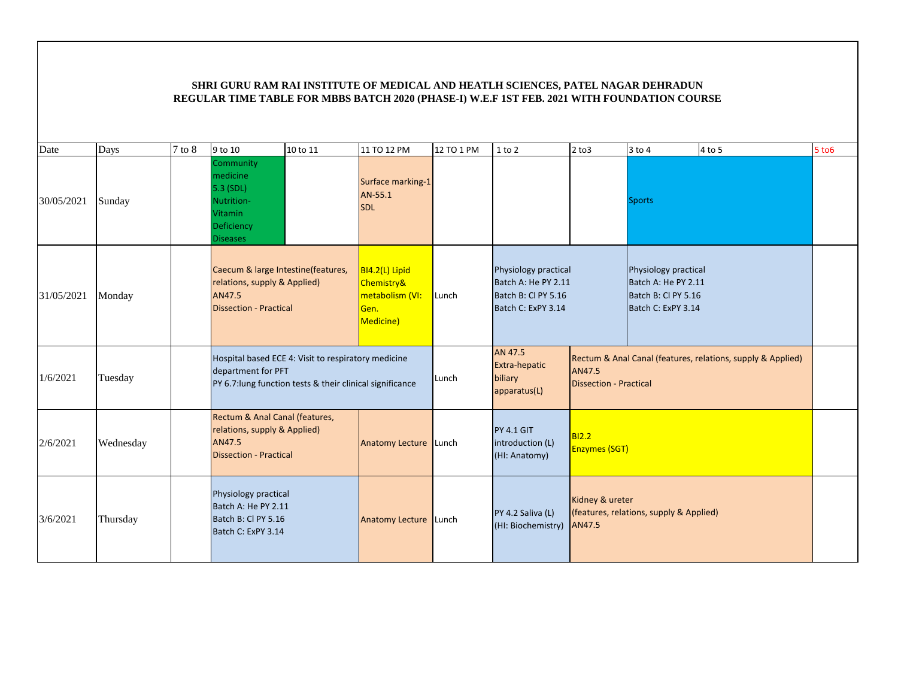**SHRI GURU RAM RAI INSTITUTE OF MEDICAL AND HEATLH SCIENCES, PATEL NAGAR DEHRADUN**
**REGULAR TIME TABLE FOR MBBS BATCH 2020 (PHASE-I) W.E.F 1ST FEB. 2021 WITH FOUNDATION COURSE**

| Date | Days | 7 to 8 | 9 to 10 | 10 to 11 | 11 TO 12 PM | 12 TO 1 PM | 1 to 2 | 2 to3 | 3 to 4 | 4 to 5 | 5 to6 |
|---|---|---|---|---|---|---|---|---|---|---|---|
| 30/05/2021 | Sunday | | Community medicine 5.3 (SDL) Nutrition-Vitamin Deficiency Diseases | | Surface marking-1 AN-55.1 SDL | | | | Sports | | |
| 31/05/2021 | Monday | | Caecum & large Intestine(features, relations, supply & Applied) AN47.5 Dissection - Practical | | BI4.2(L) Lipid Chemistry& metabolism (VI: Gen. Medicine) | Lunch | Physiology practical Batch A: He PY 2.11 Batch B: Cl PY 5.16 Batch C: ExPY 3.14 | | Physiology practical Batch A: He PY 2.11 Batch B: Cl PY 5.16 Batch C: ExPY 3.14 | | |
| 1/6/2021 | Tuesday | | Hospital based ECE 4: Visit to respiratory medicine department for PFT PY 6.7:lung function tests & their clinical significance | | | Lunch | AN 47.5 Extra-hepatic biliary apparatus(L) | Rectum & Anal Canal (features, relations, supply & Applied) AN47.5 Dissection - Practical | | | |
| 2/6/2021 | Wednesday | | Rectum & Anal Canal (features, relations, supply & Applied) AN47.5 Dissection - Practical | | Anatomy Lecture | Lunch | PY 4.1 GIT introduction (L) (HI: Anatomy) | BI2.2 Enzymes (SGT) | | | |
| 3/6/2021 | Thursday | | Physiology practical Batch A: He PY 2.11 Batch B: Cl PY 5.16 Batch C: ExPY 3.14 | | Anatomy Lecture | Lunch | PY 4.2 Saliva (L) (HI: Biochemistry) | Kidney & ureter (features, relations, supply & Applied) AN47.5 | | | |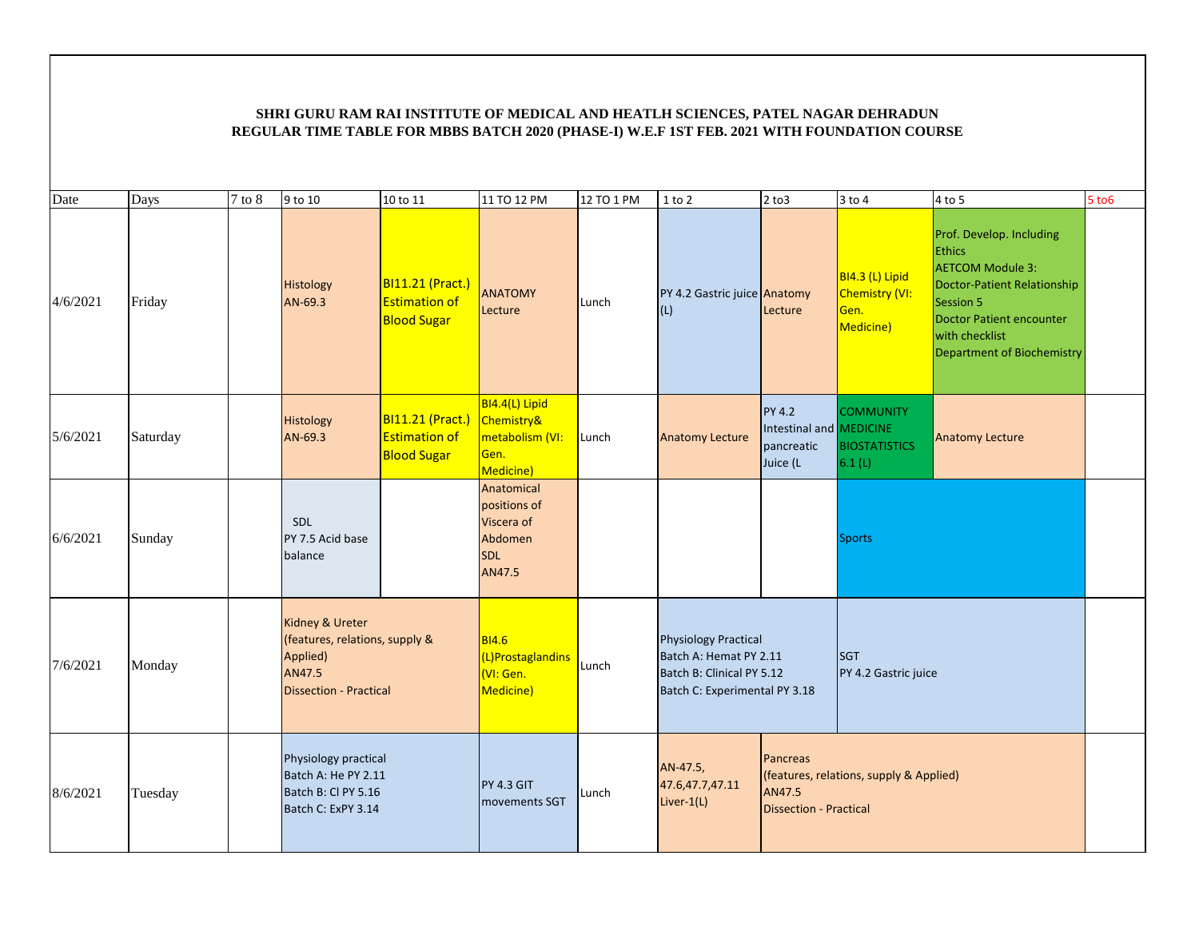**SHRI GURU RAM RAI INSTITUTE OF MEDICAL AND HEATLH SCIENCES, PATEL NAGAR DEHRADUN**
**REGULAR TIME TABLE FOR MBBS BATCH 2020 (PHASE-I) W.E.F 1ST FEB. 2021 WITH FOUNDATION COURSE**

| Date | Days | 7 to 8 | 9 to 10 | 10 to 11 | 11 TO 12 PM | 12 TO 1 PM | 1 to 2 | 2 to3 | 3 to 4 | 4 to 5 | 5 to6 |
|---|---|---|---|---|---|---|---|---|---|---|---|
| 4/6/2021 | Friday | | Histology AN-69.3 | BI11.21 (Pract.) Estimation of Blood Sugar | ANATOMY Lecture | Lunch | PY 4.2 Gastric juice (L) | Anatomy Lecture | BI4.3 (L) Lipid Chemistry (VI: Gen. Medicine) | Prof. Develop. Including Ethics AETCOM Module 3: Doctor-Patient Relationship Session 5 Doctor Patient encounter with checklist Department of Biochemistry | |
| 5/6/2021 | Saturday | | Histology AN-69.3 | BI11.21 (Pract.) Estimation of Blood Sugar | BI4.4(L) Lipid Chemistry& metabolism (VI: Gen. Medicine) | Lunch | Anatomy Lecture | PY 4.2 Intestinal and pancreatic Juice (L | COMMUNITY MEDICINE BIOSTATISTICS 6.1 (L) | Anatomy Lecture | |
| 6/6/2021 | Sunday | | SDL PY 7.5 Acid base balance | | Anatomical positions of Viscera of Abdomen SDL AN47.5 | | | | Sports | | |
| 7/6/2021 | Monday | | Kidney & Ureter (features, relations, supply & Applied) AN47.5 Dissection - Practical | | BI4.6 (L)Prostaglandins (VI: Gen. Medicine) | Lunch | Physiology Practical Batch A: Hemat PY 2.11 Batch B: Clinical PY 5.12 Batch C: Experimental PY 3.18 | | SGT PY 4.2 Gastric juice | | |
| 8/6/2021 | Tuesday | | Physiology practical Batch A: He PY 2.11 Batch B: Cl PY 5.16 Batch C: ExPY 3.14 | | PY 4.3 GIT movements SGT | Lunch | AN-47.5, 47.6,47.7,47.11 Liver-1(L) | Pancreas (features, relations, supply & Applied) AN47.5 Dissection - Practical | | | |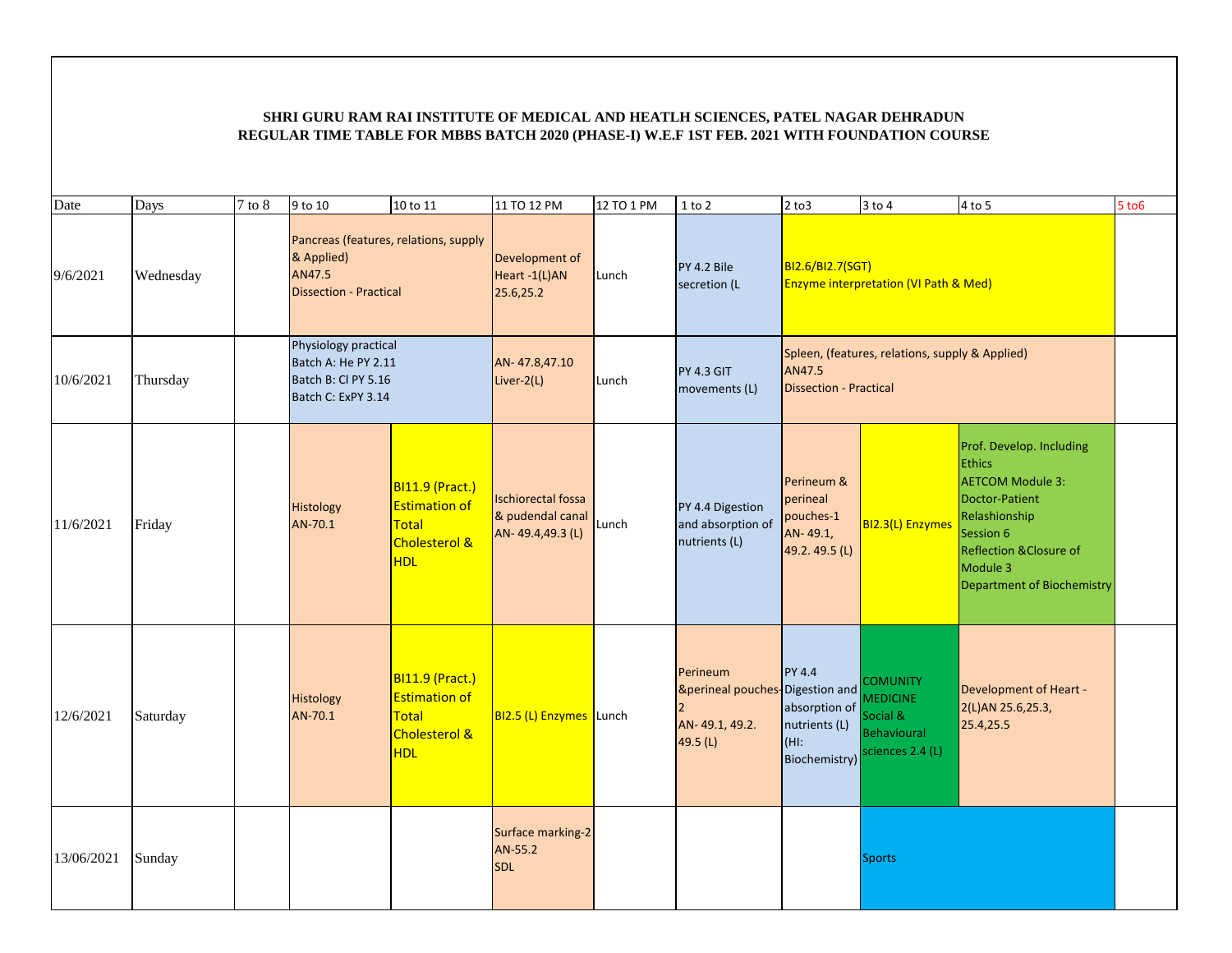**SHRI GURU RAM RAI INSTITUTE OF MEDICAL AND HEATLH SCIENCES, PATEL NAGAR DEHRADUN**
**REGULAR TIME TABLE FOR MBBS BATCH 2020 (PHASE-I) W.E.F 1ST FEB. 2021 WITH FOUNDATION COURSE**

| Date | Days | 7 to 8 | 9 to 10 | 10 to 11 | 11 TO 12 PM | 12 TO 1 PM | 1 to 2 | 2 to3 | 3 to 4 | 4 to 5 | 5 to6 |
|---|---|---|---|---|---|---|---|---|---|---|---|
| 9/6/2021 | Wednesday | | Pancreas (features, relations, supply & Applied) AN47.5 Dissection - Practical | | Development of Heart -1(L)AN 25.6,25.2 | Lunch | PY 4.2 Bile secretion (L | BI2.6/BI2.7(SGT) Enzyme interpretation (VI Path & Med) | | | |
| 10/6/2021 | Thursday | | Physiology practical Batch A: He PY 2.11 Batch B: Cl PY 5.16 Batch C: ExPY 3.14 | | AN- 47.8,47.10 Liver-2(L) | Lunch | PY 4.3 GIT movements (L) | Spleen, (features, relations, supply & Applied) AN47.5 Dissection - Practical | | | |
| 11/6/2021 | Friday | | Histology AN-70.1 | BI11.9 (Pract.) Estimation of Total Cholesterol & HDL | Ischiorectal fossa & pudendal canal AN- 49.4,49.3 (L) | Lunch | PY 4.4 Digestion and absorption of nutrients (L) | Perineum & perineal pouches-1 AN- 49.1, 49.2. 49.5 (L) | BI2.3(L) Enzymes | Prof. Develop. Including Ethics AETCOM Module 3: Doctor-Patient Relashionship Session 6 Reflection &Closure of Module 3 Department of Biochemistry | |
| 12/6/2021 | Saturday | | Histology AN-70.1 | BI11.9 (Pract.) Estimation of Total Cholesterol & HDL | BI2.5 (L) Enzymes | Lunch | Perineum &perineal pouches-2 AN- 49.1, 49.2. 49.5 (L) | PY 4.4 Digestion and absorption of nutrients (L) (HI: Biochemistry) | COMUNITY MEDICINE Social & Behavioural sciences 2.4 (L) | Development of Heart -2(L)AN 25.6,25.3, 25.4,25.5 | |
| 13/06/2021 | Sunday | | | | Surface marking-2 AN-55.2 SDL | | | | Sports | | |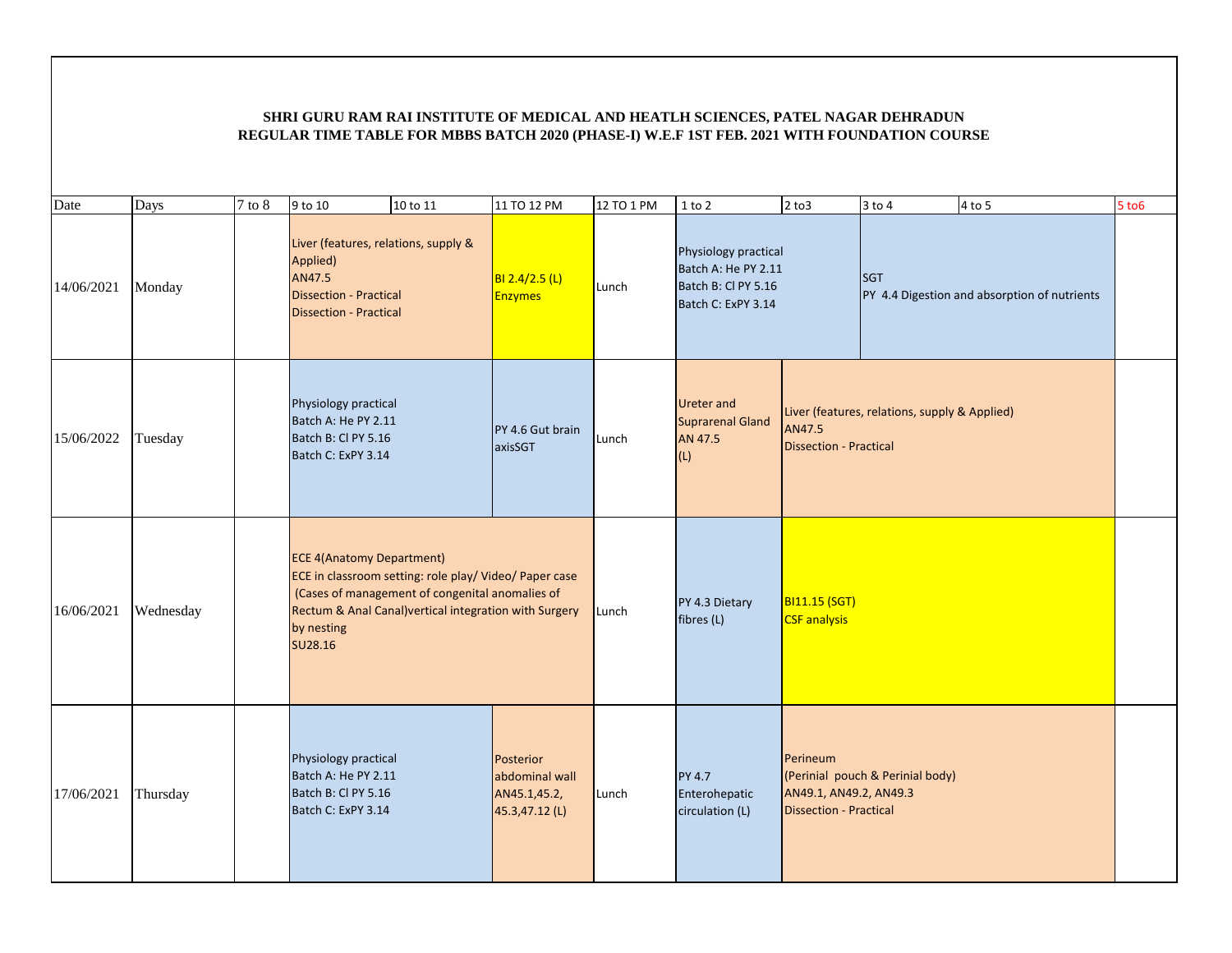**SHRI GURU RAM RAI INSTITUTE OF MEDICAL AND HEATLH SCIENCES, PATEL NAGAR DEHRADUN**
**REGULAR TIME TABLE FOR MBBS BATCH 2020 (PHASE-I) W.E.F 1ST FEB. 2021 WITH FOUNDATION COURSE**

| Date | Days | 7 to 8 | 9 to 10 | 10 to 11 | 11 TO 12 PM | 12 TO 1 PM | 1 to 2 | 2 to3 | 3 to 4 | 4 to 5 | 5 to6 |
|---|---|---|---|---|---|---|---|---|---|---|---|
| 14/06/2021 | Monday | | Liver (features, relations, supply & Applied) AN47.5 Dissection - Practical Dissection - Practical | | BI 2.4/2.5 (L) Enzymes | Lunch | Physiology practical Batch A: He PY 2.11 Batch B: Cl PY 5.16 Batch C: ExPY 3.14 | | SGT PY 4.4 Digestion and absorption of nutrients | | |
| 15/06/2022 | Tuesday | | Physiology practical Batch A: He PY 2.11 Batch B: Cl PY 5.16 Batch C: ExPY 3.14 | | PY 4.6 Gut brain axisSGT | Lunch | Ureter and Suprarenal Gland AN 47.5 (L) | Liver (features, relations, supply & Applied) AN47.5 Dissection - Practical | | | |
| 16/06/2021 | Wednesday | | ECE 4(Anatomy Department) ECE in classroom setting: role play/ Video/ Paper case (Cases of management of congenital anomalies of Rectum & Anal Canal)vertical integration with Surgery by nesting SU28.16 | | | Lunch | PY 4.3 Dietary fibres (L) | BI11.15 (SGT) CSF analysis | | | |
| 17/06/2021 | Thursday | | Physiology practical Batch A: He PY 2.11 Batch B: Cl PY 5.16 Batch C: ExPY 3.14 | | Posterior abdominal wall AN45.1,45.2, 45.3,47.12 (L) | Lunch | PY 4.7 Enterohepatic circulation (L) | Perineum (Perinial pouch & Perinial body) AN49.1, AN49.2, AN49.3 Dissection - Practical | | | |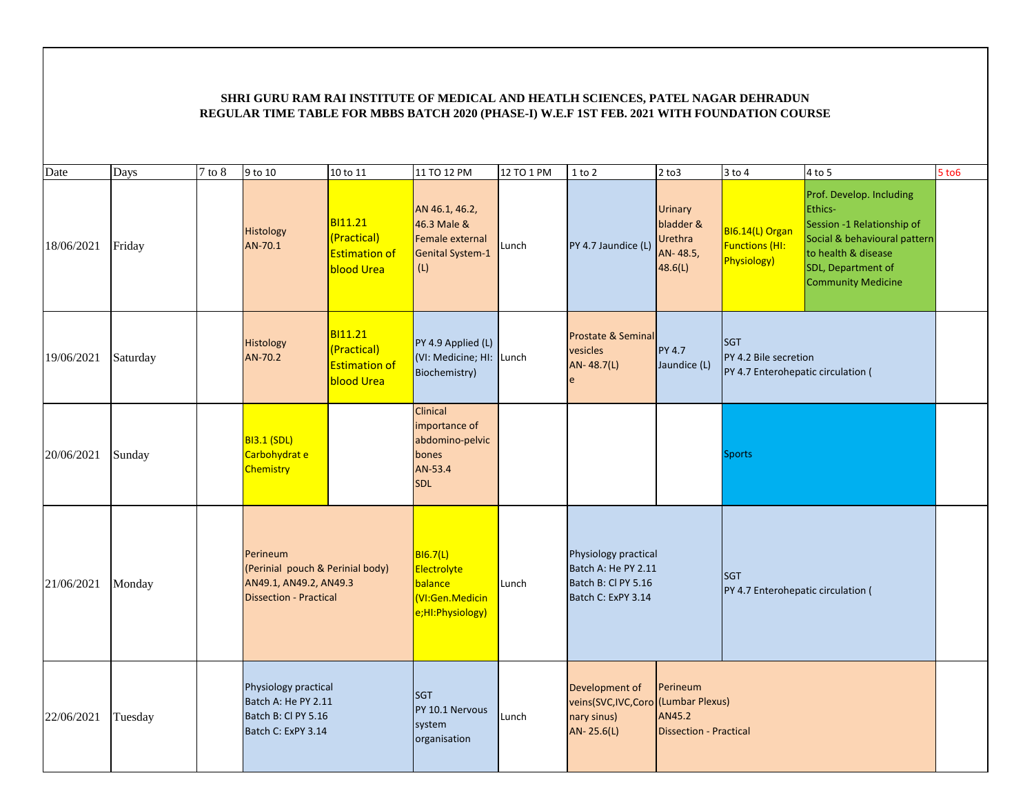**SHRI GURU RAM RAI INSTITUTE OF MEDICAL AND HEATLH SCIENCES, PATEL NAGAR DEHRADUN**
**REGULAR TIME TABLE FOR MBBS BATCH 2020 (PHASE-I) W.E.F 1ST FEB. 2021 WITH FOUNDATION COURSE**

| Date | Days | 7 to 8 | 9 to 10 | 10 to 11 | 11 TO 12 PM | 12 TO 1 PM | 1 to 2 | 2 to3 | 3 to 4 | 4 to 5 | 5 to6 |
|---|---|---|---|---|---|---|---|---|---|---|---|
| 18/06/2021 | Friday | | Histology AN-70.1 | BI11.21 (Practical) Estimation of blood Urea | AN 46.1, 46.2, 46.3 Male & Female external Genital System-1 (L) | Lunch | PY 4.7 Jaundice (L) | Urinary bladder & Urethra AN- 48.5, 48.6(L) | BI6.14(L) Organ Functions (HI: Physiology) | Prof. Develop. Including Ethics- Session -1 Relationship of Social & behavioural pattern to health & disease SDL, Department of Community Medicine | |
| 19/06/2021 | Saturday | | Histology AN-70.2 | BI11.21 (Practical) Estimation of blood Urea | PY 4.9 Applied (L) (VI: Medicine; HI: Biochemistry) | Lunch | Prostate & Seminal vesicles AN- 48.7(L) e | PY 4.7 Jaundice (L) | SGT PY 4.2 Bile secretion PY 4.7 Enterohepatic circulation ( | | |
| 20/06/2021 | Sunday | | BI3.1 (SDL) Carbohydrat e Chemistry | | Clinical importance of abdomino-pelvic bones AN-53.4 SDL | | | | Sports | | |
| 21/06/2021 | Monday | | Perineum (Perinial pouch & Perinial body) AN49.1, AN49.2, AN49.3 Dissection - Practical | | BI6.7(L) Electrolyte balance (VI:Gen.Medicine;HI:Physiology) | Lunch | Physiology practical Batch A: He PY 2.11 Batch B: Cl PY 5.16 Batch C: ExPY 3.14 | | SGT PY 4.7 Enterohepatic circulation ( | | |
| 22/06/2021 | Tuesday | | Physiology practical Batch A: He PY 2.11 Batch B: Cl PY 5.16 Batch C: ExPY 3.14 | | SGT PY 10.1 Nervous system organisation | Lunch | Development of veins(SVC,IVC,Coronary sinus) AN- 25.6(L) | Perineum (Lumbar Plexus) AN45.2 Dissection - Practical | | | |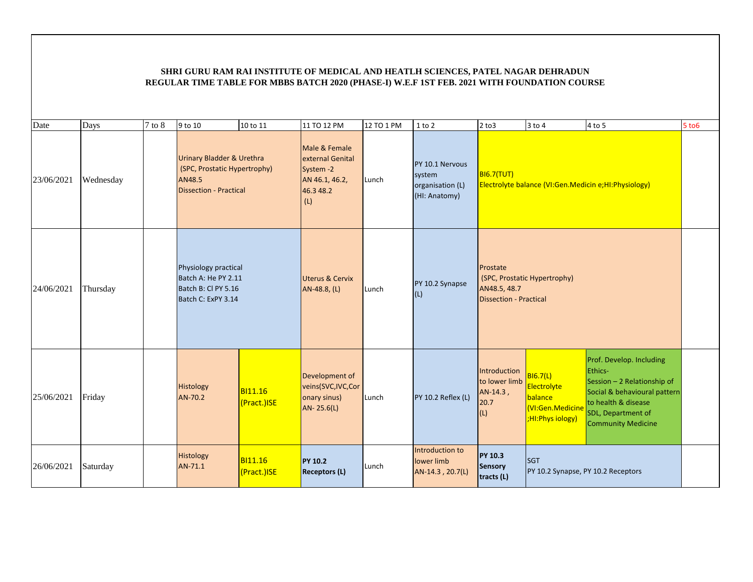**SHRI GURU RAM RAI INSTITUTE OF MEDICAL AND HEATLH SCIENCES, PATEL NAGAR DEHRADUN**
**REGULAR TIME TABLE FOR MBBS BATCH 2020 (PHASE-I) W.E.F 1ST FEB. 2021 WITH FOUNDATION COURSE**

| Date | Days | 7 to 8 | 9 to 10 | 10 to 11 | 11 TO 12 PM | 12 TO 1 PM | 1 to 2 | 2 to3 | 3 to 4 | 4 to 5 | 5 to6 |
|---|---|---|---|---|---|---|---|---|---|---|---|
| 23/06/2021 | Wednesday | | Urinary Bladder & Urethra (SPC, Prostatic Hypertrophy) AN48.5 Dissection - Practical | | Male & Female external Genital System -2 AN 46.1, 46.2, 46.3 48.2 (L) | Lunch | PY 10.1 Nervous system organisation (L) (HI: Anatomy) | BI6.7(TUT) Electrolyte balance (VI:Gen.Medicin e;HI:Physiology) | | | |
| 24/06/2021 | Thursday | | Physiology practical Batch A: He PY 2.11 Batch B: Cl PY 5.16 Batch C: ExPY 3.14 | | Uterus & Cervix AN-48.8, (L) | Lunch | PY 10.2 Synapse (L) | Prostate (SPC, Prostatic Hypertrophy) AN48.5, 48.7 Dissection - Practical | | | |
| 25/06/2021 | Friday | | Histology AN-70.2 | BI11.16 (Pract.)ISE | Development of veins(SVC,IVC,Coronary sinus) AN- 25.6(L) | Lunch | PY 10.2 Reflex (L) | Introduction to lower limb AN-14.3 , 20.7 (L) | BI6.7(L) Electrolyte balance (VI:Gen.Medicine ;HI:Phys iology) | Prof. Develop. Including Ethics- Session – 2 Relationship of Social & behavioural pattern to health & disease SDL, Department of Community Medicine | |
| 26/06/2021 | Saturday | | Histology AN-71.1 | BI11.16 (Pract.)ISE | **PY 10.2 Receptors (L)** | Lunch | Introduction to lower limb AN-14.3 , 20.7(L) | **PY 10.3 Sensory tracts (L)** | SGT PY 10.2 Synapse, PY 10.2 Receptors | | |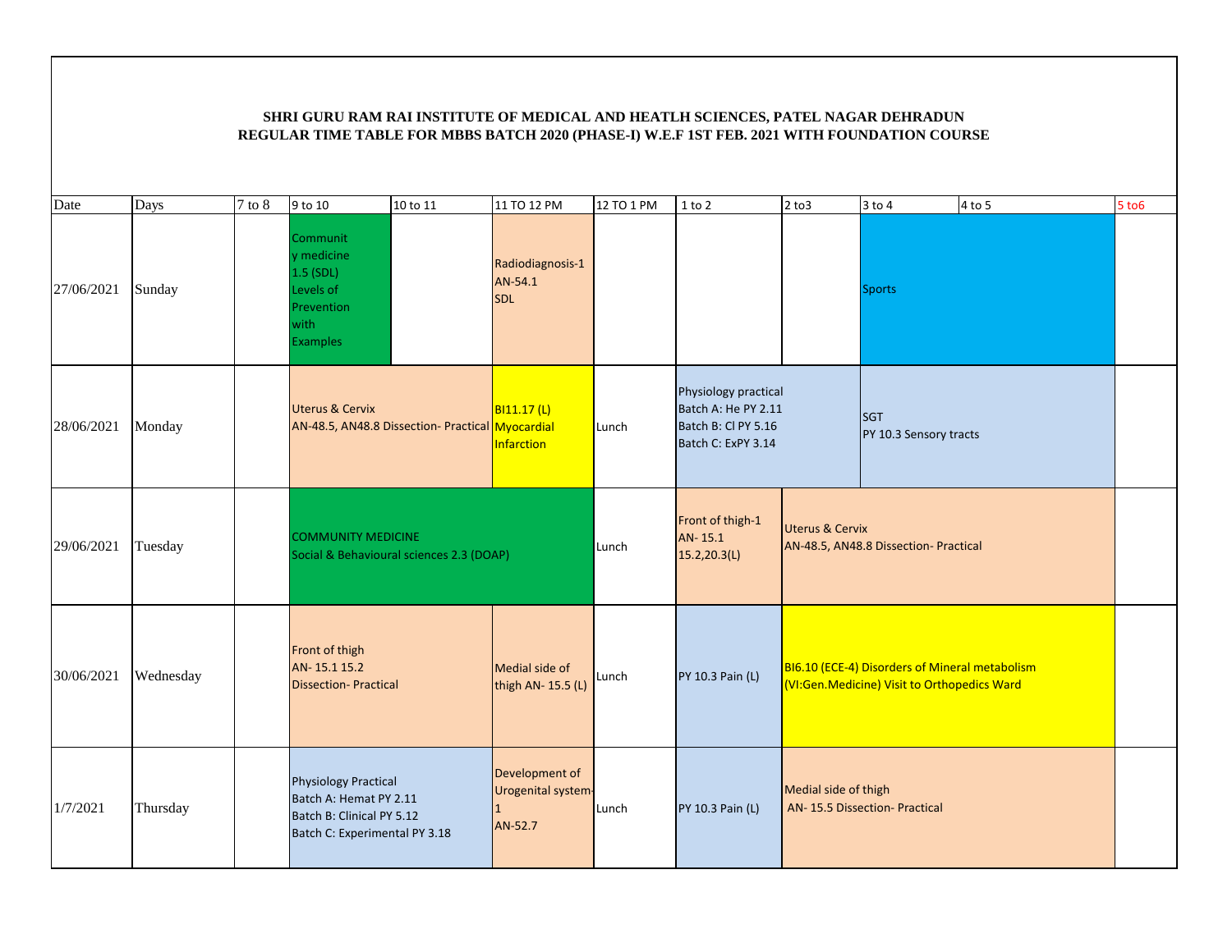**SHRI GURU RAM RAI INSTITUTE OF MEDICAL AND HEATLH SCIENCES, PATEL NAGAR DEHRADUN**
**REGULAR TIME TABLE FOR MBBS BATCH 2020 (PHASE-I) W.E.F 1ST FEB. 2021 WITH FOUNDATION COURSE**

| Date | Days | 7 to 8 | 9 to 10 | 10 to 11 | 11 TO 12 PM | 12 TO 1 PM | 1 to 2 | 2 to3 | 3 to 4 | 4 to 5 | 5 to6 |
|---|---|---|---|---|---|---|---|---|---|---|---|
| 27/06/2021 | Sunday | | Community medicine 1.5 (SDL) Levels of Prevention with Examples | | Radiodiagnosis-1 AN-54.1 SDL | | | | Sports | | |
| 28/06/2021 | Monday | | Uterus & Cervix AN-48.5, AN48.8 Dissection- Practical | | BI11.17 (L) Myocardial Infarction | Lunch | Physiology practical Batch A: He PY 2.11 Batch B: Cl PY 5.16 Batch C: ExPY 3.14 | | SGT PY 10.3 Sensory tracts | | |
| 29/06/2021 | Tuesday | | COMMUNITY MEDICINE Social & Behavioural sciences 2.3 (DOAP) | | | Lunch | Front of thigh-1 AN- 15.1 15.2,20.3(L) | Uterus & Cervix AN-48.5, AN48.8 Dissection- Practical | | | |
| 30/06/2021 | Wednesday | | Front of thigh AN- 15.1 15.2 Dissection- Practical | | Medial side of thigh AN- 15.5 (L) | Lunch | PY 10.3 Pain (L) | BI6.10 (ECE-4) Disorders of Mineral metabolism (VI:Gen.Medicine) Visit to Orthopedics Ward | | | |
| 1/7/2021 | Thursday | | Physiology Practical Batch A: Hemat PY 2.11 Batch B: Clinical PY 5.12 Batch C: Experimental PY 3.18 | | Development of Urogenital system-1 AN-52.7 | Lunch | PY 10.3 Pain (L) | Medial side of thigh AN- 15.5 Dissection- Practical | | | |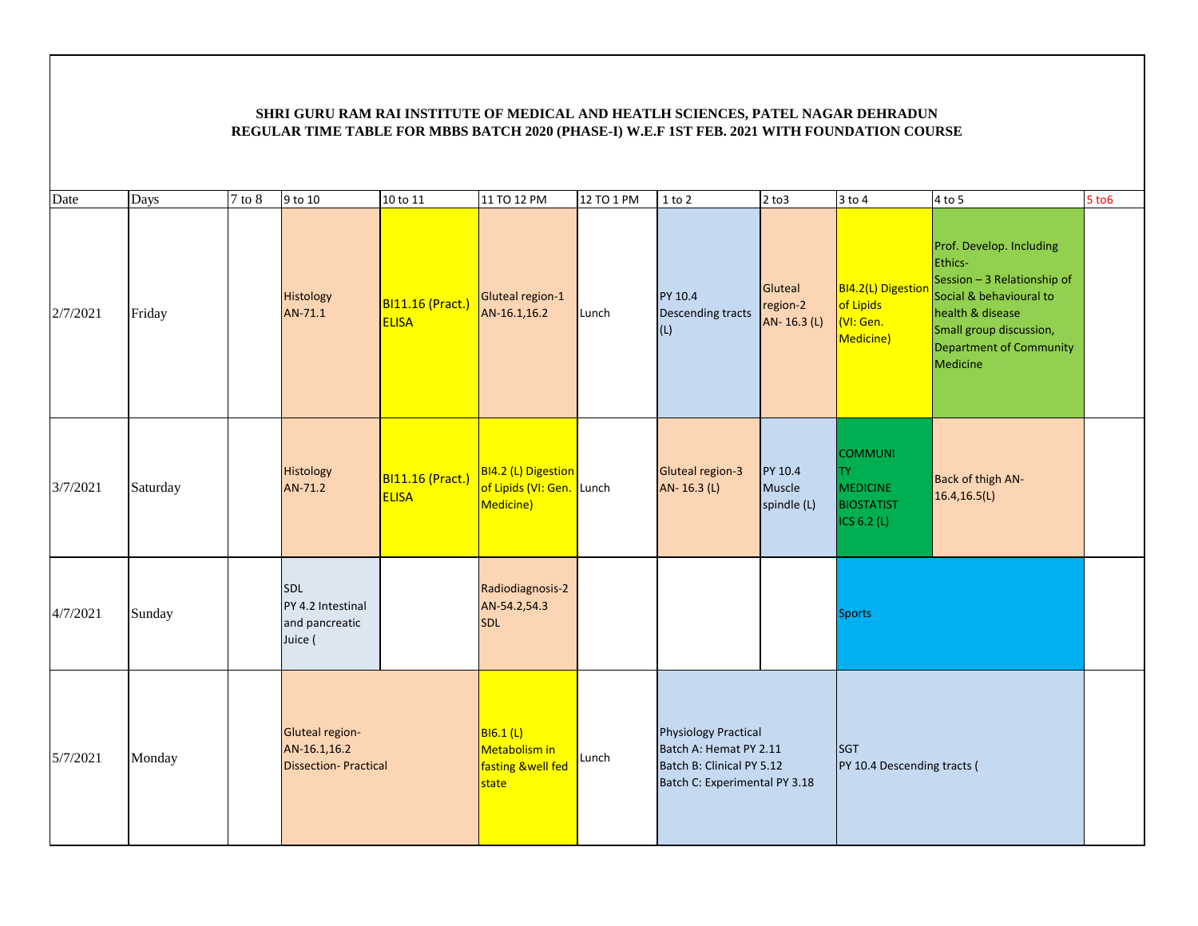**SHRI GURU RAM RAI INSTITUTE OF MEDICAL AND HEATLH SCIENCES, PATEL NAGAR DEHRADUN**
**REGULAR TIME TABLE FOR MBBS BATCH 2020 (PHASE-I) W.E.F 1ST FEB. 2021 WITH FOUNDATION COURSE**

| Date | Days | 7 to 8 | 9 to 10 | 10 to 11 | 11 TO 12 PM | 12 TO 1 PM | 1 to 2 | 2 to3 | 3 to 4 | 4 to 5 | 5 to6 |
|---|---|---|---|---|---|---|---|---|---|---|---|
| 2/7/2021 | Friday | | Histology AN-71.1 | BI11.16 (Pract.) ELISA | Gluteal region-1 AN-16.1,16.2 | Lunch | PY 10.4 Descending tracts (L) | Gluteal region-2 AN- 16.3 (L) | BI4.2(L) Digestion of Lipids (VI: Gen. Medicine) | Prof. Develop. Including Ethics- Session – 3 Relationship of Social & behavioural to health & disease Small group discussion, Department of Community Medicine | |
| 3/7/2021 | Saturday | | Histology AN-71.2 | BI11.16 (Pract.) ELISA | BI4.2 (L) Digestion of Lipids (VI: Gen. Medicine) | Lunch | Gluteal region-3 AN- 16.3 (L) | PY 10.4 Muscle spindle (L) | COMMUNITY MEDICINE BIOSTATIST ICS 6.2 (L) | Back of thigh AN-16.4,16.5(L) | |
| 4/7/2021 | Sunday | | SDL PY 4.2 Intestinal and pancreatic Juice ( | | Radiodiagnosis-2 AN-54.2,54.3 SDL | | | | Sports | | |
| 5/7/2021 | Monday | | Gluteal region- AN-16.1,16.2 Dissection- Practical | | BI6.1 (L) Metabolism in fasting &well fed state | Lunch | Physiology Practical Batch A: Hemat PY 2.11 Batch B: Clinical PY 5.12 Batch C: Experimental PY 3.18 | | SGT PY 10.4 Descending tracts ( | | |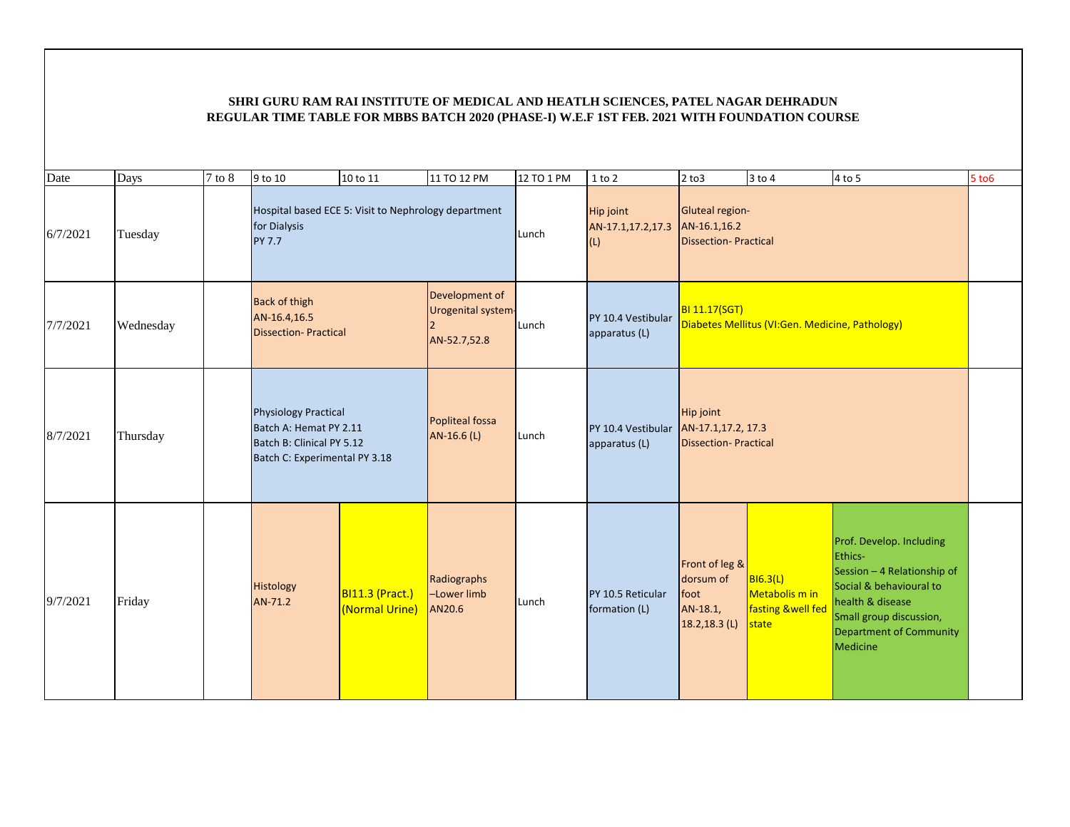**SHRI GURU RAM RAI INSTITUTE OF MEDICAL AND HEATLH SCIENCES, PATEL NAGAR DEHRADUN**
**REGULAR TIME TABLE FOR MBBS BATCH 2020 (PHASE-I) W.E.F 1ST FEB. 2021 WITH FOUNDATION COURSE**

| Date | Days | 7 to 8 | 9 to 10 | 10 to 11 | 11 TO 12 PM | 12 TO 1 PM | 1 to 2 | 2 to3 | 3 to 4 | 4 to 5 | 5 to6 |
|---|---|---|---|---|---|---|---|---|---|---|---|
| 6/7/2021 | Tuesday | | Hospital based ECE 5: Visit to Nephrology department for Dialysis PY 7.7 | | | Lunch | Hip joint AN-17.1,17.2,17.3 (L) | Gluteal region- AN-16.1,16.2 Dissection- Practical | | | |
| 7/7/2021 | Wednesday | | Back of thigh AN-16.4,16.5 Dissection- Practical | | Development of Urogenital system-2 AN-52.7,52.8 | Lunch | PY 10.4 Vestibular apparatus (L) | BI 11.17(SGT) Diabetes Mellitus (VI:Gen. Medicine, Pathology) | | | |
| 8/7/2021 | Thursday | | Physiology Practical Batch A: Hemat PY 2.11 Batch B: Clinical PY 5.12 Batch C: Experimental PY 3.18 | | Popliteal fossa AN-16.6 (L) | Lunch | PY 10.4 Vestibular apparatus (L) | Hip joint AN-17.1,17.2, 17.3 Dissection- Practical | | | |
| 9/7/2021 | Friday | | Histology AN-71.2 | BI11.3 (Pract.) (Normal Urine) | Radiographs –Lower limb AN20.6 | Lunch | PY 10.5 Reticular formation (L) | Front of leg & dorsum of foot AN-18.1, 18.2,18.3 (L) | BI6.3(L) Metabolis m in fasting &well fed state | Prof. Develop. Including Ethics- Session – 4 Relationship of Social & behavioural to health & disease Small group discussion, Department of Community Medicine | |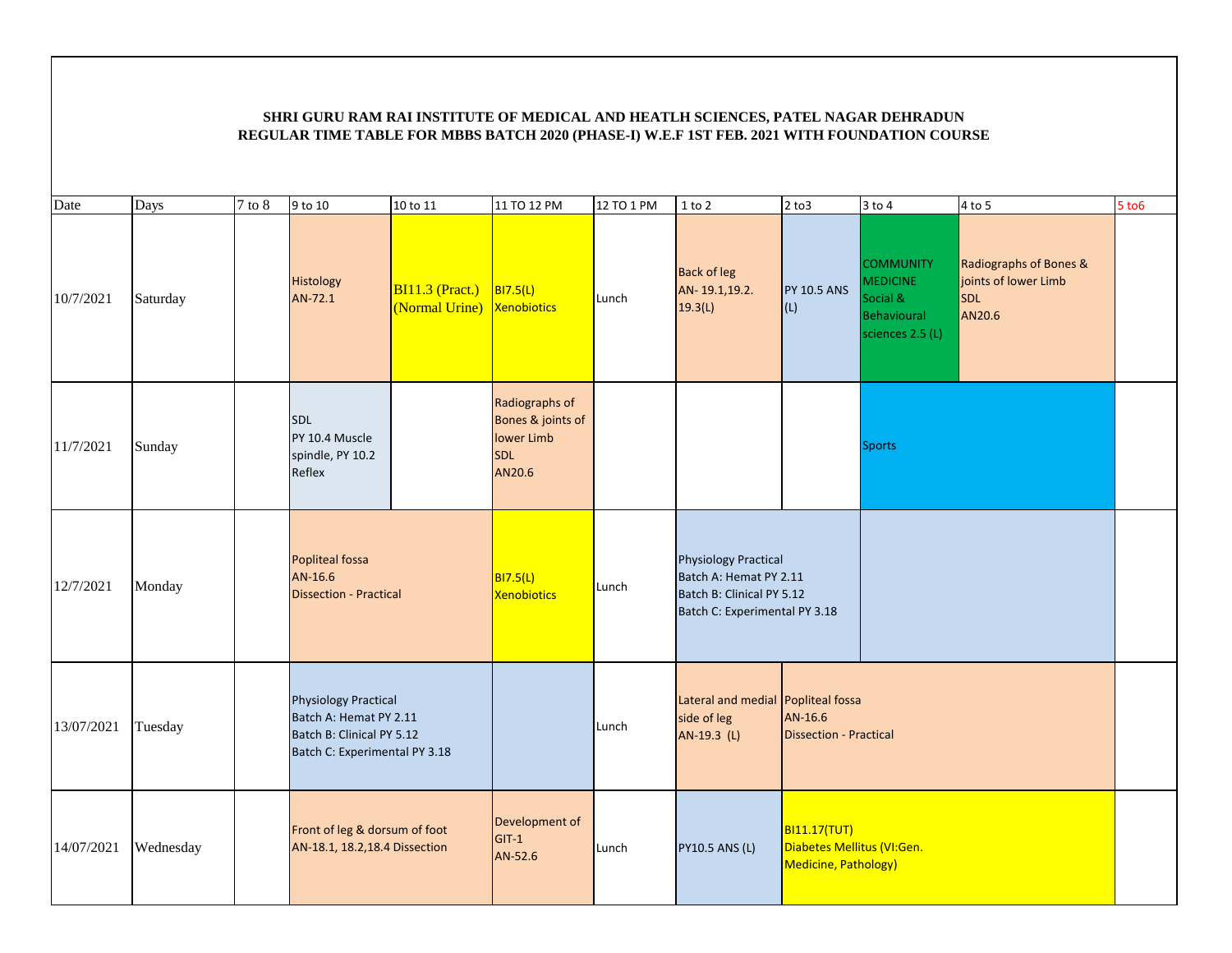**SHRI GURU RAM RAI INSTITUTE OF MEDICAL AND HEATLH SCIENCES, PATEL NAGAR DEHRADUN**
**REGULAR TIME TABLE FOR MBBS BATCH 2020 (PHASE-I) W.E.F 1ST FEB. 2021 WITH FOUNDATION COURSE**

| Date | Days | 7 to 8 | 9 to 10 | 10 to 11 | 11 TO 12 PM | 12 TO 1 PM | 1 to 2 | 2 to3 | 3 to 4 | 4 to 5 | 5 to6 |
|---|---|---|---|---|---|---|---|---|---|---|---|
| 10/7/2021 | Saturday | | Histology AN-72.1 | BI11.3 (Pract.) (Normal Urine) | BI7.5(L) Xenobiotics | Lunch | Back of leg AN- 19.1,19.2. 19.3(L) | PY 10.5 ANS (L) | COMMUNITY MEDICINE Social & Behavioural sciences 2.5 (L) | Radiographs of Bones & joints of lower Limb SDL AN20.6 | |
| 11/7/2021 | Sunday | | SDL PY 10.4 Muscle spindle, PY 10.2 Reflex | | Radiographs of Bones & joints of lower Limb SDL AN20.6 | | | | Sports | | |
| 12/7/2021 | Monday | | Popliteal fossa AN-16.6 Dissection - Practical | | BI7.5(L) Xenobiotics | Lunch | Physiology Practical Batch A: Hemat PY 2.11 Batch B: Clinical PY 5.12 Batch C: Experimental PY 3.18 | | | | |
| 13/07/2021 | Tuesday | | Physiology Practical Batch A: Hemat PY 2.11 Batch B: Clinical PY 5.12 Batch C: Experimental PY 3.18 | | | Lunch | Lateral and medial side of leg AN-19.3 (L) | Popliteal fossa AN-16.6 Dissection - Practical | | | |
| 14/07/2021 | Wednesday | | Front of leg & dorsum of foot AN-18.1, 18.2,18.4 Dissection | | Development of GIT-1 AN-52.6 | Lunch | PY10.5 ANS (L) | BI11.17(TUT) Diabetes Mellitus (VI:Gen. Medicine, Pathology) | | | |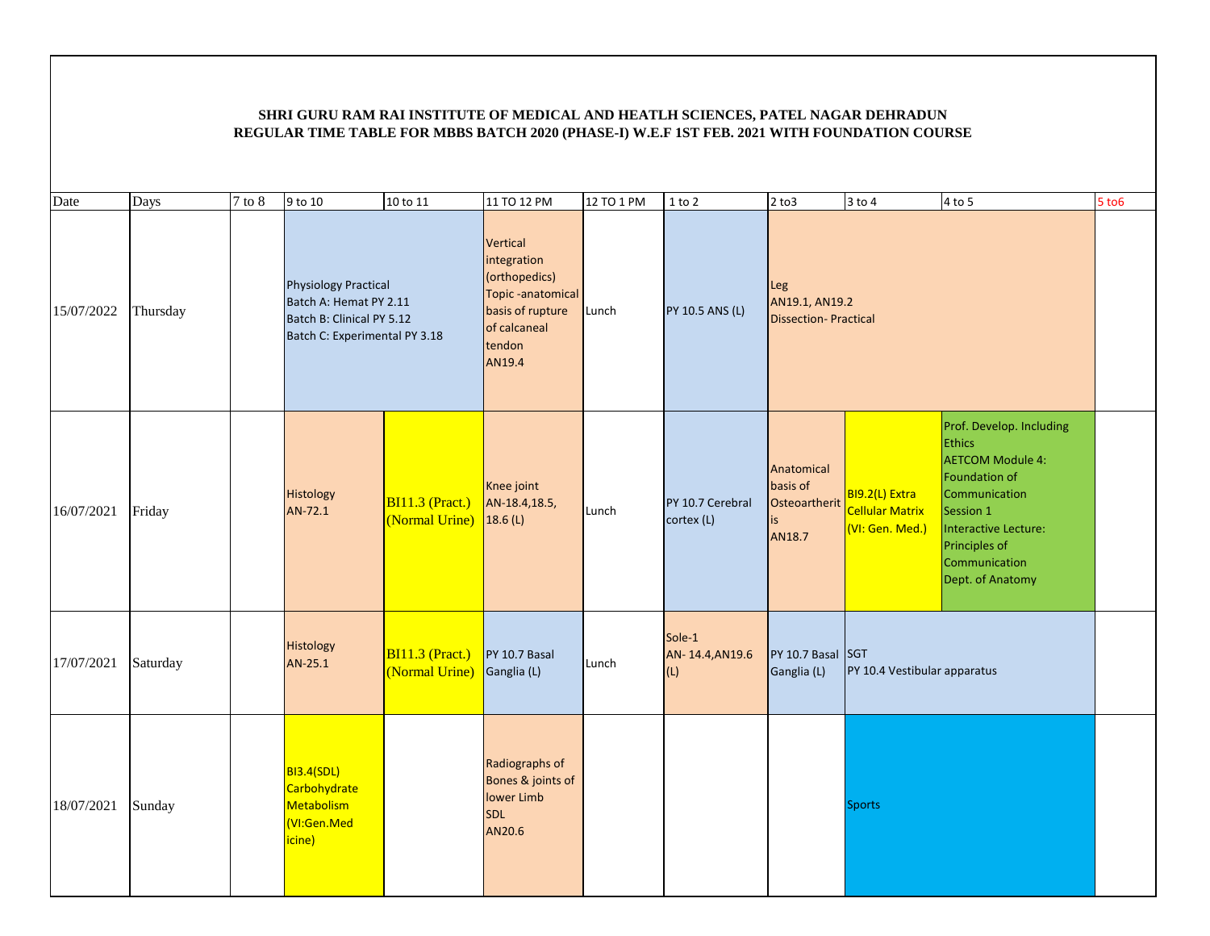**SHRI GURU RAM RAI INSTITUTE OF MEDICAL AND HEATLH SCIENCES, PATEL NAGAR DEHRADUN**
**REGULAR TIME TABLE FOR MBBS BATCH 2020 (PHASE-I) W.E.F 1ST FEB. 2021 WITH FOUNDATION COURSE**

| Date | Days | 7 to 8 | 9 to 10 | 10 to 11 | 11 TO 12 PM | 12 TO 1 PM | 1 to 2 | 2 to3 | 3 to 4 | 4 to 5 | 5 to6 |
|---|---|---|---|---|---|---|---|---|---|---|---|
| 15/07/2022 | Thursday | | Physiology Practical Batch A: Hemat PY 2.11 Batch B: Clinical PY 5.12 Batch C: Experimental PY 3.18 | | Vertical integration (orthopedics) Topic -anatomical basis of rupture of calcaneal tendon AN19.4 | Lunch | PY 10.5 ANS (L) | Leg AN19.1, AN19.2 Dissection- Practical | | | |
| 16/07/2021 | Friday | | Histology AN-72.1 | BI11.3 (Pract.) (Normal Urine) | Knee joint AN-18.4,18.5, 18.6 (L) | Lunch | PY 10.7 Cerebral cortex (L) | Anatomical basis of Osteoarthritis AN18.7 | BI9.2(L) Extra Cellular Matrix (VI: Gen. Med.) | Prof. Develop. Including Ethics AETCOM Module 4: Foundation of Communication Session 1 Interactive Lecture: Principles of Communication Dept. of Anatomy | |
| 17/07/2021 | Saturday | | Histology AN-25.1 | BI11.3 (Pract.) (Normal Urine) | PY 10.7 Basal Ganglia (L) | Lunch | Sole-1 AN- 14.4,AN19.6 (L) | PY 10.7 Basal Ganglia (L) | SGT PY 10.4 Vestibular apparatus | | |
| 18/07/2021 | Sunday | | BI3.4(SDL) Carbohydrate Metabolism (VI:Gen.Medicine) | | Radiographs of Bones & joints of lower Limb SDL AN20.6 | | | | Sports | | |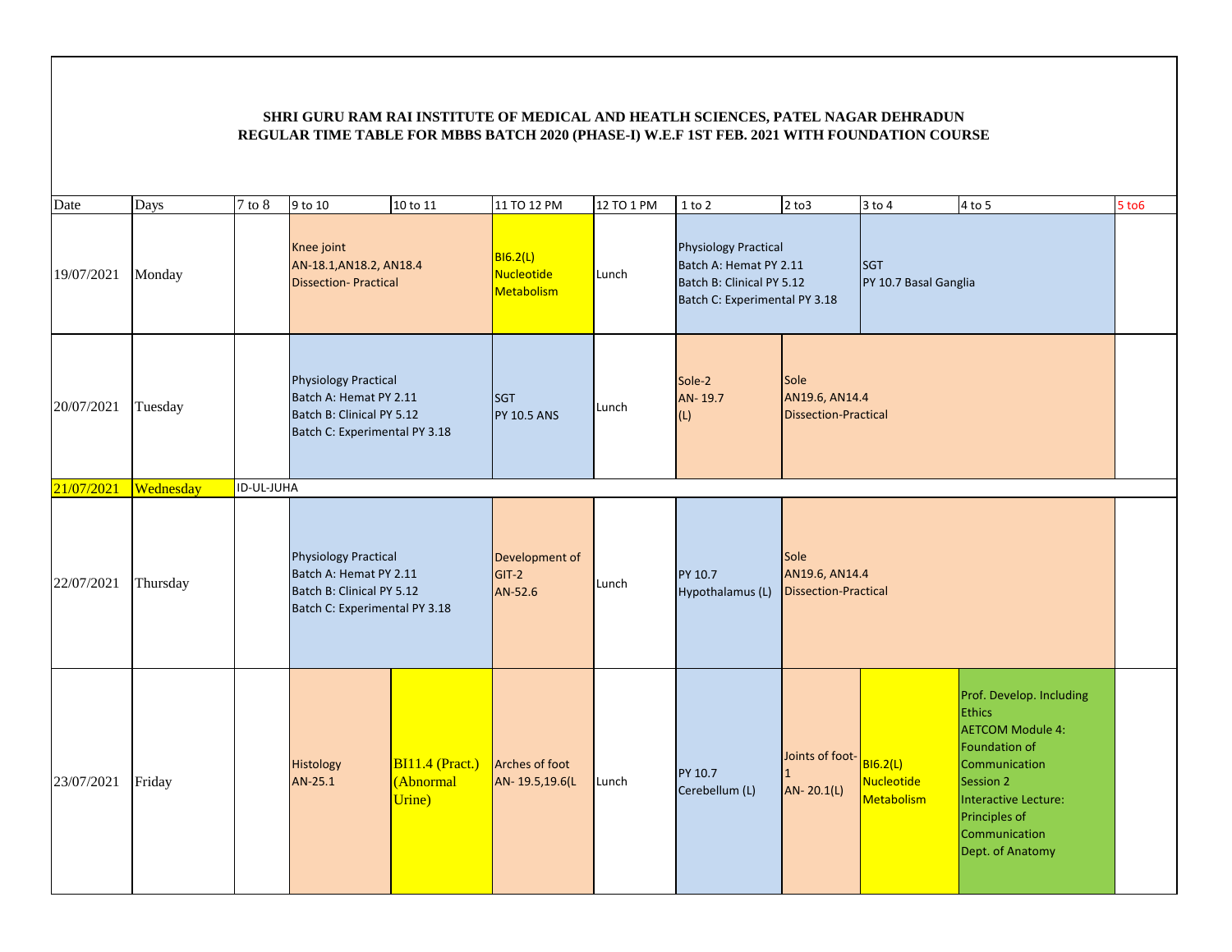**SHRI GURU RAM RAI INSTITUTE OF MEDICAL AND HEATLH SCIENCES, PATEL NAGAR DEHRADUN**
**REGULAR TIME TABLE FOR MBBS BATCH 2020 (PHASE-I) W.E.F 1ST FEB. 2021 WITH FOUNDATION COURSE**

| Date | Days | 7 to 8 | 9 to 10 | 10 to 11 | 11 TO 12 PM | 12 TO 1 PM | 1 to 2 | 2 to3 | 3 to 4 | 4 to 5 | 5 to6 |
|---|---|---|---|---|---|---|---|---|---|---|---|
| 19/07/2021 | Monday | | Knee joint AN-18.1,AN18.2, AN18.4 Dissection- Practical | | BI6.2(L) Nucleotide Metabolism | Lunch | Physiology Practical Batch A: Hemat PY 2.11 Batch B: Clinical PY 5.12 Batch C: Experimental PY 3.18 | | SGT PY 10.7 Basal Ganglia | | |
| 20/07/2021 | Tuesday | | Physiology Practical Batch A: Hemat PY 2.11 Batch B: Clinical PY 5.12 Batch C: Experimental PY 3.18 | | SGT PY 10.5 ANS | Lunch | Sole-2 AN- 19.7 (L) | Sole AN19.6, AN14.4 Dissection-Practical | | | |
| 21/07/2021 | Wednesday | ID-UL-JUHA | | | | | | | | | |
| 22/07/2021 | Thursday | | Physiology Practical Batch A: Hemat PY 2.11 Batch B: Clinical PY 5.12 Batch C: Experimental PY 3.18 | | Development of GIT-2 AN-52.6 | Lunch | PY 10.7 Hypothalamus (L) | Sole AN19.6, AN14.4 Dissection-Practical | | | |
| 23/07/2021 | Friday | | Histology AN-25.1 | BI11.4 (Pract.) (Abnormal Urine) | Arches of foot AN- 19.5,19.6(L | Lunch | PY 10.7 Cerebellum (L) | Joints of foot-1 AN- 20.1(L) | BI6.2(L) Nucleotide Metabolism | Prof. Develop. Including Ethics AETCOM Module 4: Foundation of Communication Session 2 Interactive Lecture: Principles of Communication Dept. of Anatomy | |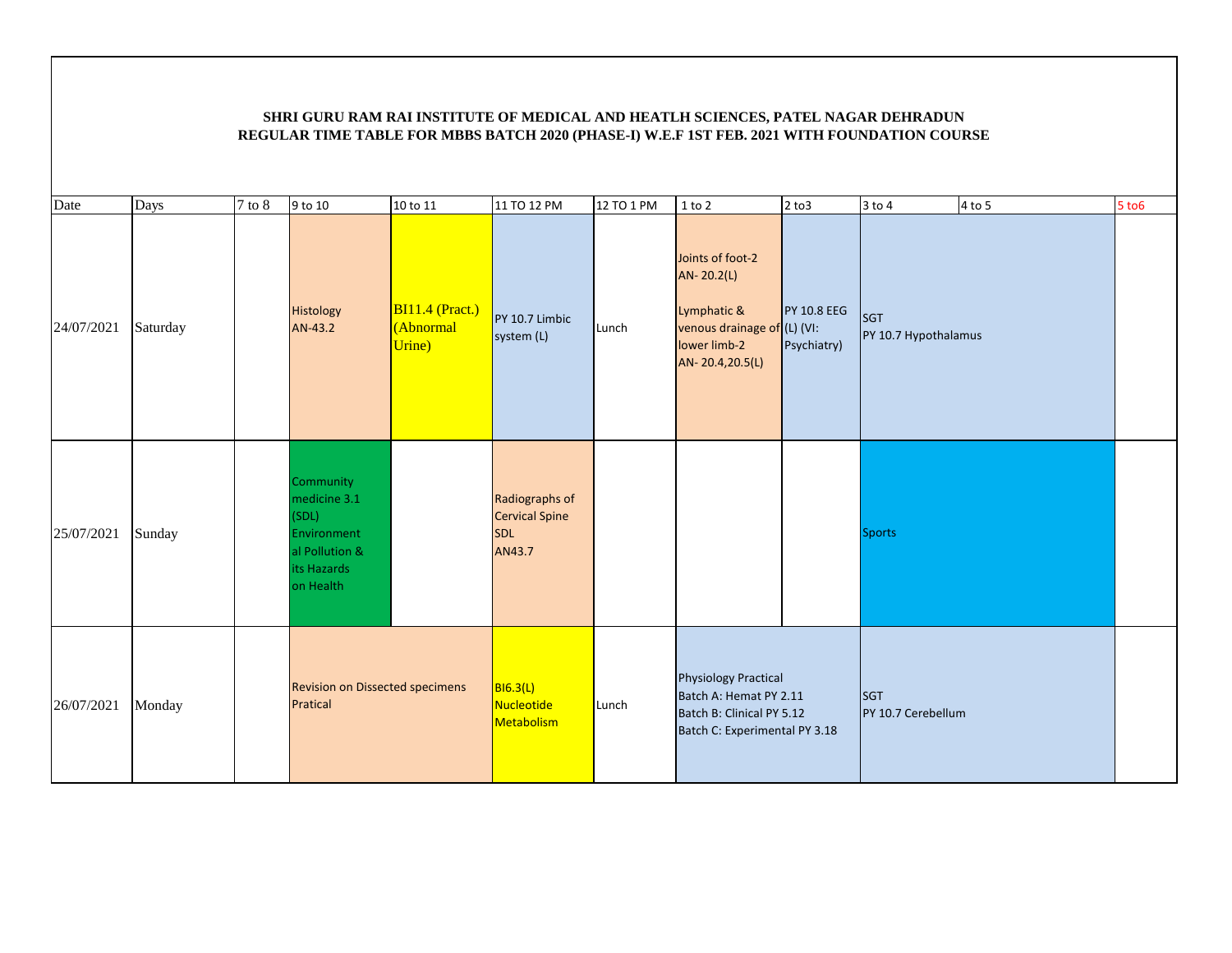**SHRI GURU RAM RAI INSTITUTE OF MEDICAL AND HEATLH SCIENCES, PATEL NAGAR DEHRADUN**
**REGULAR TIME TABLE FOR MBBS BATCH 2020 (PHASE-I) W.E.F 1ST FEB. 2021 WITH FOUNDATION COURSE**

| Date | Days | 7 to 8 | 9 to 10 | 10 to 11 | 11 TO 12 PM | 12 TO 1 PM | 1 to 2 | 2 to3 | 3 to 4 | 4 to 5 | 5 to6 |
|---|---|---|---|---|---|---|---|---|---|---|---|
| 24/07/2021 | Saturday | | Histology AN-43.2 | BI11.4 (Pract.) (Abnormal Urine) | PY 10.7 Limbic system (L) | Lunch | Joints of foot-2 AN- 20.2(L) Lymphatic & venous drainage of lower limb-2 AN- 20.4,20.5(L) | PY 10.8 EEG (L) (VI: Psychiatry) | SGT PY 10.7 Hypothalamus | | |
| 25/07/2021 | Sunday | | Community medicine 3.1 (SDL) Environmental Pollution & its Hazards on Health | | Radiographs of Cervical Spine SDL AN43.7 | | | | Sports | | |
| 26/07/2021 | Monday | | Revision on Dissected specimens Pratical | | BI6.3(L) Nucleotide Metabolism | Lunch | Physiology Practical Batch A: Hemat PY 2.11 Batch B: Clinical PY 5.12 Batch C: Experimental PY 3.18 | | SGT PY 10.7 Cerebellum | | |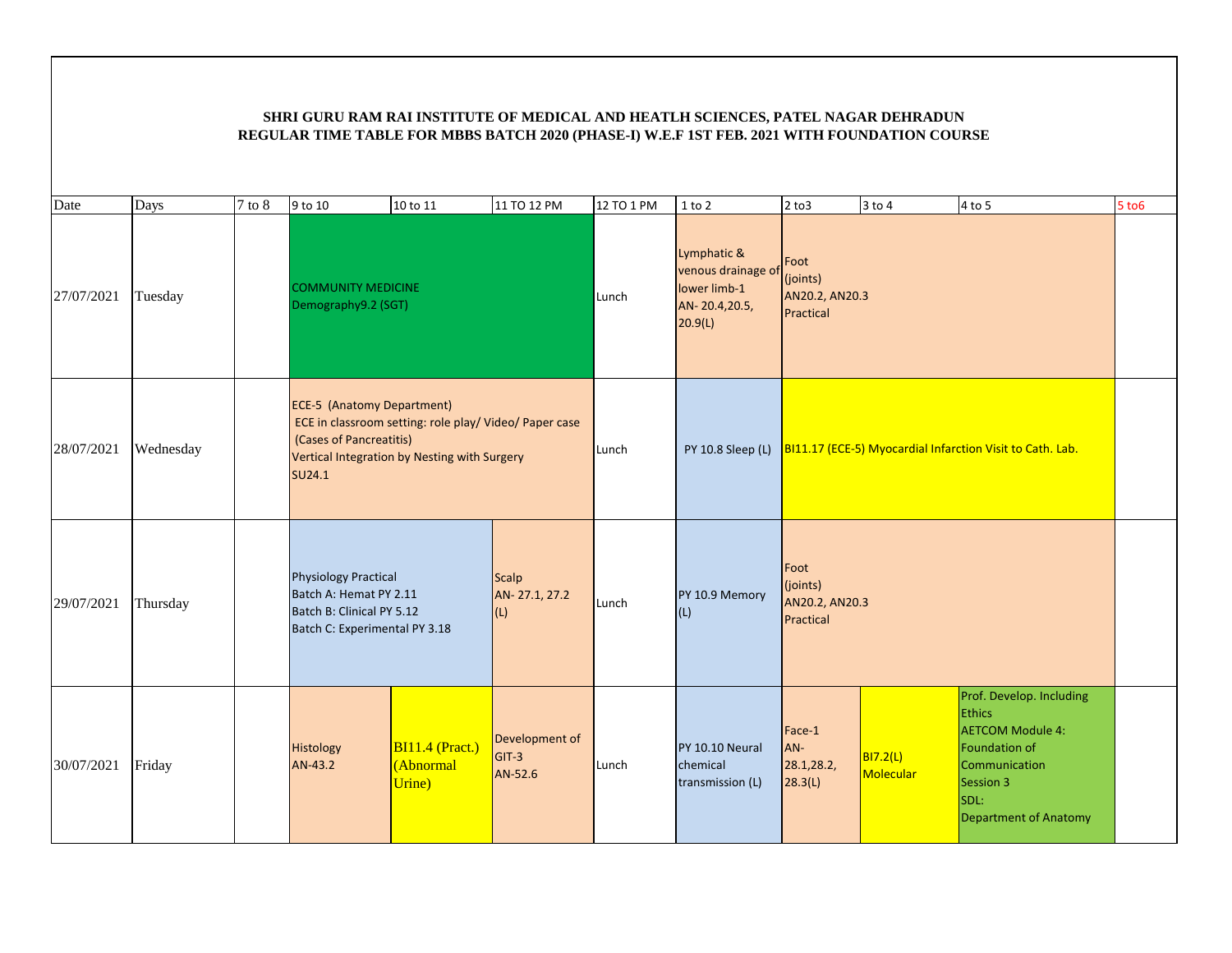**SHRI GURU RAM RAI INSTITUTE OF MEDICAL AND HEATLH SCIENCES, PATEL NAGAR DEHRADUN**
**REGULAR TIME TABLE FOR MBBS BATCH 2020 (PHASE-I) W.E.F 1ST FEB. 2021 WITH FOUNDATION COURSE**

| Date | Days | 7 to 8 | 9 to 10 | 10 to 11 | 11 TO 12 PM | 12 TO 1 PM | 1 to 2 | 2 to3 | 3 to 4 | 4 to 5 | 5 to6 |
|---|---|---|---|---|---|---|---|---|---|---|---|
| 27/07/2021 | Tuesday | | COMMUNITY MEDICINE Demography9.2 (SGT) | | | Lunch | Lymphatic & venous drainage of lower limb-1 AN- 20.4,20.5, 20.9(L) | Foot (joints) AN20.2, AN20.3 Practical | | | |
| 28/07/2021 | Wednesday | | ECE-5 (Anatomy Department) ECE in classroom setting: role play/ Video/ Paper case (Cases of Pancreatitis) Vertical Integration by Nesting with Surgery SU24.1 | | | Lunch | PY 10.8 Sleep (L) | BI11.17 (ECE-5) Myocardial Infarction Visit to Cath. Lab. | | | |
| 29/07/2021 | Thursday | | Physiology Practical Batch A: Hemat PY 2.11 Batch B: Clinical PY 5.12 Batch C: Experimental PY 3.18 | | Scalp AN- 27.1, 27.2 (L) | Lunch | PY 10.9 Memory (L) | Foot (joints) AN20.2, AN20.3 Practical | | | |
| 30/07/2021 | Friday | | Histology AN-43.2 | BI11.4 (Pract.) (Abnormal Urine) | Development of GIT-3 AN-52.6 | Lunch | PY 10.10 Neural chemical transmission (L) | Face-1 AN- 28.1,28.2, 28.3(L) | BI7.2(L) Molecular | Prof. Develop. Including Ethics AETCOM Module 4: Foundation of Communication Session 3 SDL: Department of Anatomy | |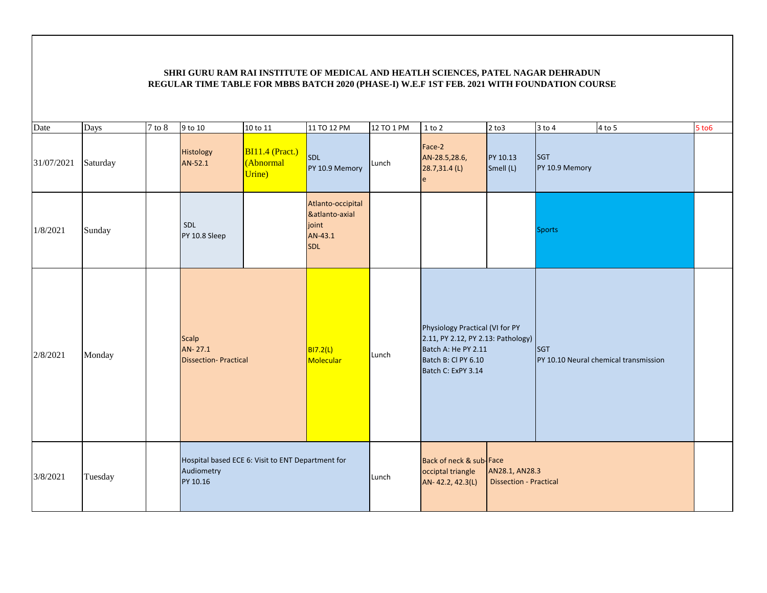**SHRI GURU RAM RAI INSTITUTE OF MEDICAL AND HEATLH SCIENCES, PATEL NAGAR DEHRADUN**
**REGULAR TIME TABLE FOR MBBS BATCH 2020 (PHASE-I) W.E.F 1ST FEB. 2021 WITH FOUNDATION COURSE**

| Date | Days | 7 to 8 | 9 to 10 | 10 to 11 | 11 TO 12 PM | 12 TO 1 PM | 1 to 2 | 2 to3 | 3 to 4 | 4 to 5 | 5 to6 |
|---|---|---|---|---|---|---|---|---|---|---|---|
| 31/07/2021 | Saturday | | Histology AN-52.1 | BI11.4 (Pract.) (Abnormal Urine) | SDL PY 10.9 Memory | Lunch | Face-2 AN-28.5,28.6, 28.7,31.4 (L) e | PY 10.13 Smell (L) | SGT PY 10.9 Memory | | |
| 1/8/2021 | Sunday | | SDL PY 10.8 Sleep | | Atlanto-occipital &atlanto-axial joint AN-43.1 SDL | | | | Sports | | |
| 2/8/2021 | Monday | | Scalp AN- 27.1 Dissection- Practical | | BI7.2(L) Molecular | Lunch | Physiology Practical (VI for PY 2.11, PY 2.12, PY 2.13: Pathology) Batch A: He PY 2.11 Batch B: Cl PY 6.10 Batch C: ExPY 3.14 | | SGT PY 10.10 Neural chemical transmission | | |
| 3/8/2021 | Tuesday | | Hospital based ECE 6: Visit to ENT Department for Audiometry PY 10.16 | | | Lunch | Back of neck & sub-occiptal triangle AN- 42.2, 42.3(L) | Face AN28.1, AN28.3 Dissection - Practical | | | |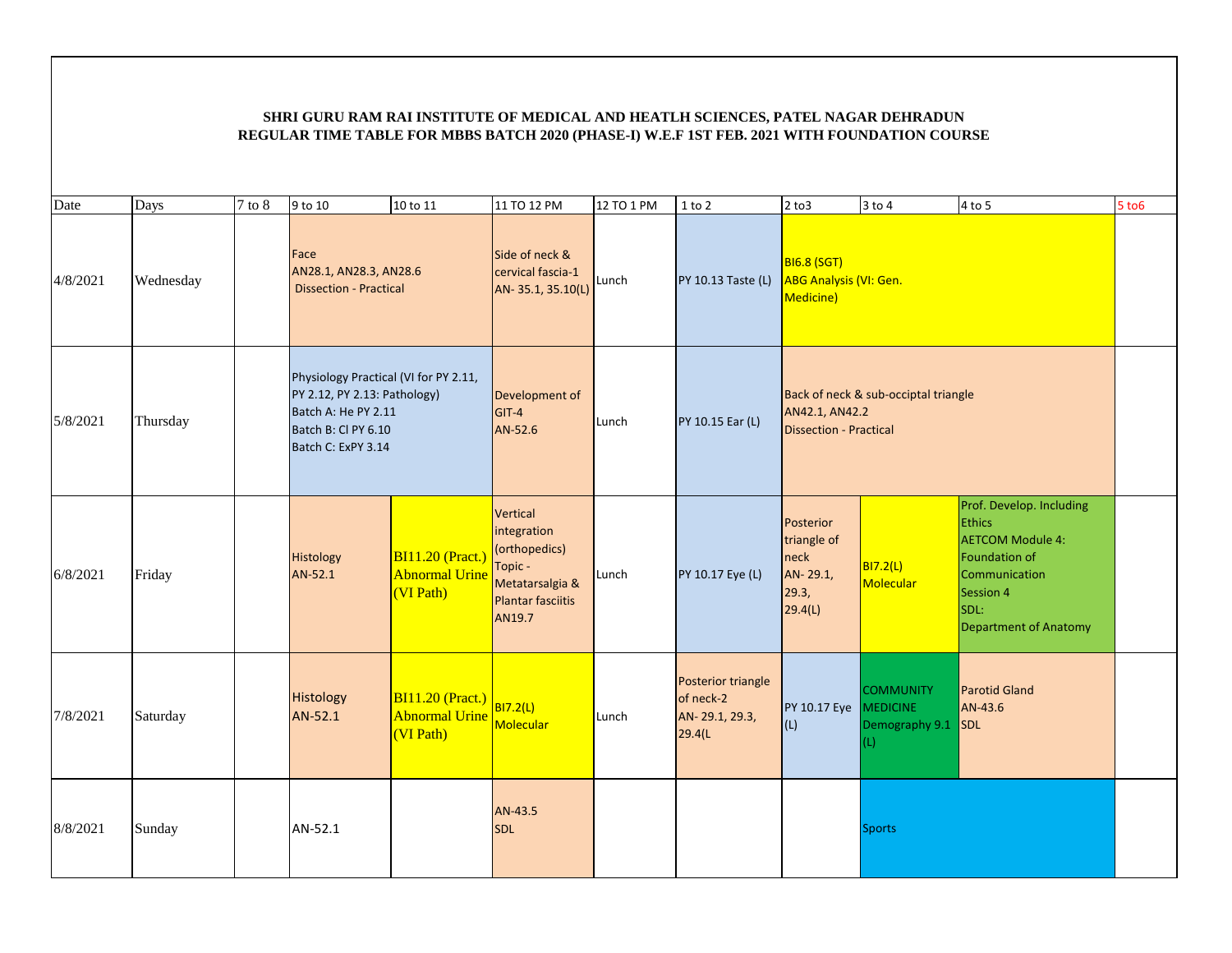**SHRI GURU RAM RAI INSTITUTE OF MEDICAL AND HEATLH SCIENCES, PATEL NAGAR DEHRADUN**
**REGULAR TIME TABLE FOR MBBS BATCH 2020 (PHASE-I) W.E.F 1ST FEB. 2021 WITH FOUNDATION COURSE**

| Date | Days | 7 to 8 | 9 to 10 | 10 to 11 | 11 TO 12 PM | 12 TO 1 PM | 1 to 2 | 2 to3 | 3 to 4 | 4 to 5 | 5 to6 |
|---|---|---|---|---|---|---|---|---|---|---|---|
| 4/8/2021 | Wednesday | | Face AN28.1, AN28.3, AN28.6 Dissection - Practical | | Side of neck & cervical fascia-1 AN- 35.1, 35.10(L) | Lunch | PY 10.13 Taste (L) | BI6.8 (SGT) ABG Analysis (VI: Gen. Medicine) | | | |
| 5/8/2021 | Thursday | | Physiology Practical (VI for PY 2.11, PY 2.12, PY 2.13: Pathology) Batch A: He PY 2.11 Batch B: Cl PY 6.10 Batch C: ExPY 3.14 | | Development of GIT-4 AN-52.6 | Lunch | PY 10.15 Ear (L) | Back of neck & sub-occiptal triangle AN42.1, AN42.2 Dissection - Practical | | | |
| 6/8/2021 | Friday | | Histology AN-52.1 | BI11.20 (Pract.) Abnormal Urine (VI Path) | Vertical integration (orthopedics) Topic - Metatarsalgia & Plantar fasciitis AN19.7 | Lunch | PY 10.17 Eye (L) | Posterior triangle of neck AN- 29.1, 29.3, 29.4(L) | BI7.2(L) Molecular | Prof. Develop. Including Ethics AETCOM Module 4: Foundation of Communication Session 4 SDL: Department of Anatomy | |
| 7/8/2021 | Saturday | | Histology AN-52.1 | BI11.20 (Pract.) Abnormal Urine (VI Path) | BI7.2(L) Molecular | Lunch | Posterior triangle of neck-2 AN- 29.1, 29.3, 29.4(L | PY 10.17 Eye (L) | COMMUNITY MEDICINE Demography 9.1 (L) | Parotid Gland AN-43.6 SDL | |
| 8/8/2021 | Sunday | | AN-52.1 | | AN-43.5 SDL | | | | Sports | | |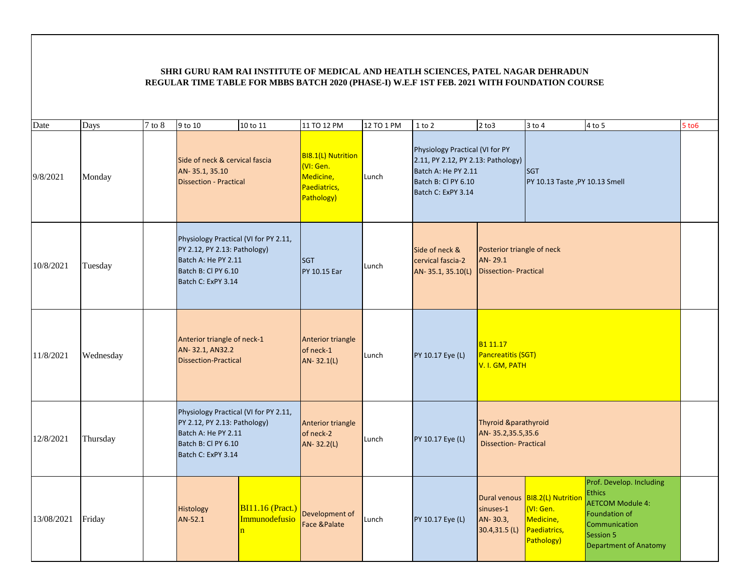**SHRI GURU RAM RAI INSTITUTE OF MEDICAL AND HEATLH SCIENCES, PATEL NAGAR DEHRADUN**
**REGULAR TIME TABLE FOR MBBS BATCH 2020 (PHASE-I) W.E.F 1ST FEB. 2021 WITH FOUNDATION COURSE**

| Date | Days | 7 to 8 | 9 to 10 | 10 to 11 | 11 TO 12 PM | 12 TO 1 PM | 1 to 2 | 2 to3 | 3 to 4 | 4 to 5 | 5 to6 |
|---|---|---|---|---|---|---|---|---|---|---|---|
| 9/8/2021 | Monday | | Side of neck & cervical fascia AN- 35.1, 35.10 Dissection - Practical | | BI8.1(L) Nutrition (VI: Gen. Medicine, Paediatrics, Pathology) | Lunch | Physiology Practical (VI for PY 2.11, PY 2.12, PY 2.13: Pathology) Batch A: He PY 2.11 Batch B: Cl PY 6.10 Batch C: ExPY 3.14 | | SGT PY 10.13 Taste ,PY 10.13 Smell | | |
| 10/8/2021 | Tuesday | | Physiology Practical (VI for PY 2.11, PY 2.12, PY 2.13: Pathology) Batch A: He PY 2.11 Batch B: Cl PY 6.10 Batch C: ExPY 3.14 | | SGT PY 10.15 Ear | Lunch | Side of neck & cervical fascia-2 AN- 35.1, 35.10(L) | Posterior triangle of neck AN- 29.1 Dissection- Practical | | | |
| 11/8/2021 | Wednesday | | Anterior triangle of neck-1 AN- 32.1, AN32.2 Dissection-Practical | | Anterior triangle of neck-1 AN- 32.1(L) | Lunch | PY 10.17 Eye (L) | B1 11.17 Pancreatitis (SGT) V. I. GM, PATH | | | |
| 12/8/2021 | Thursday | | Physiology Practical (VI for PY 2.11, PY 2.12, PY 2.13: Pathology) Batch A: He PY 2.11 Batch B: Cl PY 6.10 Batch C: ExPY 3.14 | | Anterior triangle of neck-2 AN- 32.2(L) | Lunch | PY 10.17 Eye (L) | Thyroid &parathyroid AN- 35.2,35.5,35.6 Dissection- Practical | | | |
| 13/08/2021 | Friday | | Histology AN-52.1 | BI11.16 (Pract.) Immunodefusion | Development of Face &Palate | Lunch | PY 10.17 Eye (L) | Dural venous sinuses-1 AN- 30.3, 30.4,31.5 (L) | BI8.2(L) Nutrition (VI: Gen. Medicine, Paediatrics, Pathology) | Prof. Develop. Including Ethics AETCOM Module 4: Foundation of Communication Session 5 Department of Anatomy | |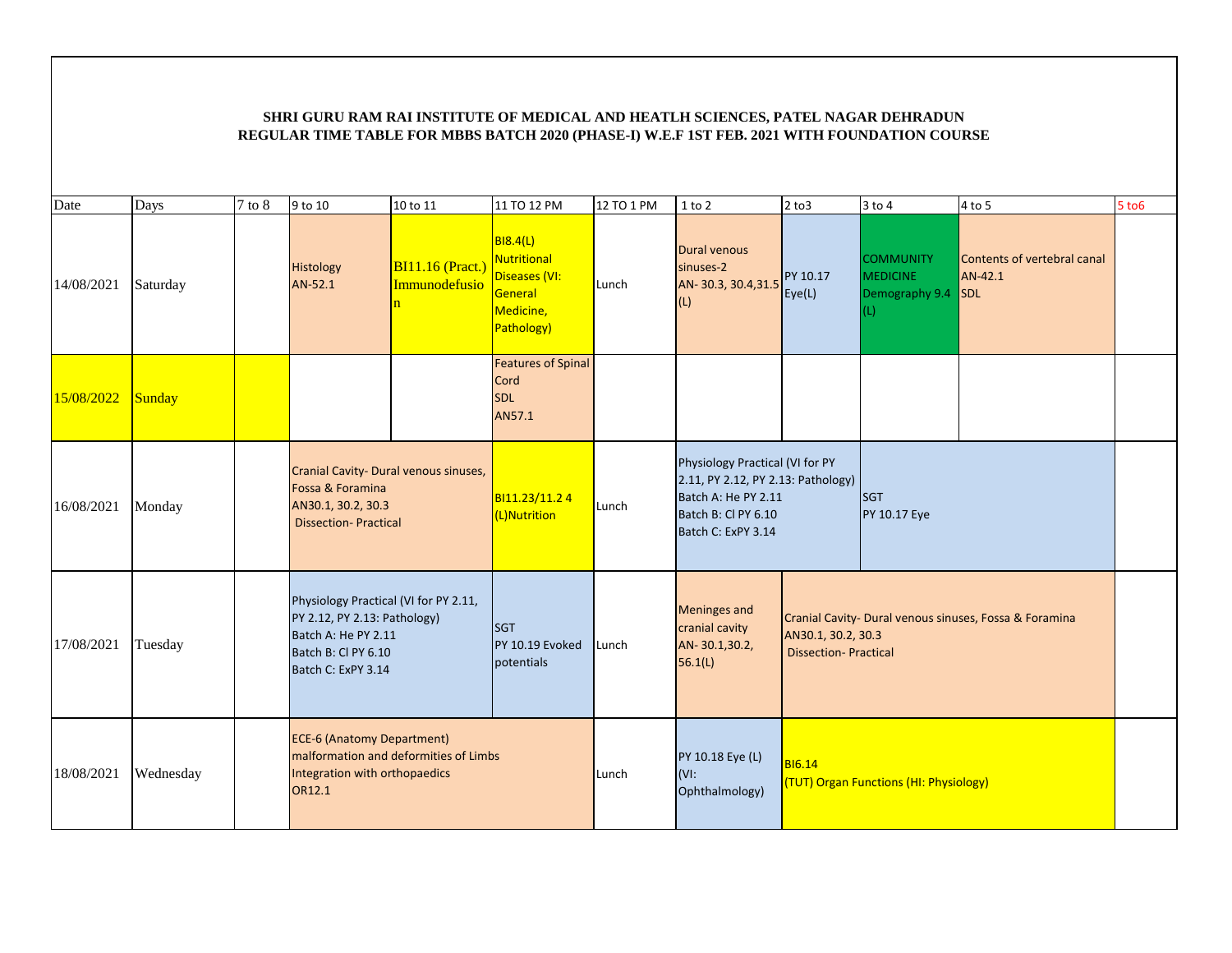**SHRI GURU RAM RAI INSTITUTE OF MEDICAL AND HEATLH SCIENCES, PATEL NAGAR DEHRADUN**
**REGULAR TIME TABLE FOR MBBS BATCH 2020 (PHASE-I) W.E.F 1ST FEB. 2021 WITH FOUNDATION COURSE**

| Date | Days | 7 to 8 | 9 to 10 | 10 to 11 | 11 TO 12 PM | 12 TO 1 PM | 1 to 2 | 2 to3 | 3 to 4 | 4 to 5 | 5 to6 |
|---|---|---|---|---|---|---|---|---|---|---|---|
| 14/08/2021 | Saturday | | Histology AN-52.1 | BI11.16 (Pract.) Immunodefusion | BI8.4(L) Nutritional Diseases (VI: General Medicine, Pathology) | Lunch | Dural venous sinuses-2 AN- 30.3, 30.4,31.5 (L) | PY 10.17 Eye(L) | COMMUNITY MEDICINE Demography 9.4 (L) | Contents of vertebral canal AN-42.1 SDL | |
| 15/08/2022 | Sunday | | | | Features of Spinal Cord SDL AN57.1 | | | | | | |
| 16/08/2021 | Monday | | Cranial Cavity- Dural venous sinuses, Fossa & Foramina AN30.1, 30.2, 30.3 Dissection- Practical | | BI11.23/11.2 4 (L)Nutrition | Lunch | Physiology Practical (VI for PY 2.11, PY 2.12, PY 2.13: Pathology) Batch A: He PY 2.11 Batch B: Cl PY 6.10 Batch C: ExPY 3.14 | | SGT PY 10.17 Eye | | |
| 17/08/2021 | Tuesday | | Physiology Practical (VI for PY 2.11, PY 2.12, PY 2.13: Pathology) Batch A: He PY 2.11 Batch B: Cl PY 6.10 Batch C: ExPY 3.14 | | SGT PY 10.19 Evoked potentials | Lunch | Meninges and cranial cavity AN- 30.1,30.2, 56.1(L) | Cranial Cavity- Dural venous sinuses, Fossa & Foramina AN30.1, 30.2, 30.3 Dissection- Practical | | | |
| 18/08/2021 | Wednesday | | ECE-6 (Anatomy Department) malformation and deformities of Limbs Integration with orthopaedics OR12.1 | | | Lunch | PY 10.18 Eye (L) (VI: Ophthalmology) | BI6.14 (TUT) Organ Functions (HI: Physiology) | | | |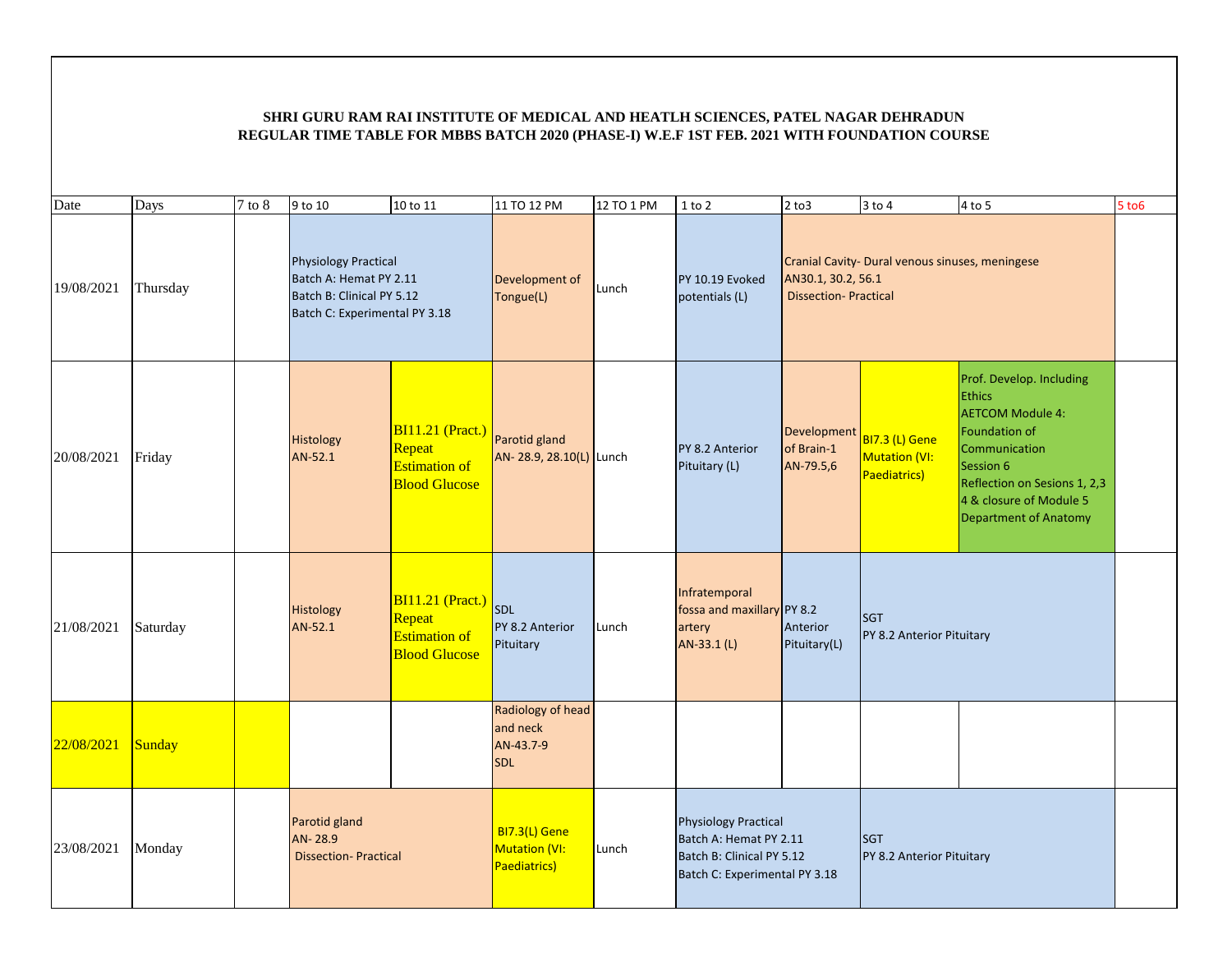**SHRI GURU RAM RAI INSTITUTE OF MEDICAL AND HEATLH SCIENCES, PATEL NAGAR DEHRADUN**
**REGULAR TIME TABLE FOR MBBS BATCH 2020 (PHASE-I) W.E.F 1ST FEB. 2021 WITH FOUNDATION COURSE**

| Date | Days | 7 to 8 | 9 to 10 | 10 to 11 | 11 TO 12 PM | 12 TO 1 PM | 1 to 2 | 2 to3 | 3 to 4 | 4 to 5 | 5 to6 |
|---|---|---|---|---|---|---|---|---|---|---|---|
| 19/08/2021 | Thursday | | Physiology Practical<br>Batch A: Hemat PY 2.11<br>Batch B: Clinical PY 5.12<br>Batch C: Experimental PY 3.18 | | Development of Tongue(L) | Lunch | PY 10.19 Evoked potentials (L) | Cranial Cavity- Dural venous sinuses, meningese<br>AN30.1, 30.2, 56.1<br>Dissection- Practical | | | |
| 20/08/2021 | Friday | | Histology<br>AN-52.1 | BI11.21 (Pract.) Repeat Estimation of Blood Glucose | Parotid gland<br>AN- 28.9, 28.10(L) | Lunch | PY 8.2 Anterior Pituitary (L) | Development of Brain-1<br>AN-79.5,6 | BI7.3 (L) Gene Mutation (VI: Paediatrics) | Prof. Develop. Including Ethics<br>AETCOM Module 4: Foundation of Communication<br>Session 6<br>Reflection on Sesions 1, 2,3 4 & closure of Module 5<br>Department of Anatomy | |
| 21/08/2021 | Saturday | | Histology<br>AN-52.1 | BI11.21 (Pract.) Repeat Estimation of Blood Glucose | SDL<br>PY 8.2 Anterior Pituitary | Lunch | Infratemporal fossa and maxillary artery<br>AN-33.1 (L) | PY 8.2 Anterior Pituitary(L) | SGT<br>PY 8.2 Anterior Pituitary | | |
| 22/08/2021 | Sunday | | | | Radiology of head and neck<br>AN-43.7-9<br>SDL | | | | | | |
| 23/08/2021 | Monday | | Parotid gland<br>AN- 28.9<br>Dissection- Practical | | BI7.3(L) Gene Mutation (VI: Paediatrics) | Lunch | Physiology Practical<br>Batch A: Hemat PY 2.11<br>Batch B: Clinical PY 5.12<br>Batch C: Experimental PY 3.18 | | SGT<br>PY 8.2 Anterior Pituitary | | |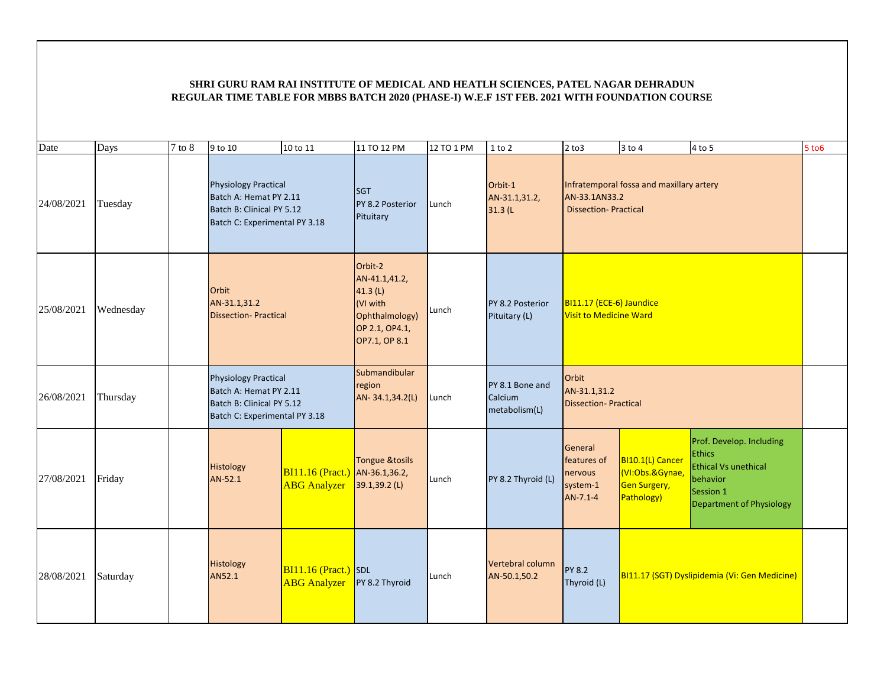**SHRI GURU RAM RAI INSTITUTE OF MEDICAL AND HEATLH SCIENCES, PATEL NAGAR DEHRADUN**
**REGULAR TIME TABLE FOR MBBS BATCH 2020 (PHASE-I) W.E.F 1ST FEB. 2021 WITH FOUNDATION COURSE**

| Date | Days | 7 to 8 | 9 to 10 | 10 to 11 | 11 TO 12 PM | 12 TO 1 PM | 1 to 2 | 2 to3 | 3 to 4 | 4 to 5 | 5 to6 |
|---|---|---|---|---|---|---|---|---|---|---|---|
| 24/08/2021 | Tuesday | | Physiology Practical Batch A: Hemat PY 2.11 Batch B: Clinical PY 5.12 Batch C: Experimental PY 3.18 | | SGT PY 8.2 Posterior Pituitary | Lunch | Orbit-1 AN-31.1,31.2, 31.3 (L | Infratemporal fossa and maxillary artery AN-33.1AN33.2 Dissection- Practical | | | |
| 25/08/2021 | Wednesday | | Orbit AN-31.1,31.2 Dissection- Practical | | Orbit-2 AN-41.1,41.2, 41.3 (L) (VI with Ophthalmology) OP 2.1, OP4.1, OP7.1, OP 8.1 | Lunch | PY 8.2 Posterior Pituitary (L) | BI11.17 (ECE-6) Jaundice Visit to Medicine Ward | | | |
| 26/08/2021 | Thursday | | Physiology Practical Batch A: Hemat PY 2.11 Batch B: Clinical PY 5.12 Batch C: Experimental PY 3.18 | | Submandibular region AN- 34.1,34.2(L) | Lunch | PY 8.1 Bone and Calcium metabolism(L) | Orbit AN-31.1,31.2 Dissection- Practical | | | |
| 27/08/2021 | Friday | | Histology AN-52.1 | BI11.16 (Pract.) ABG Analyzer | Tongue &tosils AN-36.1,36.2, 39.1,39.2 (L) | Lunch | PY 8.2 Thyroid (L) | General features of nervous system-1 AN-7.1-4 | BI10.1(L) Cancer (VI:Obs.&Gynae, Gen Surgery, Pathology) | Prof. Develop. Including Ethics Ethical Vs unethical behavior Session 1 Department of Physiology | |
| 28/08/2021 | Saturday | | Histology AN52.1 | BI11.16 (Pract.) ABG Analyzer | SDL PY 8.2 Thyroid | Lunch | Vertebral column AN-50.1,50.2 | PY 8.2 Thyroid (L) | BI11.17 (SGT) Dyslipidemia (Vi: Gen Medicine) | | |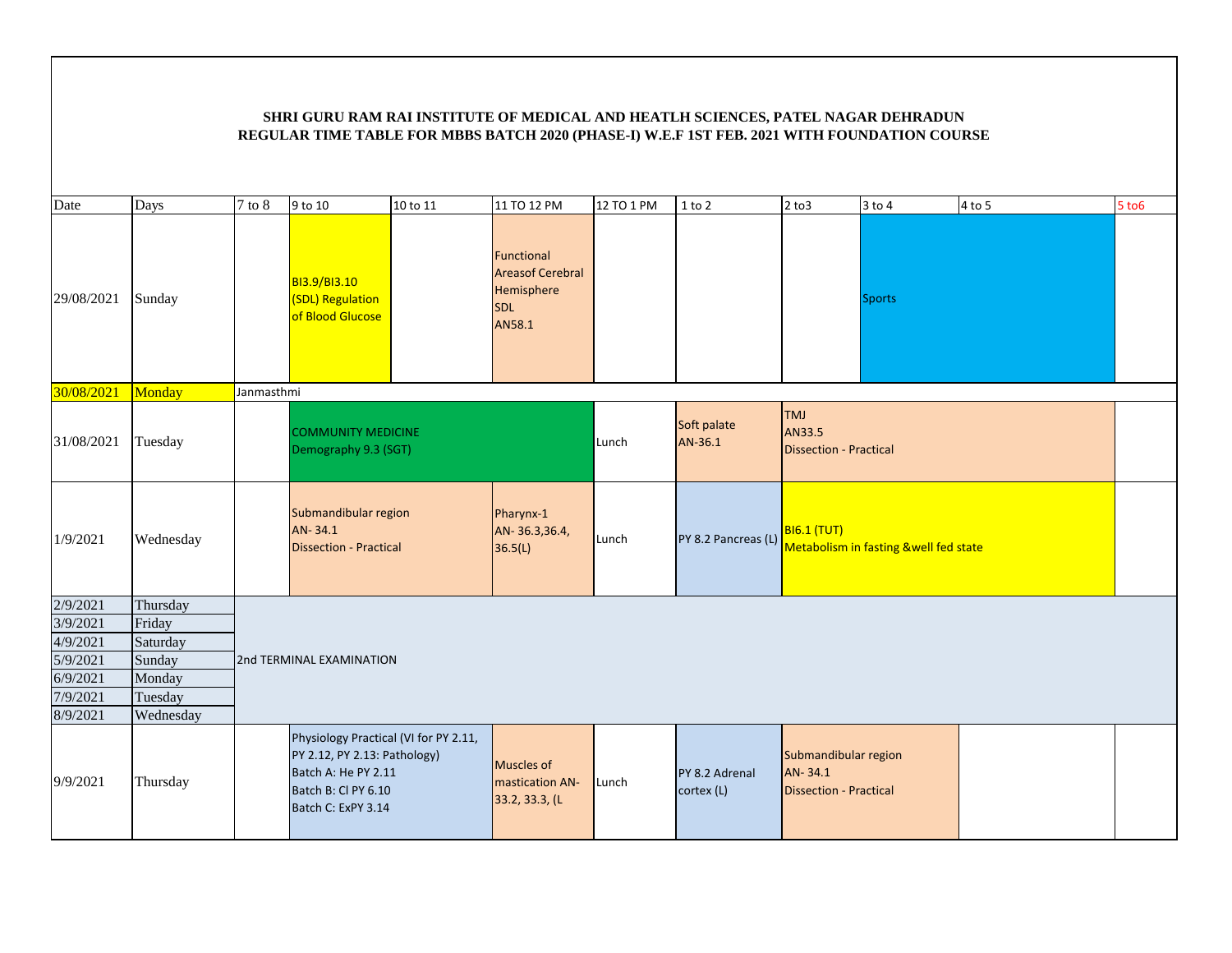**SHRI GURU RAM RAI INSTITUTE OF MEDICAL AND HEATLH SCIENCES, PATEL NAGAR DEHRADUN**
**REGULAR TIME TABLE FOR MBBS BATCH 2020 (PHASE-I) W.E.F 1ST FEB. 2021 WITH FOUNDATION COURSE**

| Date | Days | 7 to 8 | 9 to 10 | 10 to 11 | 11 TO 12 PM | 12 TO 1 PM | 1 to 2 | 2 to3 | 3 to 4 | 4 to 5 | 5 to6 |
|---|---|---|---|---|---|---|---|---|---|---|---|
| 29/08/2021 | Sunday | | BI3.9/BI3.10 (SDL) Regulation of Blood Glucose | | Functional Areasof Cerebral Hemisphere SDL AN58.1 | | | | Sports | | |
| 30/08/2021 | Monday | Janmasthmi | | | | | | | | | |
| 31/08/2021 | Tuesday | | COMMUNITY MEDICINE Demography 9.3 (SGT) | | | Lunch | Soft palate AN-36.1 | TMJ AN33.5 Dissection - Practical | | | |
| 1/9/2021 | Wednesday | | Submandibular region AN- 34.1 Dissection - Practical | | Pharynx-1 AN- 36.3,36.4, 36.5(L) | Lunch | PY 8.2 Pancreas (L) | BI6.1 (TUT) Metabolism in fasting &well fed state | | | |
| 2/9/2021 | Thursday | 2nd TERMINAL EXAMINATION | | | | | | | | | |
| 3/9/2021 | Friday | | | | | | | | | | |
| 4/9/2021 | Saturday | | | | | | | | | | |
| 5/9/2021 | Sunday | | | | | | | | | | |
| 6/9/2021 | Monday | | | | | | | | | | |
| 7/9/2021 | Tuesday | | | | | | | | | | |
| 8/9/2021 | Wednesday | | | | | | | | | | |
| 9/9/2021 | Thursday | | Physiology Practical (VI for PY 2.11, PY 2.12, PY 2.13: Pathology) Batch A: He PY 2.11 Batch B: Cl PY 6.10 Batch C: ExPY 3.14 | | Muscles of mastication AN-33.2, 33.3, (L | Lunch | PY 8.2 Adrenal cortex (L) | Submandibular region AN- 34.1 Dissection - Practical | | | |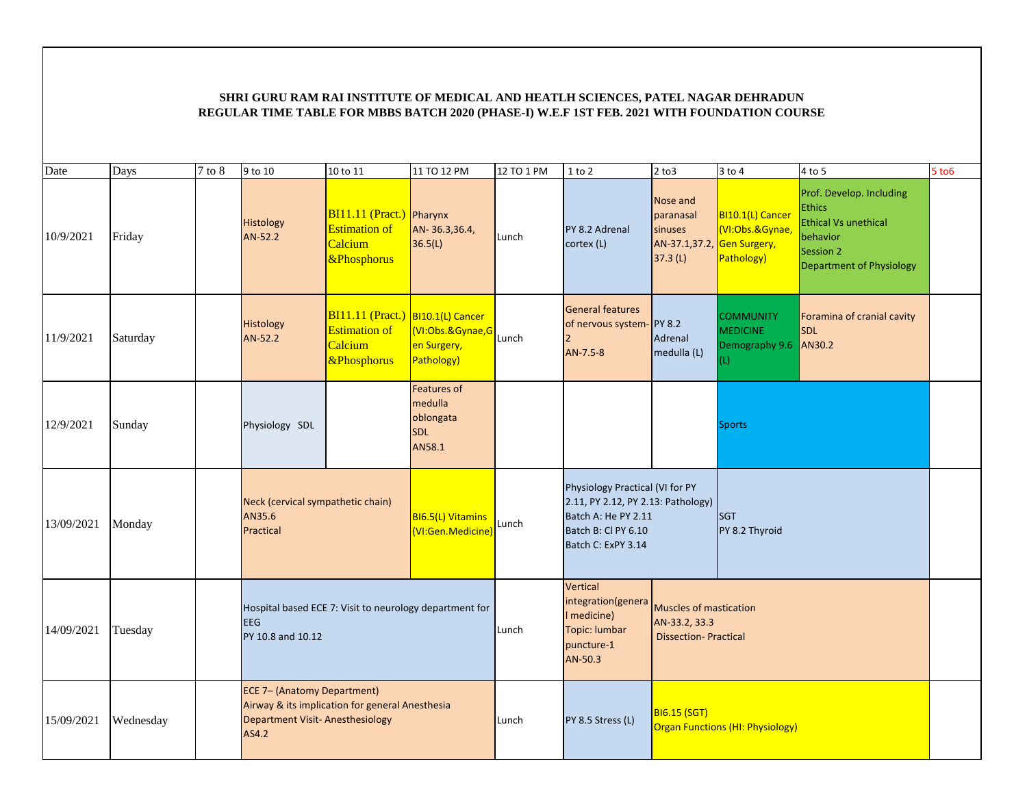**SHRI GURU RAM RAI INSTITUTE OF MEDICAL AND HEATLH SCIENCES, PATEL NAGAR DEHRADUN**
**REGULAR TIME TABLE FOR MBBS BATCH 2020 (PHASE-I) W.E.F 1ST FEB. 2021 WITH FOUNDATION COURSE**

| Date | Days | 7 to 8 | 9 to 10 | 10 to 11 | 11 TO 12 PM | 12 TO 1 PM | 1 to 2 | 2 to3 | 3 to 4 | 4 to 5 | 5 to6 |
|---|---|---|---|---|---|---|---|---|---|---|---|
| 10/9/2021 | Friday | | Histology AN-52.2 | BI11.11 (Pract.) Estimation of Calcium &Phosphorus | Pharynx AN- 36.3,36.4, 36.5(L) | Lunch | PY 8.2 Adrenal cortex (L) | Nose and paranasal sinuses AN-37.1,37.2, 37.3 (L) | BI10.1(L) Cancer (VI:Obs.&Gynae, Gen Surgery, Pathology) | Prof. Develop. Including Ethics Ethical Vs unethical behavior Session 2 Department of Physiology | |
| 11/9/2021 | Saturday | | Histology AN-52.2 | BI11.11 (Pract.) Estimation of Calcium &Phosphorus | BI10.1(L) Cancer (VI:Obs.&Gynae,Gen Surgery, Pathology) | Lunch | General features of nervous system-2 AN-7.5-8 | PY 8.2 Adrenal medulla (L) | COMMUNITY MEDICINE Demography 9.6 (L) | Foramina of cranial cavity SDL AN30.2 | |
| 12/9/2021 | Sunday | | Physiology SDL | | Features of medulla oblongata SDL AN58.1 | | | | Sports | | |
| 13/09/2021 | Monday | | Neck (cervical sympathetic chain) AN35.6 Practical | | BI6.5(L) Vitamins (VI:Gen.Medicine) | Lunch | Physiology Practical (VI for PY 2.11, PY 2.12, PY 2.13: Pathology) Batch A: He PY 2.11 Batch B: Cl PY 6.10 Batch C: ExPY 3.14 | | SGT PY 8.2 Thyroid | | |
| 14/09/2021 | Tuesday | | Hospital based ECE 7: Visit to neurology department for EEG PY 10.8 and 10.12 | | | Lunch | Vertical integration(general medicine) Topic: lumbar puncture-1 AN-50.3 | Muscles of mastication AN-33.2, 33.3 Dissection- Practical | | | |
| 15/09/2021 | Wednesday | | ECE 7– (Anatomy Department) Airway & its implication for general Anesthesia Department Visit- Anesthesiology AS4.2 | | | Lunch | PY 8.5 Stress (L) | BI6.15 (SGT) Organ Functions (HI: Physiology) | | | |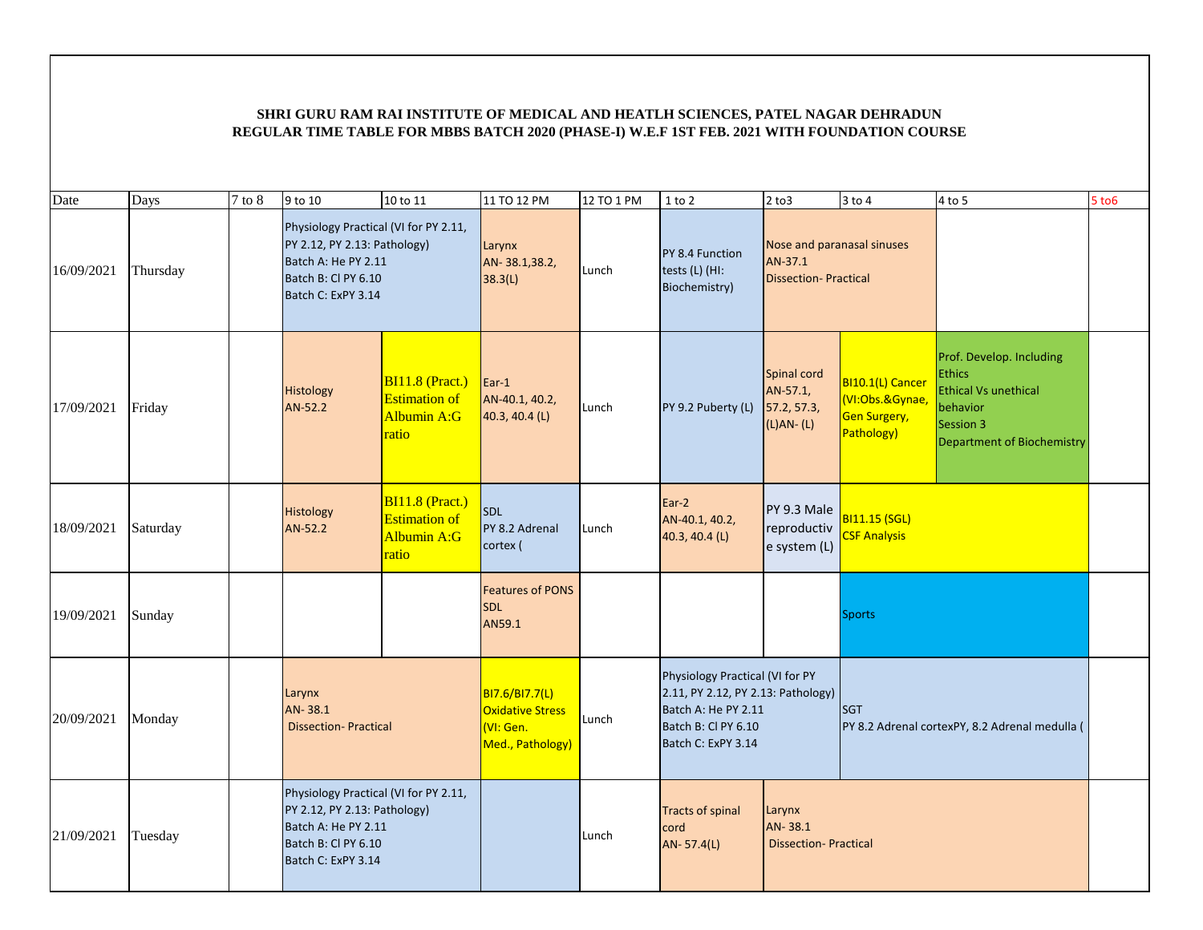**SHRI GURU RAM RAI INSTITUTE OF MEDICAL AND HEATLH SCIENCES, PATEL NAGAR DEHRADUN**
**REGULAR TIME TABLE FOR MBBS BATCH 2020 (PHASE-I) W.E.F 1ST FEB. 2021 WITH FOUNDATION COURSE**

| Date | Days | 7 to 8 | 9 to 10 | 10 to 11 | 11 TO 12 PM | 12 TO 1 PM | 1 to 2 | 2 to3 | 3 to 4 | 4 to 5 | 5 to6 |
|---|---|---|---|---|---|---|---|---|---|---|---|
| 16/09/2021 | Thursday | | Physiology Practical (VI for PY 2.11, PY 2.12, PY 2.13: Pathology) Batch A: He PY 2.11 Batch B: Cl PY 6.10 Batch C: ExPY 3.14 | | Larynx AN- 38.1,38.2, 38.3(L) | Lunch | PY 8.4 Function tests (L) (HI: Biochemistry) | Nose and paranasal sinuses AN-37.1 Dissection- Practical | | | |
| 17/09/2021 | Friday | | Histology AN-52.2 | BI11.8 (Pract.) Estimation of Albumin A:G ratio | Ear-1 AN-40.1, 40.2, 40.3, 40.4 (L) | Lunch | PY 9.2 Puberty (L) | Spinal cord AN-57.1, 57.2, 57.3, (L)AN- (L) | BI10.1(L) Cancer (VI:Obs.&Gynae, Gen Surgery, Pathology) | Prof. Develop. Including Ethics Ethical Vs unethical behavior Session 3 Department of Biochemistry | |
| 18/09/2021 | Saturday | | Histology AN-52.2 | BI11.8 (Pract.) Estimation of Albumin A:G ratio | SDL PY 8.2 Adrenal cortex ( | Lunch | Ear-2 AN-40.1, 40.2, 40.3, 40.4 (L) | PY 9.3 Male reproductive system (L) | BI11.15 (SGL) CSF Analysis | | |
| 19/09/2021 | Sunday | | | | Features of PONS SDL AN59.1 | | | | Sports | | |
| 20/09/2021 | Monday | | Larynx AN- 38.1 Dissection- Practical | | BI7.6/BI7.7(L) Oxidative Stress (VI: Gen. Med., Pathology) | Lunch | Physiology Practical (VI for PY 2.11, PY 2.12, PY 2.13: Pathology) Batch A: He PY 2.11 Batch B: Cl PY 6.10 Batch C: ExPY 3.14 | | SGT PY 8.2 Adrenal cortexPY, 8.2 Adrenal medulla ( | | |
| 21/09/2021 | Tuesday | | Physiology Practical (VI for PY 2.11, PY 2.12, PY 2.13: Pathology) Batch A: He PY 2.11 Batch B: Cl PY 6.10 Batch C: ExPY 3.14 | | | Lunch | Tracts of spinal cord AN- 57.4(L) | Larynx AN- 38.1 Dissection- Practical | | | |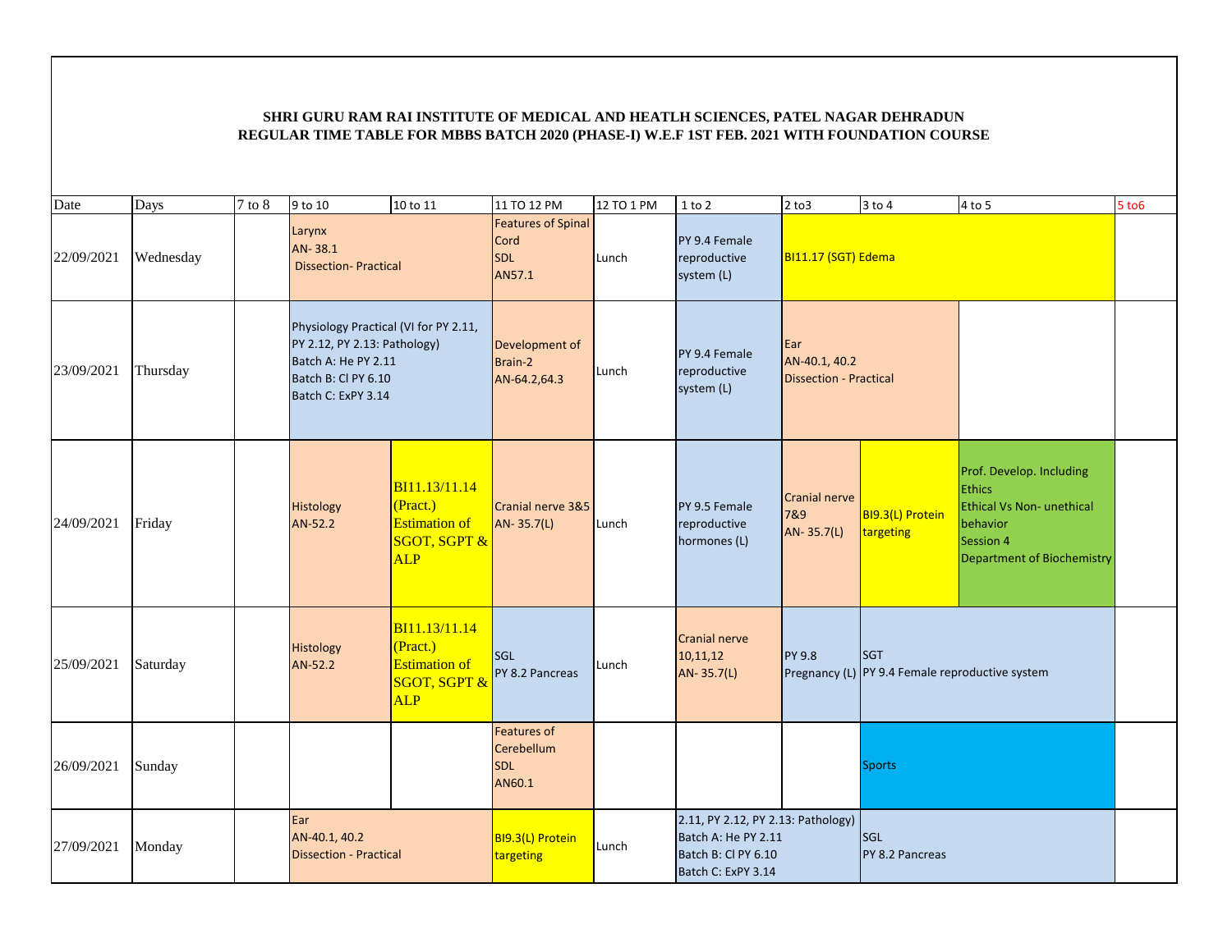**SHRI GURU RAM RAI INSTITUTE OF MEDICAL AND HEATLH SCIENCES, PATEL NAGAR DEHRADUN**
**REGULAR TIME TABLE FOR MBBS BATCH 2020 (PHASE-I) W.E.F 1ST FEB. 2021 WITH FOUNDATION COURSE**

| Date | Days | 7 to 8 | 9 to 10 | 10 to 11 | 11 TO 12 PM | 12 TO 1 PM | 1 to 2 | 2 to3 | 3 to 4 | 4 to 5 | 5 to6 |
|---|---|---|---|---|---|---|---|---|---|---|---|
| 22/09/2021 | Wednesday | | Larynx AN- 38.1 Dissection- Practical | | Features of Spinal Cord SDL AN57.1 | Lunch | PY 9.4 Female reproductive system (L) | BI11.17 (SGT) Edema | | | |
| 23/09/2021 | Thursday | | Physiology Practical (VI for PY 2.11, PY 2.12, PY 2.13: Pathology) Batch A: He PY 2.11 Batch B: Cl PY 6.10 Batch C: ExPY 3.14 | | Development of Brain-2 AN-64.2,64.3 | Lunch | PY 9.4 Female reproductive system (L) | Ear AN-40.1, 40.2 Dissection - Practical | | | |
| 24/09/2021 | Friday | | Histology AN-52.2 | BI11.13/11.14 (Pract.) Estimation of SGOT, SGPT & ALP | Cranial nerve 3&5 AN- 35.7(L) | Lunch | PY 9.5 Female reproductive hormones (L) | Cranial nerve 7&9 AN- 35.7(L) | BI9.3(L) Protein targeting | Prof. Develop. Including Ethics Ethical Vs Non- unethical behavior Session 4 Department of Biochemistry | |
| 25/09/2021 | Saturday | | Histology AN-52.2 | BI11.13/11.14 (Pract.) Estimation of SGOT, SGPT & ALP | SGL PY 8.2 Pancreas | Lunch | Cranial nerve 10,11,12 AN- 35.7(L) | PY 9.8 Pregnancy (L) | SGT PY 9.4 Female reproductive system | | |
| 26/09/2021 | Sunday | | | | Features of Cerebellum SDL AN60.1 | | | | Sports | | |
| 27/09/2021 | Monday | | Ear AN-40.1, 40.2 Dissection - Practical | | BI9.3(L) Protein targeting | Lunch | 2.11, PY 2.12, PY 2.13: Pathology) Batch A: He PY 2.11 Batch B: Cl PY 6.10 Batch C: ExPY 3.14 | | SGL PY 8.2 Pancreas | | |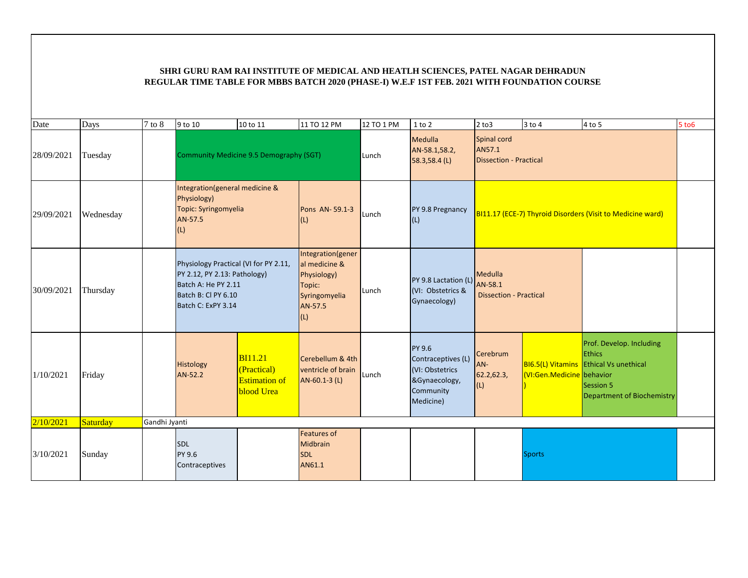**SHRI GURU RAM RAI INSTITUTE OF MEDICAL AND HEATLH SCIENCES, PATEL NAGAR DEHRADUN**
**REGULAR TIME TABLE FOR MBBS BATCH 2020 (PHASE-I) W.E.F 1ST FEB. 2021 WITH FOUNDATION COURSE**

| Date | Days | 7 to 8 | 9 to 10 | 10 to 11 | 11 TO 12 PM | 12 TO 1 PM | 1 to 2 | 2 to3 | 3 to 4 | 4 to 5 | 5 to6 |
|---|---|---|---|---|---|---|---|---|---|---|---|
| 28/09/2021 | Tuesday | | Community Medicine 9.5 Demography (SGT) | | | Lunch | Medulla AN-58.1,58.2, 58.3,58.4 (L) | Spinal cord AN57.1 Dissection - Practical | | | |
| 29/09/2021 | Wednesday | | Integration(general medicine & Physiology) Topic: Syringomyelia AN-57.5 (L) | | Pons AN- 59.1-3 (L) | Lunch | PY 9.8 Pregnancy (L) | BI11.17 (ECE-7) Thyroid Disorders (Visit to Medicine ward) | | | |
| 30/09/2021 | Thursday | | Physiology Practical (VI for PY 2.11, PY 2.12, PY 2.13: Pathology) Batch A: He PY 2.11 Batch B: Cl PY 6.10 Batch C: ExPY 3.14 | | Integration(general medicine & Physiology) Topic: Syringomyelia AN-57.5 (L) | Lunch | PY 9.8 Lactation (L) (VI: Obstetrics & Gynaecology) | Medulla AN-58.1 Dissection - Practical | | | |
| 1/10/2021 | Friday | | Histology AN-52.2 | BI11.21 (Practical) Estimation of blood Urea | Cerebellum & 4th ventricle of brain AN-60.1-3 (L) | Lunch | PY 9.6 Contraceptives (L) (VI: Obstetrics &Gynaecology, Community Medicine) | Cerebrum AN-62.2,62.3, (L) | BI6.5(L) Vitamins (VI:Gen.Medicine) | Prof. Develop. Including Ethics Ethical Vs unethical behavior Session 5 Department of Biochemistry | |
| 2/10/2021 | Saturday | Gandhi Jyanti | | | | | | | | | |
| 3/10/2021 | Sunday | | SDL PY 9.6 Contraceptives | | Features of Midbrain SDL AN61.1 | | | | Sports | | |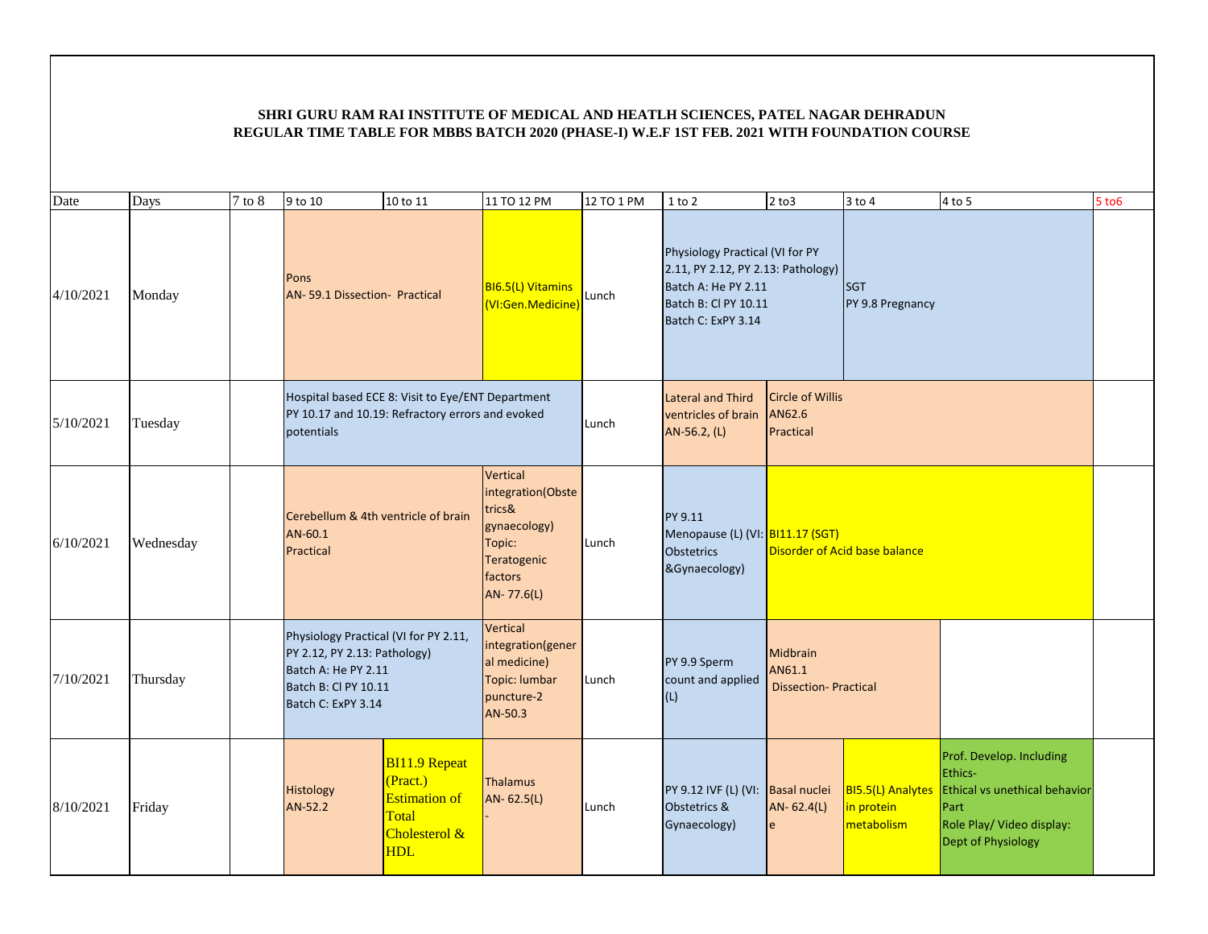**SHRI GURU RAM RAI INSTITUTE OF MEDICAL AND HEATLH SCIENCES, PATEL NAGAR DEHRADUN**
**REGULAR TIME TABLE FOR MBBS BATCH 2020 (PHASE-I) W.E.F 1ST FEB. 2021 WITH FOUNDATION COURSE**

| Date | Days | 7 to 8 | 9 to 10 | 10 to 11 | 11 TO 12 PM | 12 TO 1 PM | 1 to 2 | 2 to3 | 3 to 4 | 4 to 5 | 5 to6 |
|---|---|---|---|---|---|---|---|---|---|---|---|
| 4/10/2021 | Monday | | Pons AN- 59.1 Dissection- Practical | | BI6.5(L) Vitamins (VI:Gen.Medicine) | Lunch | Physiology Practical (VI for PY 2.11, PY 2.12, PY 2.13: Pathology) Batch A: He PY 2.11 Batch B: Cl PY 10.11 Batch C: ExPY 3.14 | | SGT PY 9.8 Pregnancy | | |
| 5/10/2021 | Tuesday | | Hospital based ECE 8: Visit to Eye/ENT Department PY 10.17 and 10.19: Refractory errors and evoked potentials | | | Lunch | Lateral and Third ventricles of brain AN-56.2, (L) | Circle of Willis AN62.6 Practical | | | |
| 6/10/2021 | Wednesday | | Cerebellum & 4th ventricle of brain AN-60.1 Practical | | Vertical integration(Obstetrics& gynaecology) Topic: Teratogenic factors AN- 77.6(L) | Lunch | PY 9.11 Menopause (L) (VI: Obstetrics &Gynaecology) | BI11.17 (SGT) Disorder of Acid base balance | | | |
| 7/10/2021 | Thursday | | Physiology Practical (VI for PY 2.11, PY 2.12, PY 2.13: Pathology) Batch A: He PY 2.11 Batch B: Cl PY 10.11 Batch C: ExPY 3.14 | | Vertical integration(general medicine) Topic: lumbar puncture-2 AN-50.3 | Lunch | PY 9.9 Sperm count and applied (L) | Midbrain AN61.1 Dissection- Practical | | | |
| 8/10/2021 | Friday | | Histology AN-52.2 | BI11.9 Repeat (Pract.) Estimation of Total Cholesterol & HDL | Thalamus AN- 62.5(L) - | Lunch | PY 9.12 IVF (L) (VI: Obstetrics & Gynaecology) | Basal nuclei AN- 62.4(L) e | BI5.5(L) Analytes in protein metabolism | Prof. Develop. Including Ethics- Ethical vs unethical behavior Part Role Play/ Video display: Dept of Physiology | |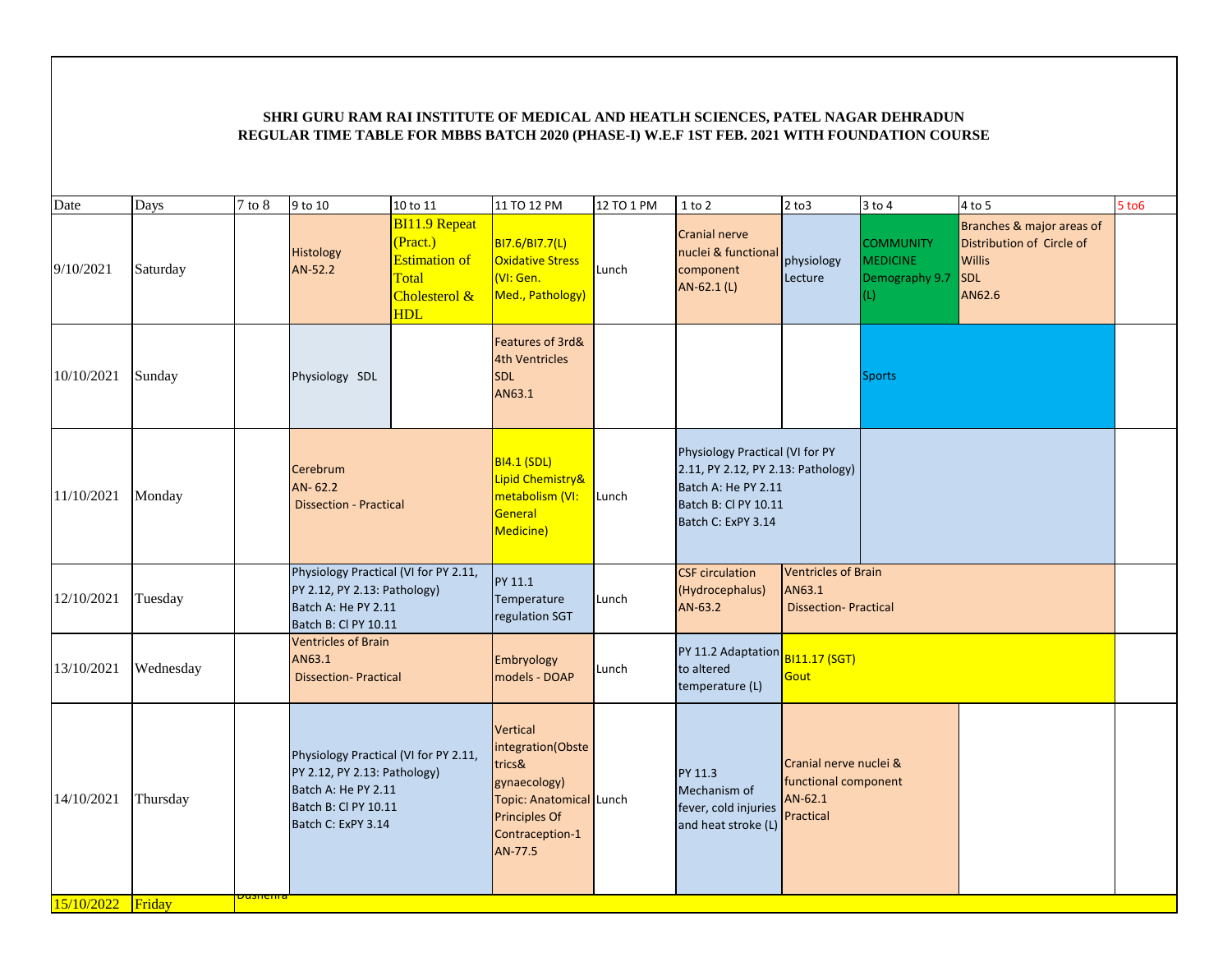**SHRI GURU RAM RAI INSTITUTE OF MEDICAL AND HEATLH SCIENCES, PATEL NAGAR DEHRADUN**
**REGULAR TIME TABLE FOR MBBS BATCH 2020 (PHASE-I) W.E.F 1ST FEB. 2021 WITH FOUNDATION COURSE**

| Date | Days | 7 to 8 | 9 to 10 | 10 to 11 | 11 TO 12 PM | 12 TO 1 PM | 1 to 2 | 2 to3 | 3 to 4 | 4 to 5 | 5 to6 |
|---|---|---|---|---|---|---|---|---|---|---|---|
| 9/10/2021 | Saturday | | Histology AN-52.2 | BI11.9 Repeat (Pract.) Estimation of Total Cholesterol & HDL | BI7.6/BI7.7(L) Oxidative Stress (VI: Gen. Med., Pathology) | Lunch | Cranial nerve nuclei & functional component AN-62.1 (L) | physiology Lecture | COMMUNITY MEDICINE Demography 9.7 (L) | Branches & major areas of Distribution of Circle of Willis SDL AN62.6 | |
| 10/10/2021 | Sunday | | Physiology SDL | | Features of 3rd& 4th Ventricles SDL AN63.1 | | | | Sports | | |
| 11/10/2021 | Monday | | Cerebrum AN- 62.2 Dissection - Practical | | BI4.1 (SDL) Lipid Chemistry& metabolism (VI: General Medicine) | Lunch | Physiology Practical (VI for PY 2.11, PY 2.12, PY 2.13: Pathology) Batch A: He PY 2.11 Batch B: Cl PY 10.11 Batch C: ExPY 3.14 | | | | |
| 12/10/2021 | Tuesday | | Physiology Practical (VI for PY 2.11, PY 2.12, PY 2.13: Pathology) Batch A: He PY 2.11 Batch B: Cl PY 10.11 | | PY 11.1 Temperature regulation SGT | Lunch | CSF circulation (Hydrocephalus) AN-63.2 | Ventricles of Brain AN63.1 Dissection- Practical | | | |
| 13/10/2021 | Wednesday | | Ventricles of Brain AN63.1 Dissection- Practical | | Embryology models - DOAP | Lunch | PY 11.2 Adaptation to altered temperature (L) | BI11.17 (SGT) Gout | | | |
| 14/10/2021 | Thursday | | Physiology Practical (VI for PY 2.11, PY 2.12, PY 2.13: Pathology) Batch A: He PY 2.11 Batch B: Cl PY 10.11 Batch C: ExPY 3.14 | | Vertical integration(Obstetrics& gynaecology) Topic: Anatomical Principles Of Contraception-1 AN-77.5 | Lunch | PY 11.3 Mechanism of fever, cold injuries and heat stroke (L) | Cranial nerve nuclei & functional component AN-62.1 Practical | | | |
| 15/10/2022 | Friday | Dushehra | | | | | | | | | |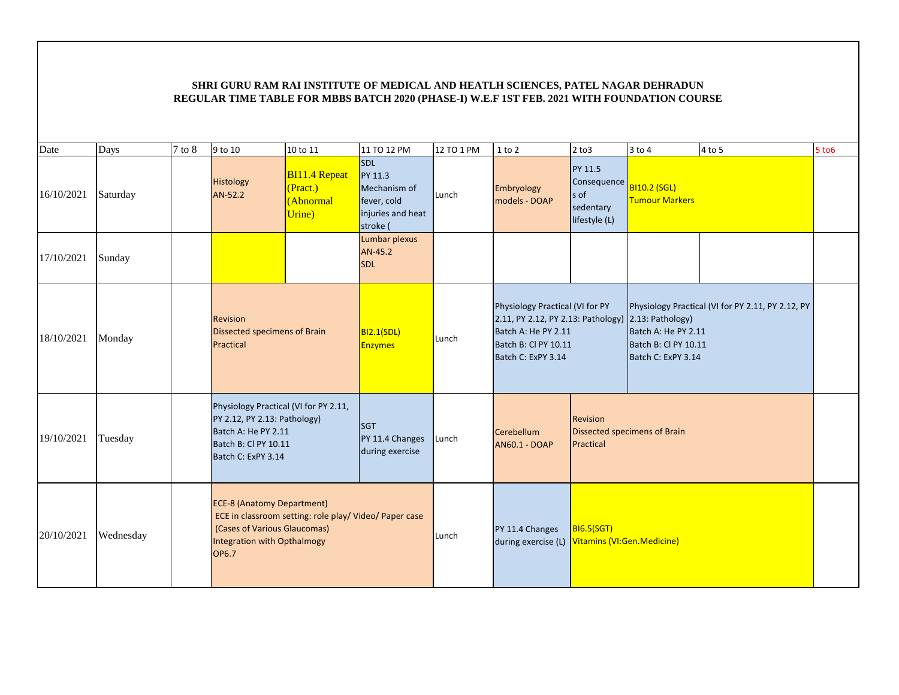**SHRI GURU RAM RAI INSTITUTE OF MEDICAL AND HEATLH SCIENCES, PATEL NAGAR DEHRADUN**
**REGULAR TIME TABLE FOR MBBS BATCH 2020 (PHASE-I) W.E.F 1ST FEB. 2021 WITH FOUNDATION COURSE**

| Date | Days | 7 to 8 | 9 to 10 | 10 to 11 | 11 TO 12 PM | 12 TO 1 PM | 1 to 2 | 2 to3 | 3 to 4 | 4 to 5 | 5 to6 |
|---|---|---|---|---|---|---|---|---|---|---|---|
| 16/10/2021 | Saturday | | Histology AN-52.2 | BI11.4 Repeat (Pract.) (Abnormal Urine) | SDL PY 11.3 Mechanism of fever, cold injuries and heat stroke ( | Lunch | Embryology models - DOAP | PY 11.5 Consequences of sedentary lifestyle (L) | BI10.2 (SGL) Tumour Markers | | |
| 17/10/2021 | Sunday | | | | Lumbar plexus AN-45.2 SDL | | | | | | |
| 18/10/2021 | Monday | | Revision Dissected specimens of Brain Practical | | BI2.1(SDL) Enzymes | Lunch | Physiology Practical (VI for PY 2.11, PY 2.12, PY 2.13: Pathology) Batch A: He PY 2.11 Batch B: Cl PY 10.11 Batch C: ExPY 3.14 | | Physiology Practical (VI for PY 2.11, PY 2.12, PY 2.13: Pathology) Batch A: He PY 2.11 Batch B: Cl PY 10.11 Batch C: ExPY 3.14 | | |
| 19/10/2021 | Tuesday | | Physiology Practical (VI for PY 2.11, PY 2.12, PY 2.13: Pathology) Batch A: He PY 2.11 Batch B: Cl PY 10.11 Batch C: ExPY 3.14 | | SGT PY 11.4 Changes during exercise | Lunch | Cerebellum AN60.1 - DOAP | Revision Dissected specimens of Brain Practical | | | |
| 20/10/2021 | Wednesday | | ECE-8 (Anatomy Department) ECE in classroom setting: role play/ Video/ Paper case (Cases of Various Glaucomas) Integration with Opthalmogy OP6.7 | | | Lunch | PY 11.4 Changes during exercise (L) | BI6.5(SGT) Vitamins (VI:Gen.Medicine) | | | |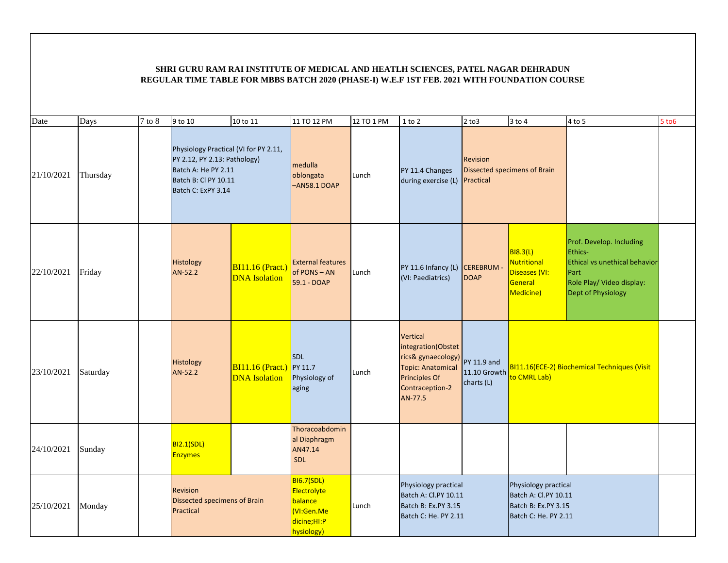**SHRI GURU RAM RAI INSTITUTE OF MEDICAL AND HEATLH SCIENCES, PATEL NAGAR DEHRADUN**
**REGULAR TIME TABLE FOR MBBS BATCH 2020 (PHASE-I) W.E.F 1ST FEB. 2021 WITH FOUNDATION COURSE**

| Date | Days | 7 to 8 | 9 to 10 | 10 to 11 | 11 TO 12 PM | 12 TO 1 PM | 1 to 2 | 2 to3 | 3 to 4 | 4 to 5 | 5 to6 |
|---|---|---|---|---|---|---|---|---|---|---|---|
| 21/10/2021 | Thursday | | Physiology Practical (VI for PY 2.11, PY 2.12, PY 2.13: Pathology) Batch A: He PY 2.11 Batch B: Cl PY 10.11 Batch C: ExPY 3.14 | | medulla oblongata –AN58.1 DOAP | Lunch | PY 11.4 Changes during exercise (L) | Revision Dissected specimens of Brain Practical | | | |
| 22/10/2021 | Friday | | Histology AN-52.2 | BI11.16 (Pract.) DNA Isolation | External features of PONS – AN 59.1 - DOAP | Lunch | PY 11.6 Infancy (L) (VI: Paediatrics) | CEREBRUM - DOAP | BI8.3(L) Nutritional Diseases (VI: General Medicine) | Prof. Develop. Including Ethics- Ethical vs unethical behavior Part Role Play/ Video display: Dept of Physiology | |
| 23/10/2021 | Saturday | | Histology AN-52.2 | BI11.16 (Pract.) DNA Isolation | SDL PY 11.7 Physiology of aging | Lunch | Vertical integration(Obstetrics& gynaecology) Topic: Anatomical Principles Of Contraception-2 AN-77.5 | PY 11.9 and 11.10 Growth charts (L) | BI11.16(ECE-2) Biochemical Techniques (Visit to CMRL Lab) | | |
| 24/10/2021 | Sunday | | BI2.1(SDL) Enzymes | | Thoracoabdominal Diaphragm AN47.14 SDL | | | | | | |
| 25/10/2021 | Monday | | Revision Dissected specimens of Brain Practical | | BI6.7(SDL) Electrolyte balance (VI:Gen.Medicine;HI:Physiology) | Lunch | Physiology practical Batch A: Cl.PY 10.11 Batch B: Ex.PY 3.15 Batch C: He. PY 2.11 | | Physiology practical Batch A: Cl.PY 10.11 Batch B: Ex.PY 3.15 Batch C: He. PY 2.11 | | |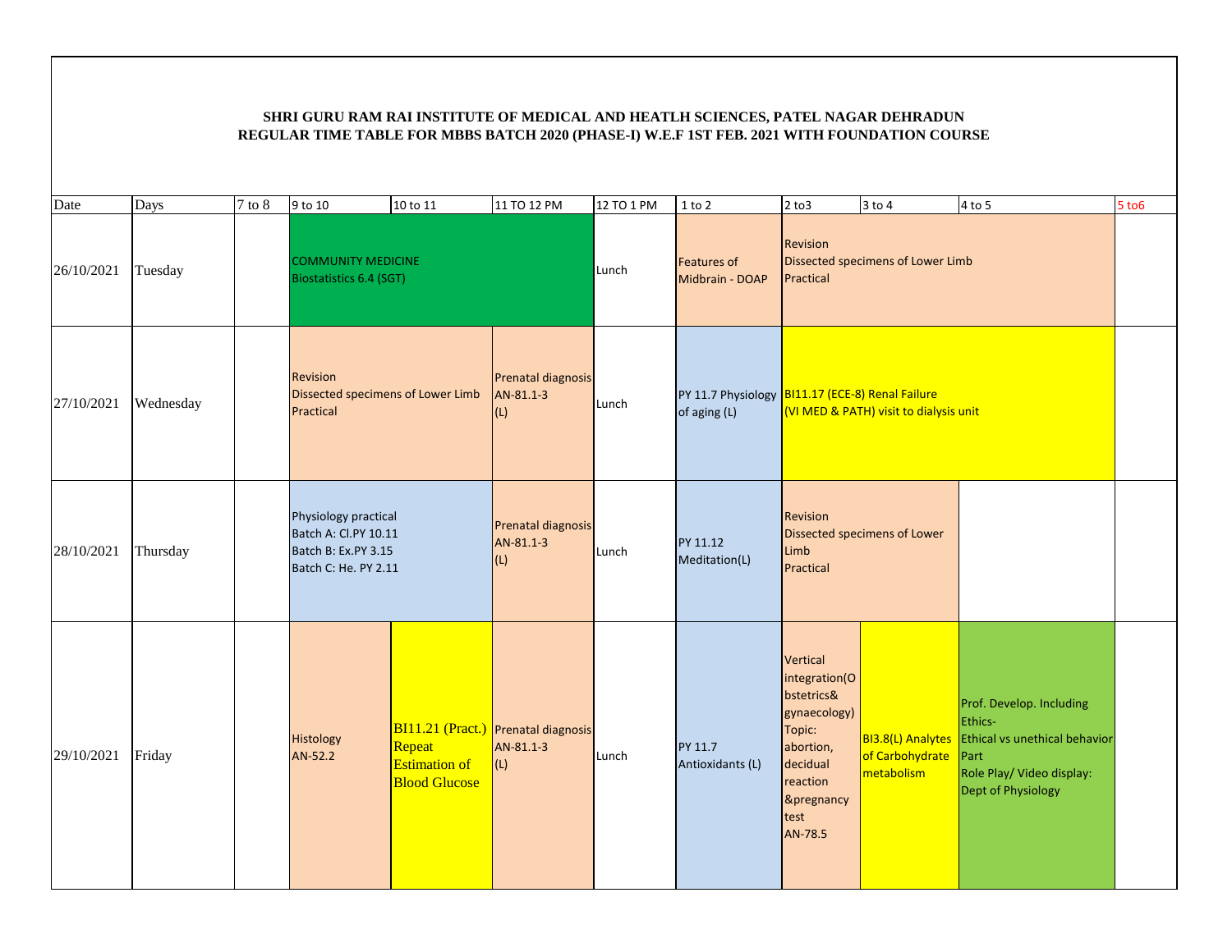**SHRI GURU RAM RAI INSTITUTE OF MEDICAL AND HEATLH SCIENCES, PATEL NAGAR DEHRADUN**
**REGULAR TIME TABLE FOR MBBS BATCH 2020 (PHASE-I) W.E.F 1ST FEB. 2021 WITH FOUNDATION COURSE**

| Date | Days | 7 to 8 | 9 to 10 | 10 to 11 | 11 TO 12 PM | 12 TO 1 PM | 1 to 2 | 2 to3 | 3 to 4 | 4 to 5 | 5 to6 |
|---|---|---|---|---|---|---|---|---|---|---|---|
| 26/10/2021 | Tuesday | | COMMUNITY MEDICINE Biostatistics 6.4 (SGT) | | | Lunch | Features of Midbrain - DOAP | Revision Dissected specimens of Lower Limb Practical | | | |
| 27/10/2021 | Wednesday | | Revision Dissected specimens of Lower Limb Practical | | Prenatal diagnosis AN-81.1-3 (L) | Lunch | PY 11.7 Physiology of aging (L) | BI11.17 (ECE-8) Renal Failure (VI MED & PATH) visit to dialysis unit | | | |
| 28/10/2021 | Thursday | | Physiology practical Batch A: Cl.PY 10.11 Batch B: Ex.PY 3.15 Batch C: He. PY 2.11 | | Prenatal diagnosis AN-81.1-3 (L) | Lunch | PY 11.12 Meditation(L) | Revision Dissected specimens of Lower Limb Practical | | | |
| 29/10/2021 | Friday | | Histology AN-52.2 | BI11.21 (Pract.) Repeat Estimation of Blood Glucose | Prenatal diagnosis AN-81.1-3 (L) | Lunch | PY 11.7 Antioxidants (L) | Vertical integration(Obstetrics& gynaecology) Topic: abortion, decidual reaction &pregnancy test AN-78.5 | BI3.8(L) Analytes of Carbohydrate metabolism | Prof. Develop. Including Ethics- Ethical vs unethical behavior Part Role Play/ Video display: Dept of Physiology | |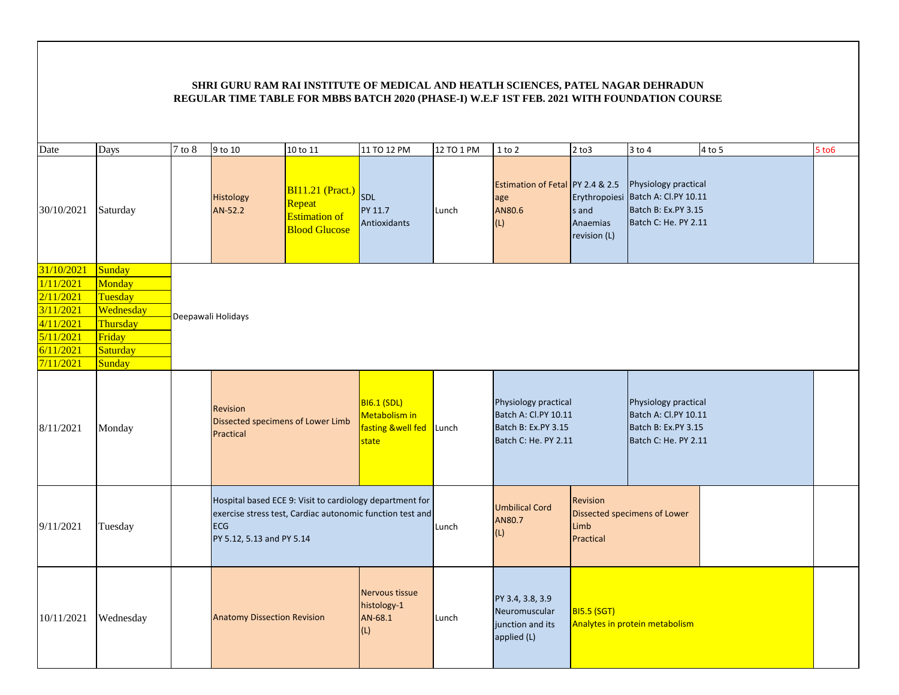**SHRI GURU RAM RAI INSTITUTE OF MEDICAL AND HEATLH SCIENCES, PATEL NAGAR DEHRADUN**
**REGULAR TIME TABLE FOR MBBS BATCH 2020 (PHASE-I) W.E.F 1ST FEB. 2021 WITH FOUNDATION COURSE**

| Date | Days | 7 to 8 | 9 to 10 | 10 to 11 | 11 TO 12 PM | 12 TO 1 PM | 1 to 2 | 2 to3 | 3 to 4 | 4 to 5 | 5 to6 |
|---|---|---|---|---|---|---|---|---|---|---|---|
| 30/10/2021 | Saturday | | Histology AN-52.2 | BI11.21 (Pract.) Repeat Estimation of Blood Glucose | SDL PY 11.7 Antioxidants | Lunch | Estimation of Fetal age AN80.6 (L) | PY 2.4 & 2.5 Erythropoiesis and Anaemias revision (L) | Physiology practical Batch A: Cl.PY 10.11 Batch B: Ex.PY 3.15 Batch C: He. PY 2.11 | | |
| 31/10/2021 | Sunday | Deepawali Holidays | | | | | | | | | |
| 1/11/2021 | Monday | | | | | | | | | | |
| 2/11/2021 | Tuesday | | | | | | | | | | |
| 3/11/2021 | Wednesday | | | | | | | | | | |
| 4/11/2021 | Thursday | | | | | | | | | | |
| 5/11/2021 | Friday | | | | | | | | | | |
| 6/11/2021 | Saturday | | | | | | | | | | |
| 7/11/2021 | Sunday | | | | | | | | | | |
| 8/11/2021 | Monday | | Revision Dissected specimens of Lower Limb Practical | | BI6.1 (SDL) Metabolism in fasting &well fed state | Lunch | Physiology practical Batch A: Cl.PY 10.11 Batch B: Ex.PY 3.15 Batch C: He. PY 2.11 | | Physiology practical Batch A: Cl.PY 10.11 Batch B: Ex.PY 3.15 Batch C: He. PY 2.11 | | |
| 9/11/2021 | Tuesday | | Hospital based ECE 9: Visit to cardiology department for exercise stress test, Cardiac autonomic function test and ECG PY 5.12, 5.13 and PY 5.14 | | | Lunch | Umbilical Cord AN80.7 (L) | Revision Dissected specimens of Lower Limb Practical | | | |
| 10/11/2021 | Wednesday | | Anatomy Dissection Revision | | Nervous tissue histology-1 AN-68.1 (L) | Lunch | PY 3.4, 3.8, 3.9 Neuromuscular junction and its applied (L) | BI5.5 (SGT) Analytes in protein metabolism | | | |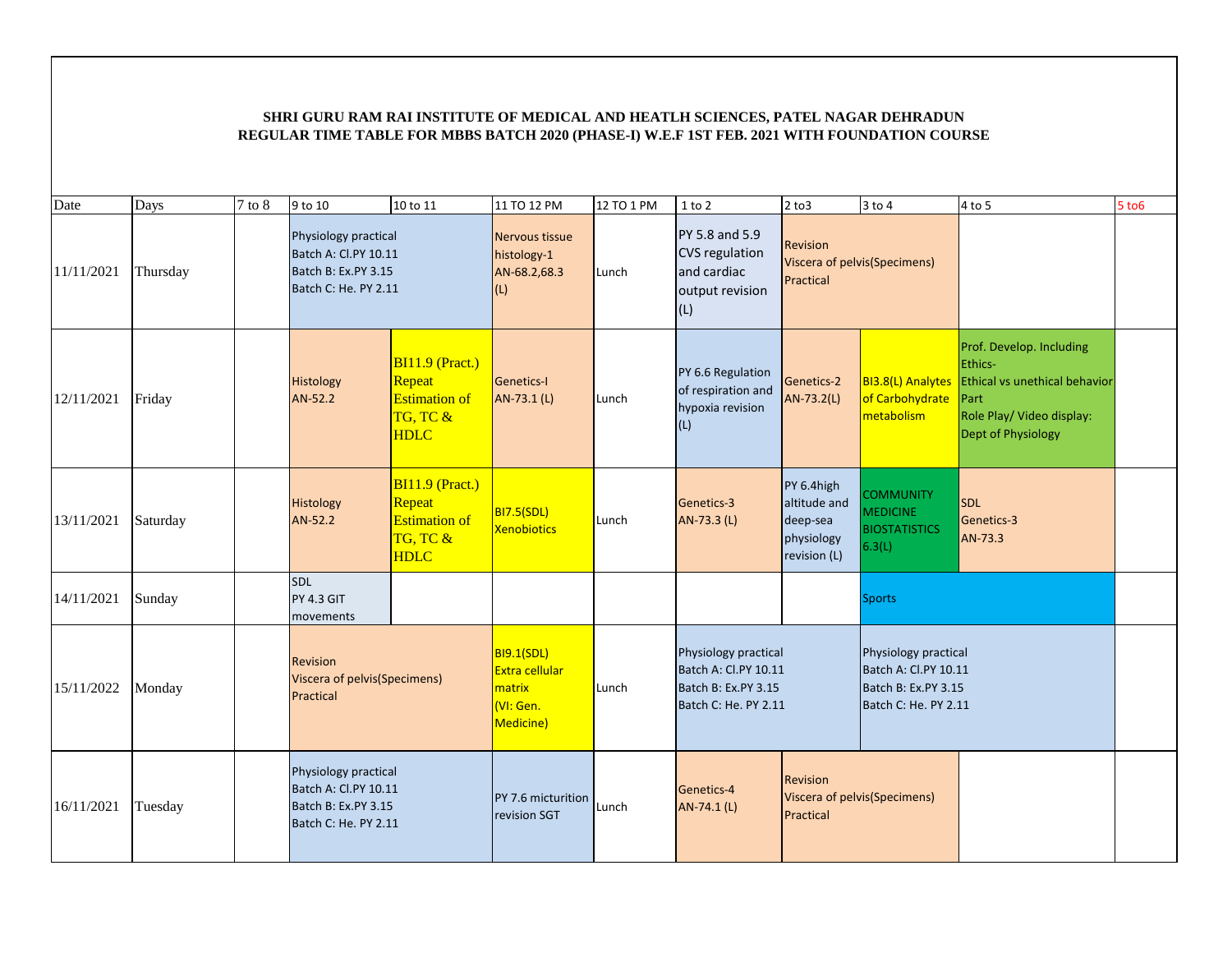**SHRI GURU RAM RAI INSTITUTE OF MEDICAL AND HEATLH SCIENCES, PATEL NAGAR DEHRADUN**
**REGULAR TIME TABLE FOR MBBS BATCH 2020 (PHASE-I) W.E.F 1ST FEB. 2021 WITH FOUNDATION COURSE**

| Date | Days | 7 to 8 | 9 to 10 | 10 to 11 | 11 TO 12 PM | 12 TO 1 PM | 1 to 2 | 2 to3 | 3 to 4 | 4 to 5 | 5 to6 |
|---|---|---|---|---|---|---|---|---|---|---|---|
| 11/11/2021 | Thursday | | Physiology practical Batch A: Cl.PY 10.11 Batch B: Ex.PY 3.15 Batch C: He. PY 2.11 | | Nervous tissue histology-1 AN-68.2,68.3 (L) | Lunch | PY 5.8 and 5.9 CVS regulation and cardiac output revision (L) | Revision Viscera of pelvis(Specimens) Practical | | | |
| 12/11/2021 | Friday | | Histology AN-52.2 | BI11.9 (Pract.) Repeat Estimation of TG, TC & HDLC | Genetics-I AN-73.1 (L) | Lunch | PY 6.6 Regulation of respiration and hypoxia revision (L) | Genetics-2 AN-73.2(L) | BI3.8(L) Analytes of Carbohydrate metabolism | Prof. Develop. Including Ethics- Ethical vs unethical behavior Part Role Play/ Video display: Dept of Physiology | |
| 13/11/2021 | Saturday | | Histology AN-52.2 | BI11.9 (Pract.) Repeat Estimation of TG, TC & HDLC | BI7.5(SDL) Xenobiotics | Lunch | Genetics-3 AN-73.3 (L) | PY 6.4high altitude and deep-sea physiology revision (L) | COMMUNITY MEDICINE BIOSTATISTICS 6.3(L) | SDL Genetics-3 AN-73.3 | |
| 14/11/2021 | Sunday | | SDL PY 4.3 GIT movements | | | | | | Sports | | |
| 15/11/2022 | Monday | | Revision Viscera of pelvis(Specimens) Practical | | BI9.1(SDL) Extra cellular matrix (VI: Gen. Medicine) | Lunch | Physiology practical Batch A: Cl.PY 10.11 Batch B: Ex.PY 3.15 Batch C: He. PY 2.11 | | Physiology practical Batch A: Cl.PY 10.11 Batch B: Ex.PY 3.15 Batch C: He. PY 2.11 | | |
| 16/11/2021 | Tuesday | | Physiology practical Batch A: Cl.PY 10.11 Batch B: Ex.PY 3.15 Batch C: He. PY 2.11 | | PY 7.6 micturition revision SGT | Lunch | Genetics-4 AN-74.1 (L) | Revision Viscera of pelvis(Specimens) Practical | | | |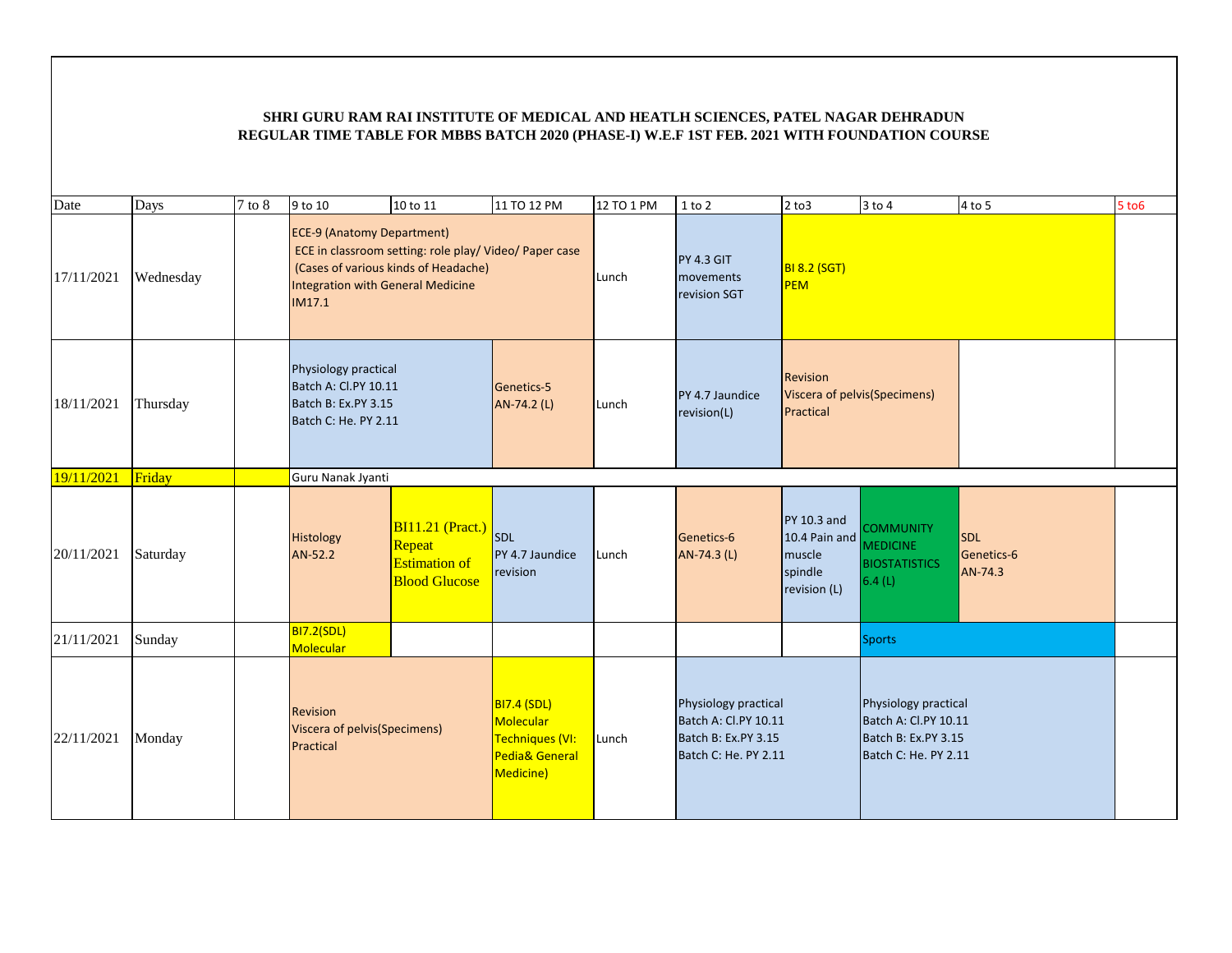**SHRI GURU RAM RAI INSTITUTE OF MEDICAL AND HEATLH SCIENCES, PATEL NAGAR DEHRADUN**
**REGULAR TIME TABLE FOR MBBS BATCH 2020 (PHASE-I) W.E.F 1ST FEB. 2021 WITH FOUNDATION COURSE**

| Date | Days | 7 to 8 | 9 to 10 | 10 to 11 | 11 TO 12 PM | 12 TO 1 PM | 1 to 2 | 2 to3 | 3 to 4 | 4 to 5 | 5 to6 |
|---|---|---|---|---|---|---|---|---|---|---|---|
| 17/11/2021 | Wednesday | | ECE-9 (Anatomy Department) ECE in classroom setting: role play/ Video/ Paper case (Cases of various kinds of Headache) Integration with General Medicine IM17.1 | | | Lunch | PY 4.3 GIT movements revision SGT | BI 8.2 (SGT) PEM | | | |
| 18/11/2021 | Thursday | | Physiology practical Batch A: Cl.PY 10.11 Batch B: Ex.PY 3.15 Batch C: He. PY 2.11 | | Genetics-5 AN-74.2 (L) | Lunch | PY 4.7 Jaundice revision(L) | Revision Viscera of pelvis(Specimens) Practical | | | |
| 19/11/2021 | Friday | | Guru Nanak Jyanti | | | | | | | | |
| 20/11/2021 | Saturday | | Histology AN-52.2 | BI11.21 (Pract.) Repeat Estimation of Blood Glucose | SDL PY 4.7 Jaundice revision | Lunch | Genetics-6 AN-74.3 (L) | PY 10.3 and 10.4 Pain and muscle spindle revision (L) | COMMUNITY MEDICINE BIOSTATISTICS 6.4 (L) | SDL Genetics-6 AN-74.3 | |
| 21/11/2021 | Sunday | | BI7.2(SDL) Molecular | | | | | | Sports | | |
| 22/11/2021 | Monday | | Revision Viscera of pelvis(Specimens) Practical | | BI7.4 (SDL) Molecular Techniques (VI: Pedia& General Medicine) | Lunch | Physiology practical Batch A: Cl.PY 10.11 Batch B: Ex.PY 3.15 Batch C: He. PY 2.11 | | Physiology practical Batch A: Cl.PY 10.11 Batch B: Ex.PY 3.15 Batch C: He. PY 2.11 | | |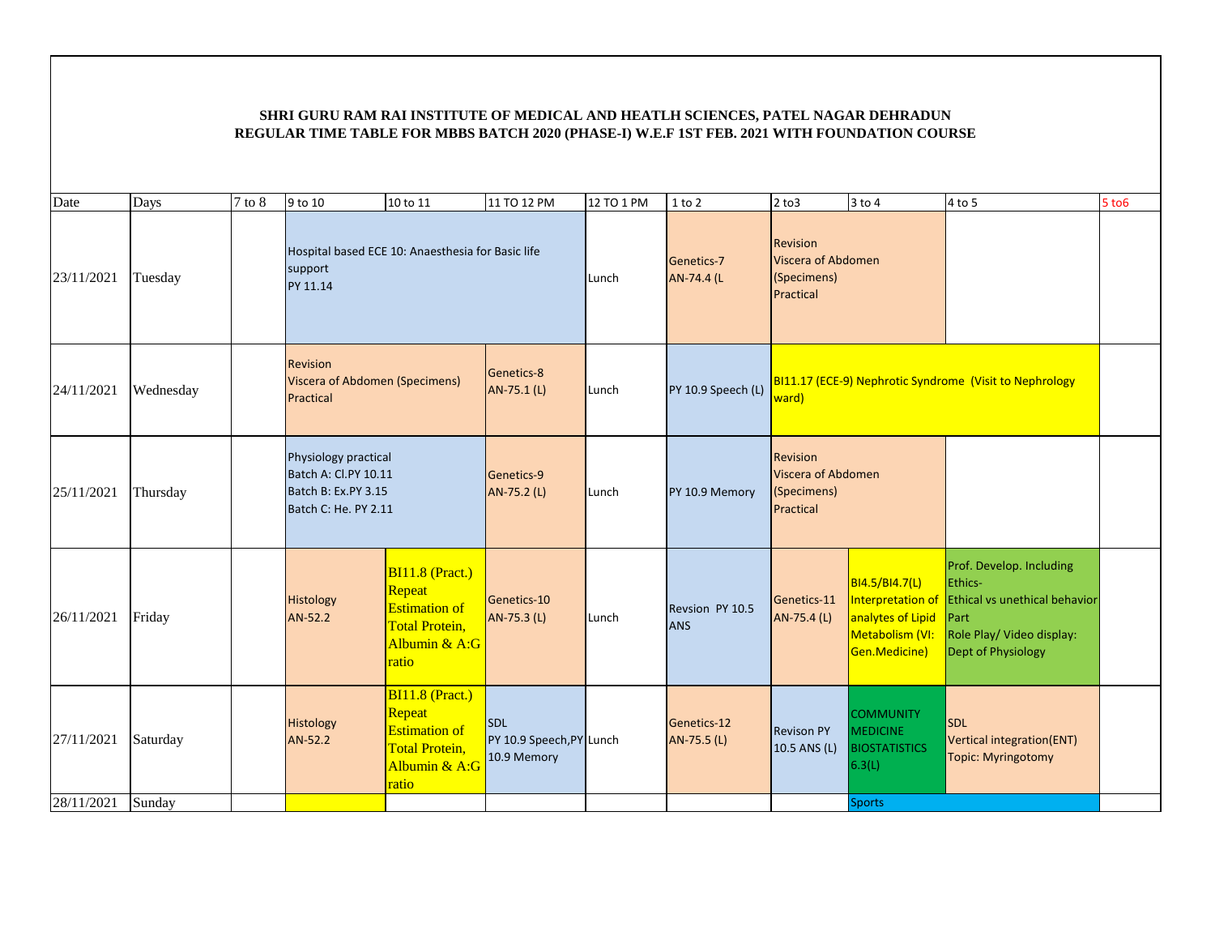**SHRI GURU RAM RAI INSTITUTE OF MEDICAL AND HEATLH SCIENCES, PATEL NAGAR DEHRADUN**
**REGULAR TIME TABLE FOR MBBS BATCH 2020 (PHASE-I) W.E.F 1ST FEB. 2021 WITH FOUNDATION COURSE**

| Date | Days | 7 to 8 | 9 to 10 | 10 to 11 | 11 TO 12 PM | 12 TO 1 PM | 1 to 2 | 2 to3 | 3 to 4 | 4 to 5 | 5 to6 |
|---|---|---|---|---|---|---|---|---|---|---|---|
| 23/11/2021 | Tuesday | | Hospital based ECE 10: Anaesthesia for Basic life support PY 11.14 | | | Lunch | Genetics-7 AN-74.4 (L | Revision Viscera of Abdomen (Specimens) Practical | | | |
| 24/11/2021 | Wednesday | | Revision Viscera of Abdomen (Specimens) Practical | | Genetics-8 AN-75.1 (L) | Lunch | PY 10.9 Speech (L) | BI11.17 (ECE-9) Nephrotic Syndrome (Visit to Nephrology ward) | | | |
| 25/11/2021 | Thursday | | Physiology practical Batch A: Cl.PY 10.11 Batch B: Ex.PY 3.15 Batch C: He. PY 2.11 | | Genetics-9 AN-75.2 (L) | Lunch | PY 10.9 Memory | Revision Viscera of Abdomen (Specimens) Practical | | | |
| 26/11/2021 | Friday | | Histology AN-52.2 | BI11.8 (Pract.) Repeat Estimation of Total Protein, Albumin & A:G ratio | Genetics-10 AN-75.3 (L) | Lunch | Revsion PY 10.5 ANS | Genetics-11 AN-75.4 (L) | BI4.5/BI4.7(L) Interpretation of analytes of Lipid Metabolism (VI: Gen.Medicine) | Prof. Develop. Including Ethics- Ethical vs unethical behavior Part Role Play/ Video display: Dept of Physiology | |
| 27/11/2021 | Saturday | | Histology AN-52.2 | BI11.8 (Pract.) Repeat Estimation of Total Protein, Albumin & A:G ratio | SDL PY 10.9 Speech,PY 10.9 Memory | Lunch | Genetics-12 AN-75.5 (L) | Revison PY 10.5 ANS (L) | COMMUNITY MEDICINE BIOSTATISTICS 6.3(L) | SDL Vertical integration(ENT) Topic: Myringotomy | |
| 28/11/2021 | Sunday | | | | | | | | Sports | | |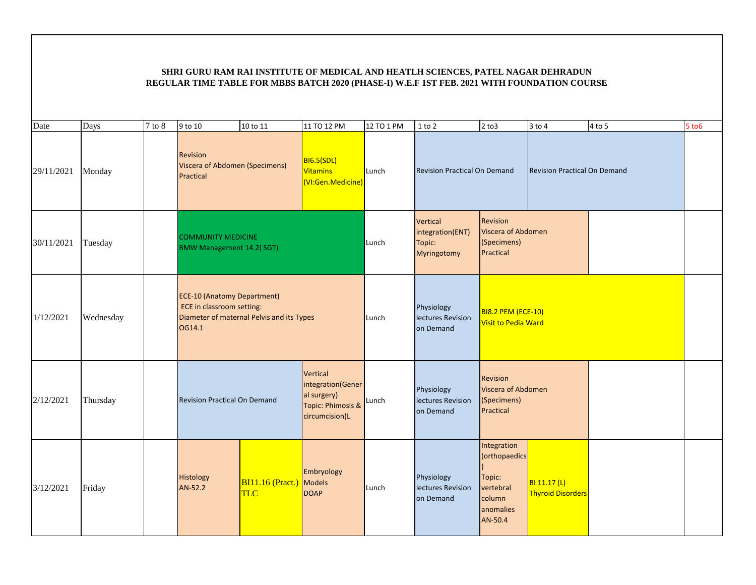**SHRI GURU RAM RAI INSTITUTE OF MEDICAL AND HEATLH SCIENCES, PATEL NAGAR DEHRADUN**
**REGULAR TIME TABLE FOR MBBS BATCH 2020 (PHASE-I) W.E.F 1ST FEB. 2021 WITH FOUNDATION COURSE**

| Date | Days | 7 to 8 | 9 to 10 | 10 to 11 | 11 TO 12 PM | 12 TO 1 PM | 1 to 2 | 2 to3 | 3 to 4 | 4 to 5 | 5 to6 |
|---|---|---|---|---|---|---|---|---|---|---|---|
| 29/11/2021 | Monday | | Revision Viscera of Abdomen (Specimens) Practical | | BI6.5(SDL) Vitamins (VI:Gen.Medicine) | Lunch | Revision Practical On Demand | | Revision Practical On Demand | | |
| 30/11/2021 | Tuesday | | COMMUNITY MEDICINE BMW Management 14.2( SGT) | | | Lunch | Vertical integration(ENT) Topic: Myringotomy | Revision Viscera of Abdomen (Specimens) Practical | | | |
| 1/12/2021 | Wednesday | | ECE-10 (Anatomy Department) ECE in classroom setting: Diameter of maternal Pelvis and its Types OG14.1 | | | Lunch | Physiology lectures Revision on Demand | BI8.2 PEM (ECE-10) Visit to Pedia Ward | | | |
| 2/12/2021 | Thursday | | Revision Practical On Demand | | Vertical integration(General surgery) Topic: Phimosis & circumcision(L | Lunch | Physiology lectures Revision on Demand | Revision Viscera of Abdomen (Specimens) Practical | | | |
| 3/12/2021 | Friday | | Histology AN-52.2 | BI11.16 (Pract.) TLC | Embryology Models DOAP | Lunch | Physiology lectures Revision on Demand | Integration (orthopaedics) Topic: vertebral column anomalies AN-50.4 | BI 11.17 (L) Thyroid Disorders | | |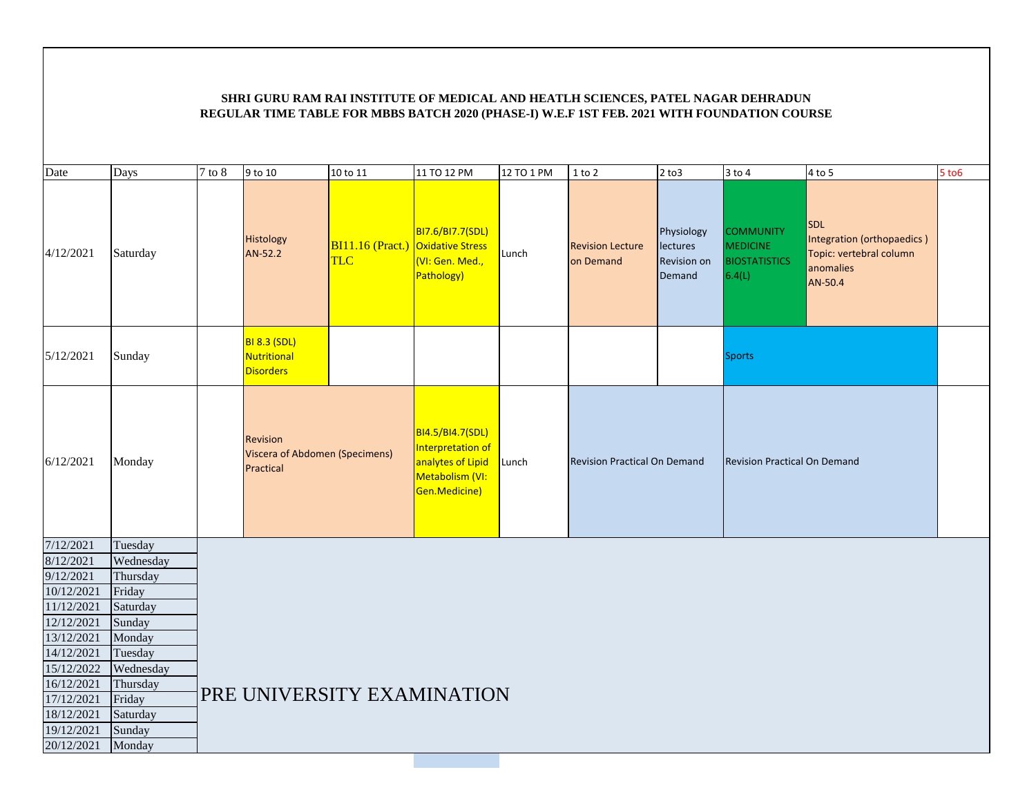**SHRI GURU RAM RAI INSTITUTE OF MEDICAL AND HEATLH SCIENCES, PATEL NAGAR DEHRADUN**
**REGULAR TIME TABLE FOR MBBS BATCH 2020 (PHASE-I) W.E.F 1ST FEB. 2021 WITH FOUNDATION COURSE**

| Date | Days | 7 to 8 | 9 to 10 | 10 to 11 | 11 TO 12 PM | 12 TO 1 PM | 1 to 2 | 2 to3 | 3 to 4 | 4 to 5 | 5 to6 |
|---|---|---|---|---|---|---|---|---|---|---|---|
| 4/12/2021 | Saturday | | Histology AN-52.2 | BI11.16 (Pract.) TLC | BI7.6/BI7.7(SDL) Oxidative Stress (VI: Gen. Med., Pathology) | Lunch | Revision Lecture on Demand | Physiology lectures Revision on Demand | COMMUNITY MEDICINE BIOSTATISTICS 6.4(L) | SDL Integration (orthopaedics ) Topic: vertebral column anomalies AN-50.4 | |
| 5/12/2021 | Sunday | | BI 8.3 (SDL) Nutritional Disorders | | | | | | Sports | | |
| 6/12/2021 | Monday | | Revision Viscera of Abdomen (Specimens) Practical | | BI4.5/BI4.7(SDL) Interpretation of analytes of Lipid Metabolism (VI: Gen.Medicine) | Lunch | Revision Practical On Demand | | Revision Practical On Demand | | |
| 7/12/2021 | Tuesday | PRE UNIVERSITY EXAMINATION | | | | | | | | | |
| 8/12/2021 | Wednesday | | | | | | | | | | |
| 9/12/2021 | Thursday | | | | | | | | | | |
| 10/12/2021 | Friday | | | | | | | | | | |
| 11/12/2021 | Saturday | | | | | | | | | | |
| 12/12/2021 | Sunday | | | | | | | | | | |
| 13/12/2021 | Monday | | | | | | | | | | |
| 14/12/2021 | Tuesday | | | | | | | | | | |
| 15/12/2022 | Wednesday | | | | | | | | | | |
| 16/12/2021 | Thursday | | | | | | | | | | |
| 17/12/2021 | Friday | | | | | | | | | | |
| 18/12/2021 | Saturday | | | | | | | | | | |
| 19/12/2021 | Sunday | | | | | | | | | | |
| 20/12/2021 | Monday | | | | | | | | | | |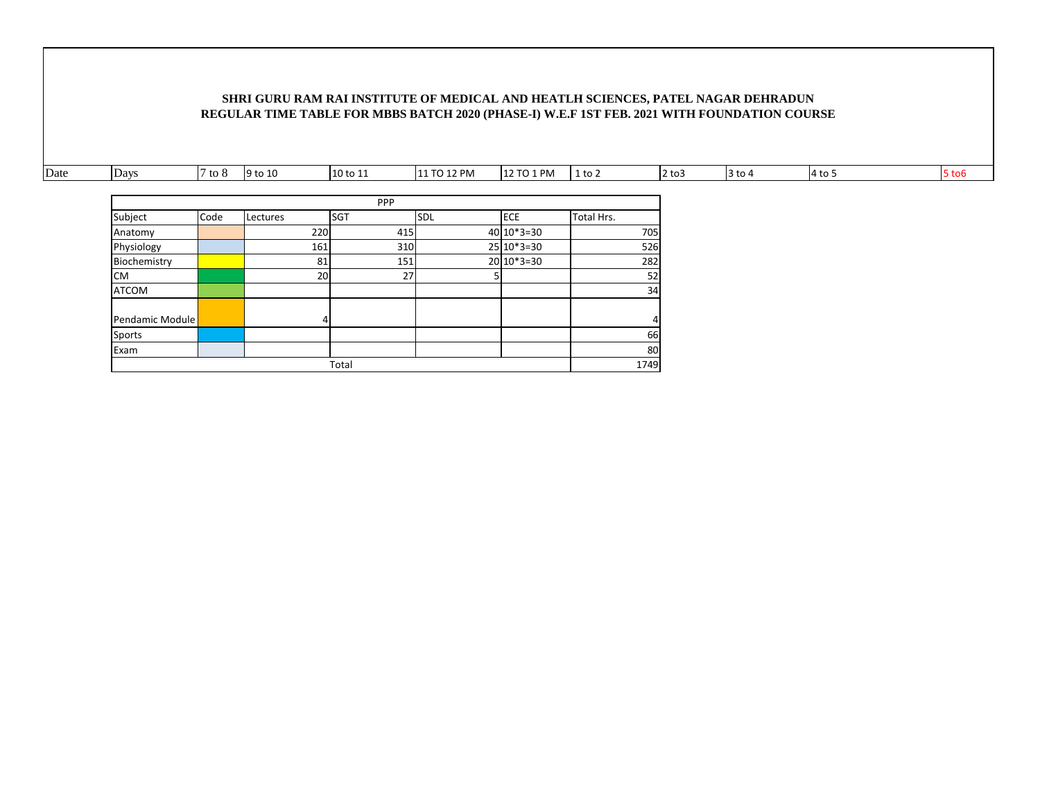**SHRI GURU RAM RAI INSTITUTE OF MEDICAL AND HEATLH SCIENCES, PATEL NAGAR DEHRADUN**
**REGULAR TIME TABLE FOR MBBS BATCH 2020 (PHASE-I) W.E.F 1ST FEB. 2021 WITH FOUNDATION COURSE**

| Date | Days | 7 to 8 | 9 to 10 | 10 to 11 | 11 TO 12 PM | 12 TO 1 PM | 1 to 2 | 2 to3 | 3 to 4 | 4 to 5 | 5 to6 |
|---|---|---|---|---|---|---|---|---|---|---|---|

| PPP | | | | | | |
|---|---|---|---|---|---|---|
| Subject | Code | Lectures | SGT | SDL | ECE | Total Hrs. |
| Anatomy | | 220 | 415 | 40 | 10*3=30 | 705 |
| Physiology | | 161 | 310 | 25 | 10*3=30 | 526 |
| Biochemistry | | 81 | 151 | 20 | 10*3=30 | 282 |
| CM | | 20 | 27 | 5 | | 52 |
| ATCOM | | | | | | 34 |
| Pendamic Module | | 4 | | | | 4 |
| Sports | | | | | | 66 |
| Exam | | | | | | 80 |
| Total | | | | | | 1749 |